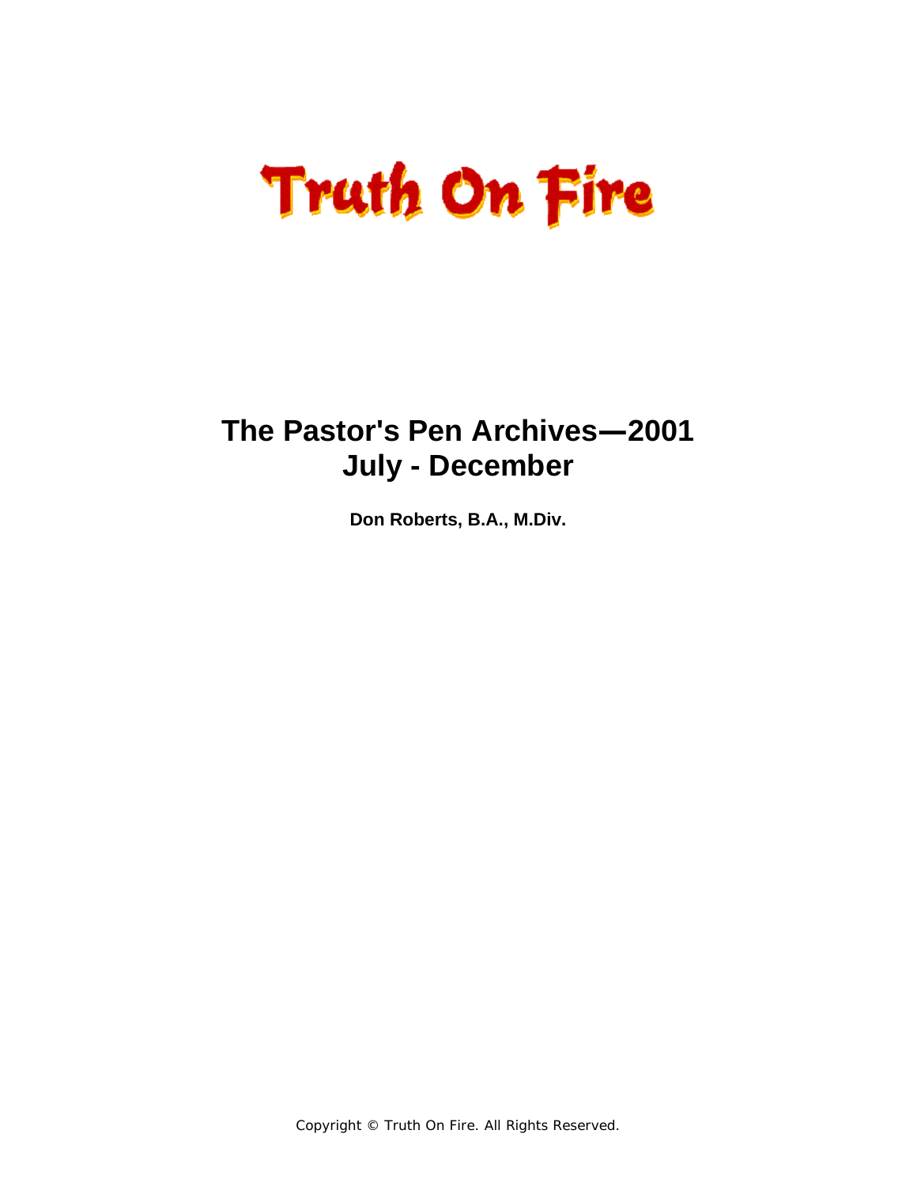# Truth On Fire

## The Pastor's Pen Archives—2001
## July - December

**Don Roberts, B.A., M.Div.**

Copyright © Truth On Fire. All Rights Reserved.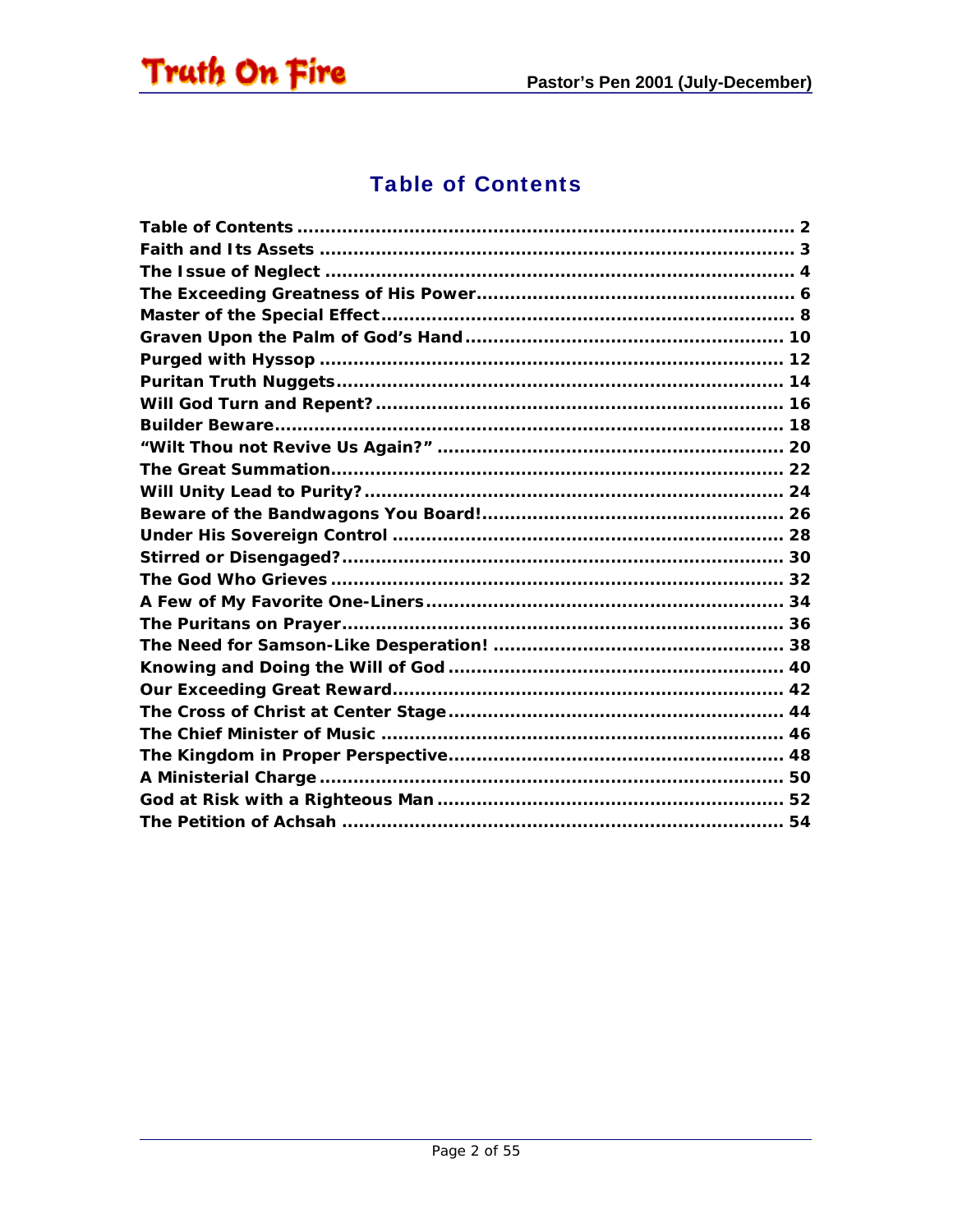## Table of Contents

- Table of Contents ........................................................ 2
- Faith and Its Assets ........................................................ 3
- The Issue of Neglect ........................................................ 4
- The Exceeding Greatness of His Power ........................................................ 6
- Master of the Special Effect ........................................................ 8
- Graven Upon the Palm of God's Hand ........................................................ 10
- Purged with Hyssop ........................................................ 12
- Puritan Truth Nuggets ........................................................ 14
- Will God Turn and Repent? ........................................................ 16
- Builder Beware ........................................................ 18
- "Wilt Thou not Revive Us Again?" ........................................................ 20
- The Great Summation ........................................................ 22
- Will Unity Lead to Purity? ........................................................ 24
- Beware of the Bandwagons You Board! ........................................................ 26
- Under His Sovereign Control ........................................................ 28
- Stirred or Disengaged? ........................................................ 30
- The God Who Grieves ........................................................ 32
- A Few of My Favorite One-Liners ........................................................ 34
- The Puritans on Prayer ........................................................ 36
- The Need for Samson-Like Desperation! ........................................................ 38
- Knowing and Doing the Will of God ........................................................ 40
- Our Exceeding Great Reward ........................................................ 42
- The Cross of Christ at Center Stage ........................................................ 44
- The Chief Minister of Music ........................................................ 46
- The Kingdom in Proper Perspective ........................................................ 48
- A Ministerial Charge ........................................................ 50
- God at Risk with a Righteous Man ........................................................ 52
- The Petition of Achsah ........................................................ 54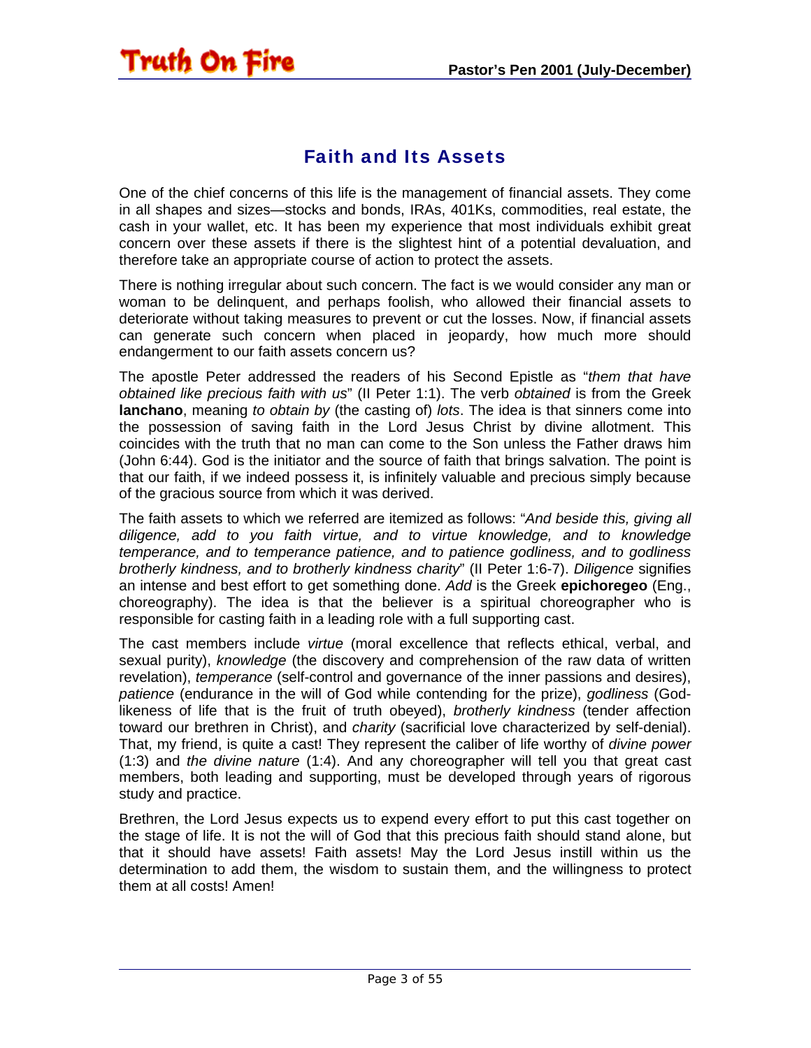## Faith and Its Assets

One of the chief concerns of this life is the management of financial assets. They come in all shapes and sizes—stocks and bonds, IRAs, 401Ks, commodities, real estate, the cash in your wallet, etc. It has been my experience that most individuals exhibit great concern over these assets if there is the slightest hint of a potential devaluation, and therefore take an appropriate course of action to protect the assets.

There is nothing irregular about such concern. The fact is we would consider any man or woman to be delinquent, and perhaps foolish, who allowed their financial assets to deteriorate without taking measures to prevent or cut the losses. Now, if financial assets can generate such concern when placed in jeopardy, how much more should endangerment to our faith assets concern us?

The apostle Peter addressed the readers of his Second Epistle as "*them that have obtained like precious faith with us*" (II Peter 1:1). The verb *obtained* is from the Greek **lanchano**, meaning *to obtain by* (the casting of) *lots*. The idea is that sinners come into the possession of saving faith in the Lord Jesus Christ by divine allotment. This coincides with the truth that no man can come to the Son unless the Father draws him (John 6:44). God is the initiator and the source of faith that brings salvation. The point is that our faith, if we indeed possess it, is infinitely valuable and precious simply because of the gracious source from which it was derived.

The faith assets to which we referred are itemized as follows: "*And beside this, giving all diligence, add to you faith virtue, and to virtue knowledge, and to knowledge temperance, and to temperance patience, and to patience godliness, and to godliness brotherly kindness, and to brotherly kindness charity*" (II Peter 1:6-7). *Diligence* signifies an intense and best effort to get something done. *Add* is the Greek **epichoregeo** (Eng., choreography). The idea is that the believer is a spiritual choreographer who is responsible for casting faith in a leading role with a full supporting cast.

The cast members include *virtue* (moral excellence that reflects ethical, verbal, and sexual purity), *knowledge* (the discovery and comprehension of the raw data of written revelation), *temperance* (self-control and governance of the inner passions and desires), *patience* (endurance in the will of God while contending for the prize), *godliness* (God-likeness of life that is the fruit of truth obeyed), *brotherly kindness* (tender affection toward our brethren in Christ), and *charity* (sacrificial love characterized by self-denial). That, my friend, is quite a cast! They represent the caliber of life worthy of *divine power* (1:3) and *the divine nature* (1:4). And any choreographer will tell you that great cast members, both leading and supporting, must be developed through years of rigorous study and practice.

Brethren, the Lord Jesus expects us to expend every effort to put this cast together on the stage of life. It is not the will of God that this precious faith should stand alone, but that it should have assets! Faith assets! May the Lord Jesus instill within us the determination to add them, the wisdom to sustain them, and the willingness to protect them at all costs! Amen!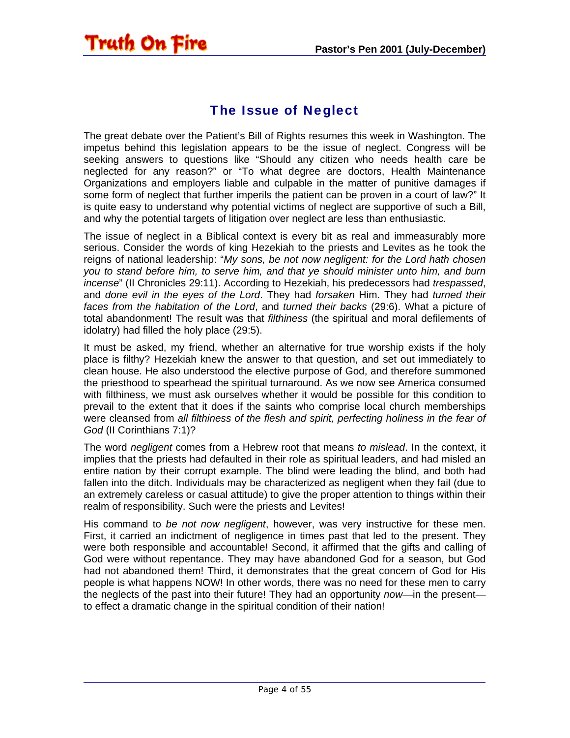## The Issue of Neglect

The great debate over the Patient's Bill of Rights resumes this week in Washington. The impetus behind this legislation appears to be the issue of neglect. Congress will be seeking answers to questions like "Should any citizen who needs health care be neglected for any reason?" or "To what degree are doctors, Health Maintenance Organizations and employers liable and culpable in the matter of punitive damages if some form of neglect that further imperils the patient can be proven in a court of law?" It is quite easy to understand why potential victims of neglect are supportive of such a Bill, and why the potential targets of litigation over neglect are less than enthusiastic.

The issue of neglect in a Biblical context is every bit as real and immeasurably more serious. Consider the words of king Hezekiah to the priests and Levites as he took the reigns of national leadership: "*My sons, be not now negligent: for the Lord hath chosen you to stand before him, to serve him, and that ye should minister unto him, and burn incense*" (II Chronicles 29:11). According to Hezekiah, his predecessors had *trespassed*, and *done evil in the eyes of the Lord*. They had *forsaken* Him. They had *turned their faces from the habitation of the Lord*, and *turned their backs* (29:6). What a picture of total abandonment! The result was that *filthiness* (the spiritual and moral defilements of idolatry) had filled the holy place (29:5).

It must be asked, my friend, whether an alternative for true worship exists if the holy place is filthy? Hezekiah knew the answer to that question, and set out immediately to clean house. He also understood the elective purpose of God, and therefore summoned the priesthood to spearhead the spiritual turnaround. As we now see America consumed with filthiness, we must ask ourselves whether it would be possible for this condition to prevail to the extent that it does if the saints who comprise local church memberships were cleansed from *all filthiness of the flesh and spirit, perfecting holiness in the fear of God* (II Corinthians 7:1)?

The word *negligent* comes from a Hebrew root that means *to mislead*. In the context, it implies that the priests had defaulted in their role as spiritual leaders, and had misled an entire nation by their corrupt example. The blind were leading the blind, and both had fallen into the ditch. Individuals may be characterized as negligent when they fail (due to an extremely careless or casual attitude) to give the proper attention to things within their realm of responsibility. Such were the priests and Levites!

His command to *be not now negligent*, however, was very instructive for these men. First, it carried an indictment of negligence in times past that led to the present. They were both responsible and accountable! Second, it affirmed that the gifts and calling of God were without repentance. They may have abandoned God for a season, but God had not abandoned them! Third, it demonstrates that the great concern of God for His people is what happens NOW! In other words, there was no need for these men to carry the neglects of the past into their future! They had an opportunity *now*—in the present—to effect a dramatic change in the spiritual condition of their nation!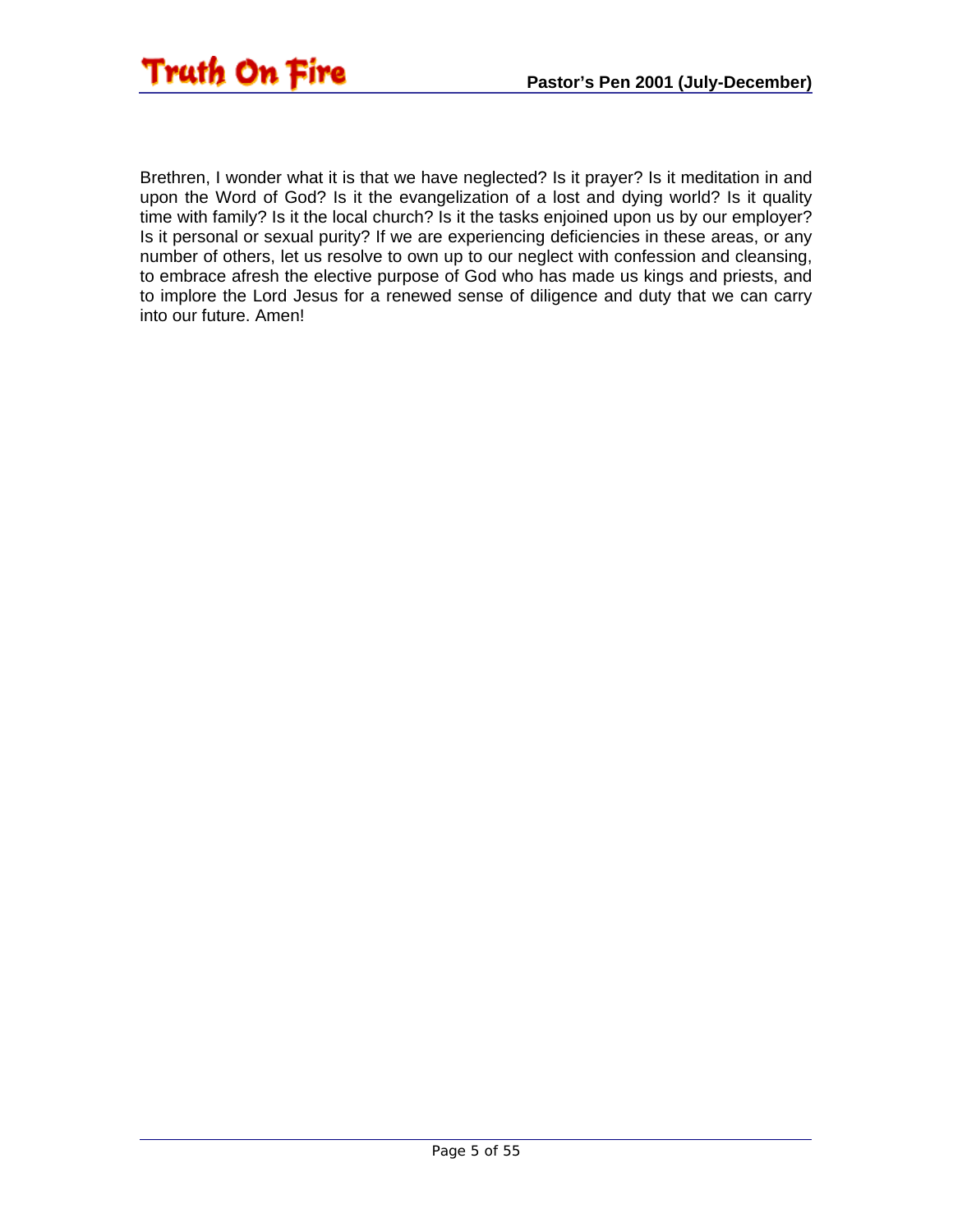Brethren, I wonder what it is that we have neglected? Is it prayer? Is it meditation in and upon the Word of God? Is it the evangelization of a lost and dying world? Is it quality time with family? Is it the local church? Is it the tasks enjoined upon us by our employer? Is it personal or sexual purity? If we are experiencing deficiencies in these areas, or any number of others, let us resolve to own up to our neglect with confession and cleansing, to embrace afresh the elective purpose of God who has made us kings and priests, and to implore the Lord Jesus for a renewed sense of diligence and duty that we can carry into our future. Amen!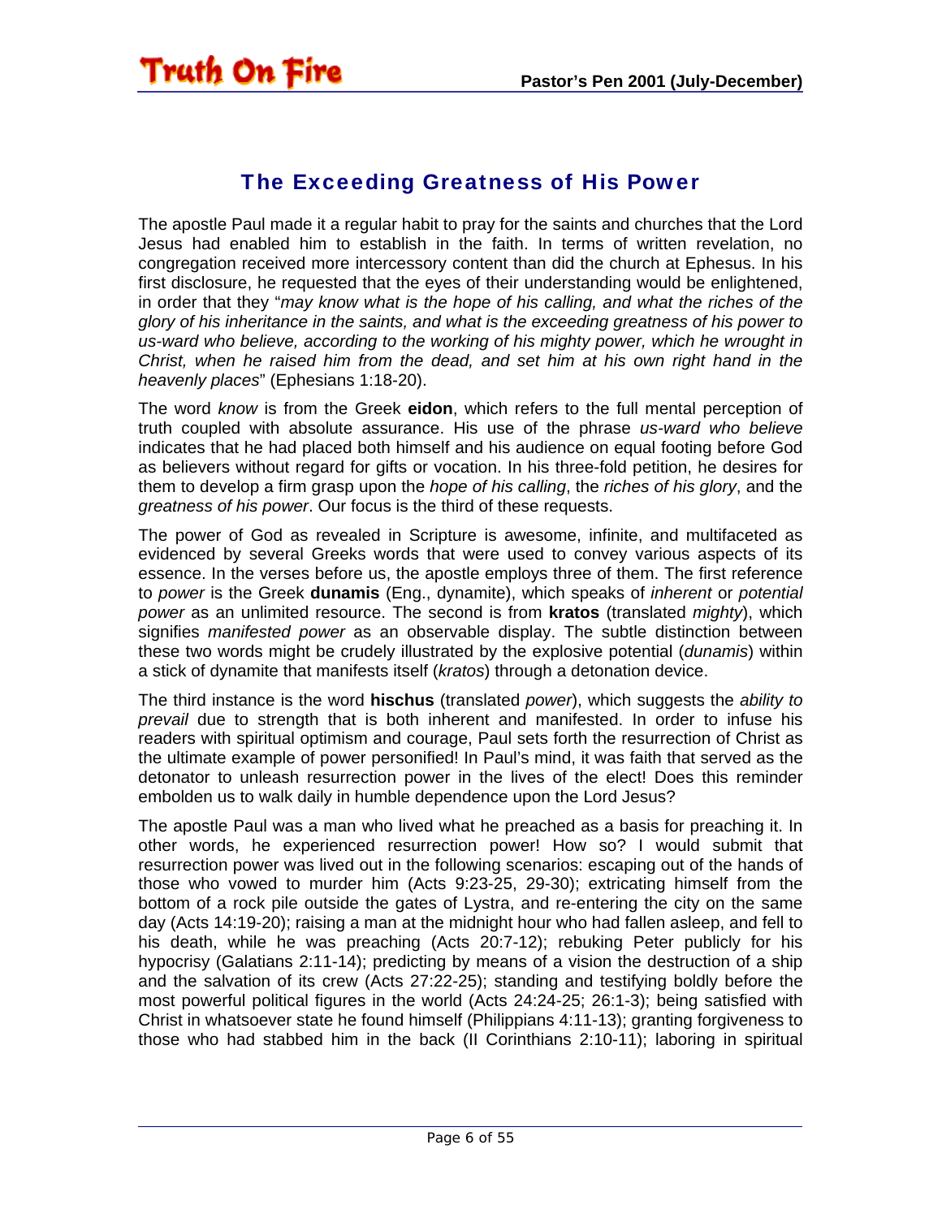## The Exceeding Greatness of His Power

The apostle Paul made it a regular habit to pray for the saints and churches that the Lord Jesus had enabled him to establish in the faith. In terms of written revelation, no congregation received more intercessory content than did the church at Ephesus. In his first disclosure, he requested that the eyes of their understanding would be enlightened, in order that they "*may know what is the hope of his calling, and what the riches of the glory of his inheritance in the saints, and what is the exceeding greatness of his power to us-ward who believe, according to the working of his mighty power, which he wrought in Christ, when he raised him from the dead, and set him at his own right hand in the heavenly places*" (Ephesians 1:18-20).

The word *know* is from the Greek **eidon**, which refers to the full mental perception of truth coupled with absolute assurance. His use of the phrase *us-ward who believe* indicates that he had placed both himself and his audience on equal footing before God as believers without regard for gifts or vocation. In his three-fold petition, he desires for them to develop a firm grasp upon the *hope of his calling*, the *riches of his glory*, and the *greatness of his power*. Our focus is the third of these requests.

The power of God as revealed in Scripture is awesome, infinite, and multifaceted as evidenced by several Greeks words that were used to convey various aspects of its essence. In the verses before us, the apostle employs three of them. The first reference to *power* is the Greek **dunamis** (Eng., dynamite), which speaks of *inherent* or *potential power* as an unlimited resource. The second is from **kratos** (translated *mighty*), which signifies *manifested power* as an observable display. The subtle distinction between these two words might be crudely illustrated by the explosive potential (*dunamis*) within a stick of dynamite that manifests itself (*kratos*) through a detonation device.

The third instance is the word **hischus** (translated *power*), which suggests the *ability to prevail* due to strength that is both inherent and manifested. In order to infuse his readers with spiritual optimism and courage, Paul sets forth the resurrection of Christ as the ultimate example of power personified! In Paul's mind, it was faith that served as the detonator to unleash resurrection power in the lives of the elect! Does this reminder embolden us to walk daily in humble dependence upon the Lord Jesus?

The apostle Paul was a man who lived what he preached as a basis for preaching it. In other words, he experienced resurrection power! How so? I would submit that resurrection power was lived out in the following scenarios: escaping out of the hands of those who vowed to murder him (Acts 9:23-25, 29-30); extricating himself from the bottom of a rock pile outside the gates of Lystra, and re-entering the city on the same day (Acts 14:19-20); raising a man at the midnight hour who had fallen asleep, and fell to his death, while he was preaching (Acts 20:7-12); rebuking Peter publicly for his hypocrisy (Galatians 2:11-14); predicting by means of a vision the destruction of a ship and the salvation of its crew (Acts 27:22-25); standing and testifying boldly before the most powerful political figures in the world (Acts 24:24-25; 26:1-3); being satisfied with Christ in whatsoever state he found himself (Philippians 4:11-13); granting forgiveness to those who had stabbed him in the back (II Corinthians 2:10-11); laboring in spiritual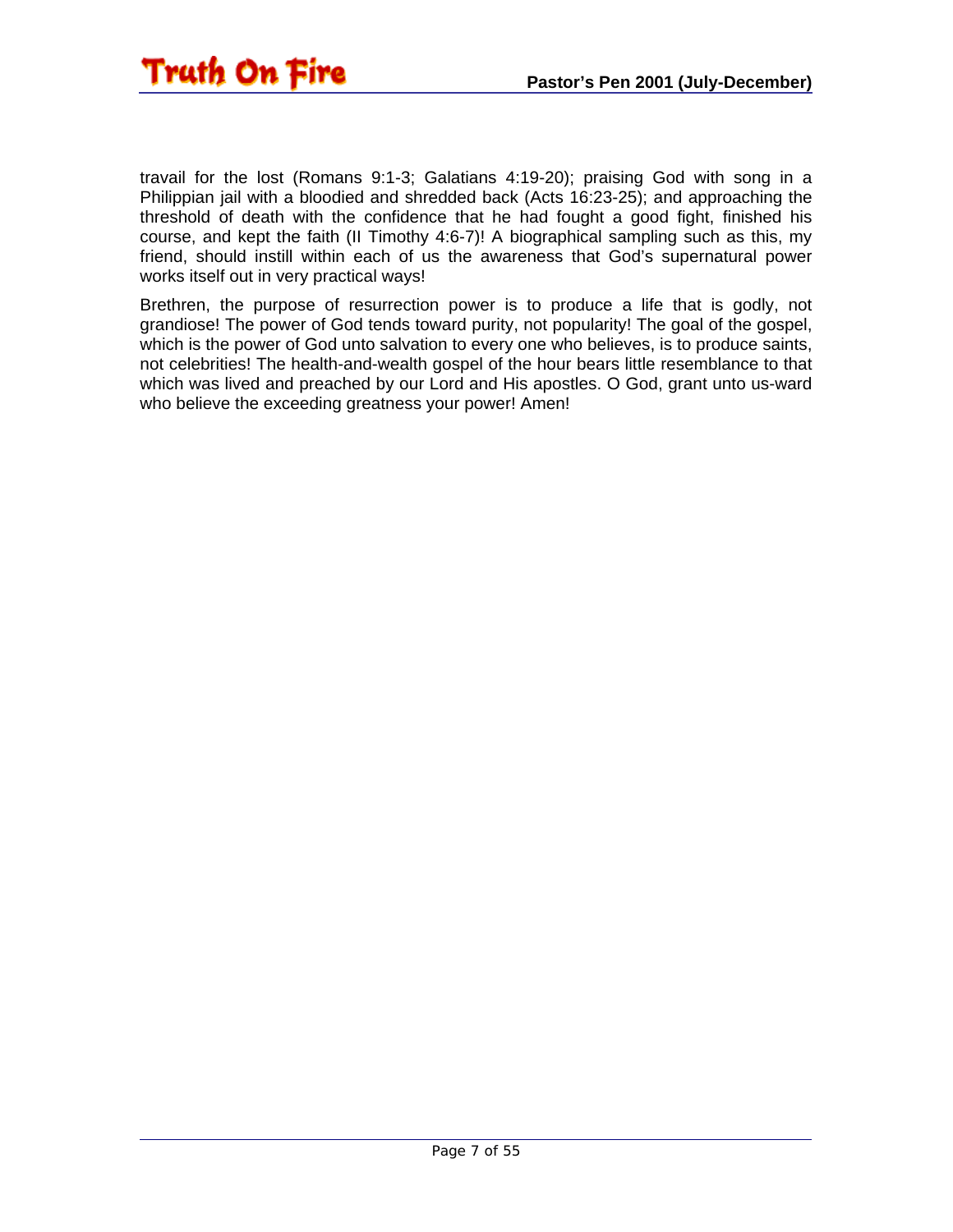travail for the lost (Romans 9:1-3; Galatians 4:19-20); praising God with song in a Philippian jail with a bloodied and shredded back (Acts 16:23-25); and approaching the threshold of death with the confidence that he had fought a good fight, finished his course, and kept the faith (II Timothy 4:6-7)! A biographical sampling such as this, my friend, should instill within each of us the awareness that God's supernatural power works itself out in very practical ways!

Brethren, the purpose of resurrection power is to produce a life that is godly, not grandiose! The power of God tends toward purity, not popularity! The goal of the gospel, which is the power of God unto salvation to every one who believes, is to produce saints, not celebrities! The health-and-wealth gospel of the hour bears little resemblance to that which was lived and preached by our Lord and His apostles. O God, grant unto us-ward who believe the exceeding greatness your power! Amen!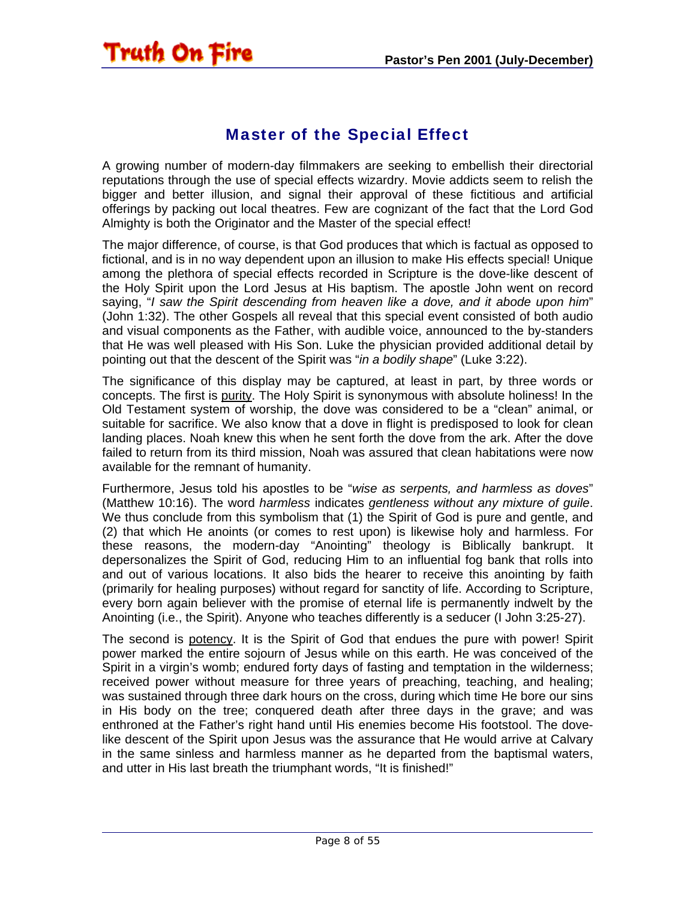## Master of the Special Effect

A growing number of modern-day filmmakers are seeking to embellish their directorial reputations through the use of special effects wizardry. Movie addicts seem to relish the bigger and better illusion, and signal their approval of these fictitious and artificial offerings by packing out local theatres. Few are cognizant of the fact that the Lord God Almighty is both the Originator and the Master of the special effect!

The major difference, of course, is that God produces that which is factual as opposed to fictional, and is in no way dependent upon an illusion to make His effects special! Unique among the plethora of special effects recorded in Scripture is the dove-like descent of the Holy Spirit upon the Lord Jesus at His baptism. The apostle John went on record saying, "*I saw the Spirit descending from heaven like a dove, and it abode upon him*" (John 1:32). The other Gospels all reveal that this special event consisted of both audio and visual components as the Father, with audible voice, announced to the by-standers that He was well pleased with His Son. Luke the physician provided additional detail by pointing out that the descent of the Spirit was "*in a bodily shape*" (Luke 3:22).

The significance of this display may be captured, at least in part, by three words or concepts. The first is <u>purity</u>. The Holy Spirit is synonymous with absolute holiness! In the Old Testament system of worship, the dove was considered to be a "clean" animal, or suitable for sacrifice. We also know that a dove in flight is predisposed to look for clean landing places. Noah knew this when he sent forth the dove from the ark. After the dove failed to return from its third mission, Noah was assured that clean habitations were now available for the remnant of humanity.

Furthermore, Jesus told his apostles to be "*wise as serpents, and harmless as doves*" (Matthew 10:16). The word *harmless* indicates *gentleness without any mixture of guile*. We thus conclude from this symbolism that (1) the Spirit of God is pure and gentle, and (2) that which He anoints (or comes to rest upon) is likewise holy and harmless. For these reasons, the modern-day "Anointing" theology is Biblically bankrupt. It depersonalizes the Spirit of God, reducing Him to an influential fog bank that rolls into and out of various locations. It also bids the hearer to receive this anointing by faith (primarily for healing purposes) without regard for sanctity of life. According to Scripture, every born again believer with the promise of eternal life is permanently indwelt by the Anointing (i.e., the Spirit). Anyone who teaches differently is a seducer (I John 3:25-27).

The second is <u>potency</u>. It is the Spirit of God that endues the pure with power! Spirit power marked the entire sojourn of Jesus while on this earth. He was conceived of the Spirit in a virgin's womb; endured forty days of fasting and temptation in the wilderness; received power without measure for three years of preaching, teaching, and healing; was sustained through three dark hours on the cross, during which time He bore our sins in His body on the tree; conquered death after three days in the grave; and was enthroned at the Father's right hand until His enemies become His footstool. The dove-like descent of the Spirit upon Jesus was the assurance that He would arrive at Calvary in the same sinless and harmless manner as he departed from the baptismal waters, and utter in His last breath the triumphant words, "It is finished!"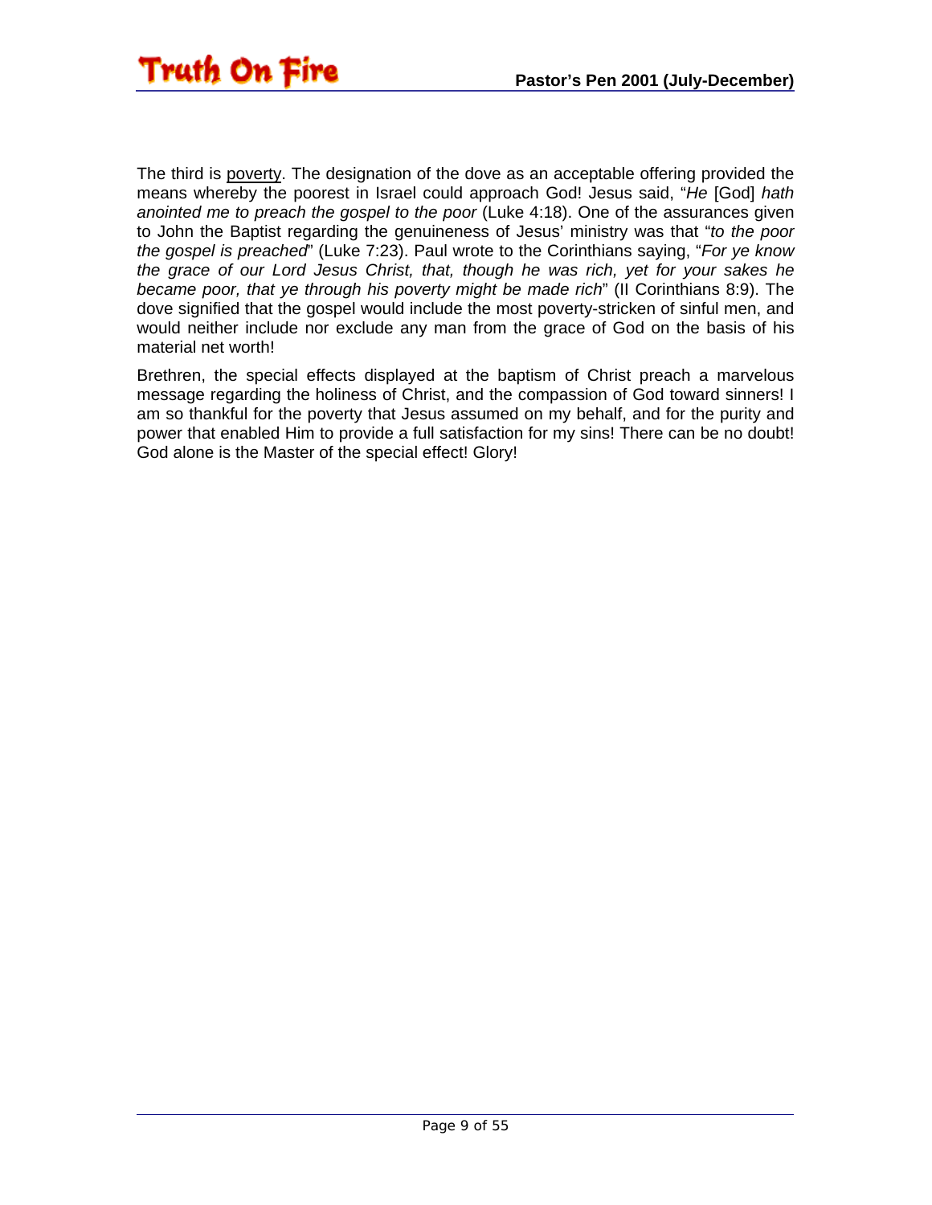The third is <u>poverty</u>. The designation of the dove as an acceptable offering provided the means whereby the poorest in Israel could approach God! Jesus said, "*He* [God] *hath anointed me to preach the gospel to the poor* (Luke 4:18). One of the assurances given to John the Baptist regarding the genuineness of Jesus' ministry was that "*to the poor the gospel is preached*" (Luke 7:23). Paul wrote to the Corinthians saying, "*For ye know the grace of our Lord Jesus Christ, that, though he was rich, yet for your sakes he became poor, that ye through his poverty might be made rich*" (II Corinthians 8:9). The dove signified that the gospel would include the most poverty-stricken of sinful men, and would neither include nor exclude any man from the grace of God on the basis of his material net worth!

Brethren, the special effects displayed at the baptism of Christ preach a marvelous message regarding the holiness of Christ, and the compassion of God toward sinners! I am so thankful for the poverty that Jesus assumed on my behalf, and for the purity and power that enabled Him to provide a full satisfaction for my sins! There can be no doubt! God alone is the Master of the special effect! Glory!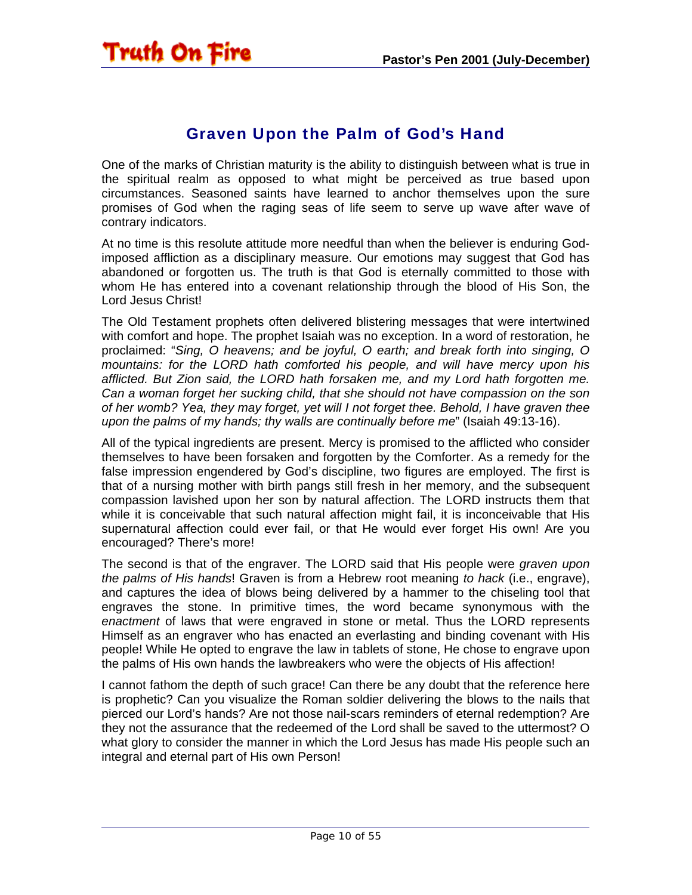## Graven Upon the Palm of God's Hand

One of the marks of Christian maturity is the ability to distinguish between what is true in the spiritual realm as opposed to what might be perceived as true based upon circumstances. Seasoned saints have learned to anchor themselves upon the sure promises of God when the raging seas of life seem to serve up wave after wave of contrary indicators.

At no time is this resolute attitude more needful than when the believer is enduring God-imposed affliction as a disciplinary measure. Our emotions may suggest that God has abandoned or forgotten us. The truth is that God is eternally committed to those with whom He has entered into a covenant relationship through the blood of His Son, the Lord Jesus Christ!

The Old Testament prophets often delivered blistering messages that were intertwined with comfort and hope. The prophet Isaiah was no exception. In a word of restoration, he proclaimed: "*Sing, O heavens; and be joyful, O earth; and break forth into singing, O mountains: for the LORD hath comforted his people, and will have mercy upon his afflicted. But Zion said, the LORD hath forsaken me, and my Lord hath forgotten me. Can a woman forget her sucking child, that she should not have compassion on the son of her womb? Yea, they may forget, yet will I not forget thee. Behold, I have graven thee upon the palms of my hands; thy walls are continually before me*" (Isaiah 49:13-16).

All of the typical ingredients are present. Mercy is promised to the afflicted who consider themselves to have been forsaken and forgotten by the Comforter. As a remedy for the false impression engendered by God's discipline, two figures are employed. The first is that of a nursing mother with birth pangs still fresh in her memory, and the subsequent compassion lavished upon her son by natural affection. The LORD instructs them that while it is conceivable that such natural affection might fail, it is inconceivable that His supernatural affection could ever fail, or that He would ever forget His own! Are you encouraged? There's more!

The second is that of the engraver. The LORD said that His people were *graven upon the palms of His hands*! Graven is from a Hebrew root meaning *to hack* (i.e., engrave), and captures the idea of blows being delivered by a hammer to the chiseling tool that engraves the stone. In primitive times, the word became synonymous with the *enactment* of laws that were engraved in stone or metal. Thus the LORD represents Himself as an engraver who has enacted an everlasting and binding covenant with His people! While He opted to engrave the law in tablets of stone, He chose to engrave upon the palms of His own hands the lawbreakers who were the objects of His affection!

I cannot fathom the depth of such grace! Can there be any doubt that the reference here is prophetic? Can you visualize the Roman soldier delivering the blows to the nails that pierced our Lord's hands? Are not those nail-scars reminders of eternal redemption? Are they not the assurance that the redeemed of the Lord shall be saved to the uttermost? O what glory to consider the manner in which the Lord Jesus has made His people such an integral and eternal part of His own Person!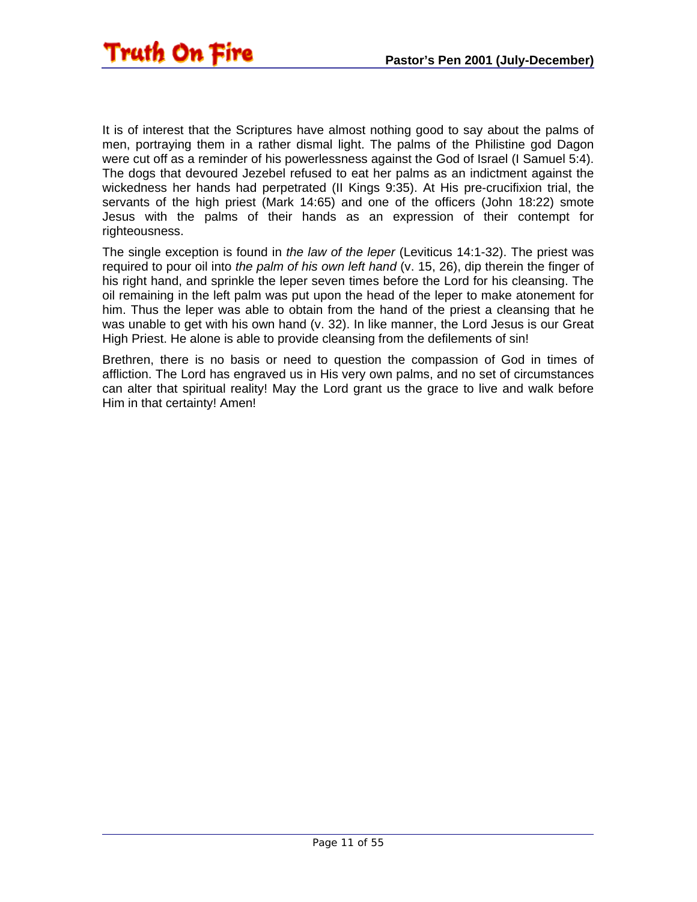It is of interest that the Scriptures have almost nothing good to say about the palms of men, portraying them in a rather dismal light. The palms of the Philistine god Dagon were cut off as a reminder of his powerlessness against the God of Israel (I Samuel 5:4). The dogs that devoured Jezebel refused to eat her palms as an indictment against the wickedness her hands had perpetrated (II Kings 9:35). At His pre-crucifixion trial, the servants of the high priest (Mark 14:65) and one of the officers (John 18:22) smote Jesus with the palms of their hands as an expression of their contempt for righteousness.

The single exception is found in *the law of the leper* (Leviticus 14:1-32). The priest was required to pour oil into *the palm of his own left hand* (v. 15, 26), dip therein the finger of his right hand, and sprinkle the leper seven times before the Lord for his cleansing. The oil remaining in the left palm was put upon the head of the leper to make atonement for him. Thus the leper was able to obtain from the hand of the priest a cleansing that he was unable to get with his own hand (v. 32). In like manner, the Lord Jesus is our Great High Priest. He alone is able to provide cleansing from the defilements of sin!

Brethren, there is no basis or need to question the compassion of God in times of affliction. The Lord has engraved us in His very own palms, and no set of circumstances can alter that spiritual reality! May the Lord grant us the grace to live and walk before Him in that certainty! Amen!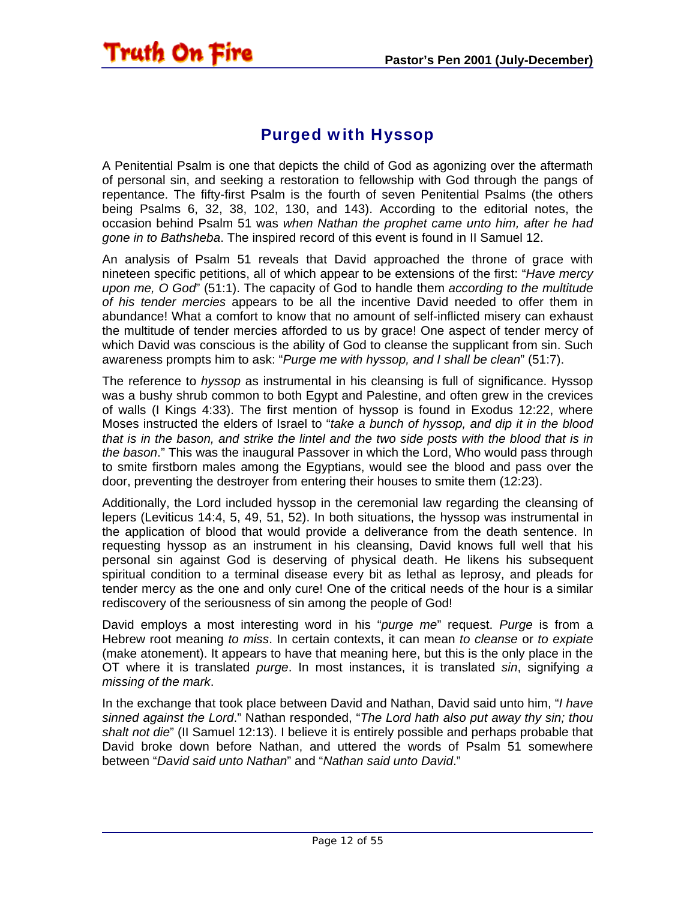## Purged with Hyssop

A Penitential Psalm is one that depicts the child of God as agonizing over the aftermath of personal sin, and seeking a restoration to fellowship with God through the pangs of repentance. The fifty-first Psalm is the fourth of seven Penitential Psalms (the others being Psalms 6, 32, 38, 102, 130, and 143). According to the editorial notes, the occasion behind Psalm 51 was *when Nathan the prophet came unto him, after he had gone in to Bathsheba*. The inspired record of this event is found in II Samuel 12.

An analysis of Psalm 51 reveals that David approached the throne of grace with nineteen specific petitions, all of which appear to be extensions of the first: "*Have mercy upon me, O God*" (51:1). The capacity of God to handle them *according to the multitude of his tender mercies* appears to be all the incentive David needed to offer them in abundance! What a comfort to know that no amount of self-inflicted misery can exhaust the multitude of tender mercies afforded to us by grace! One aspect of tender mercy of which David was conscious is the ability of God to cleanse the supplicant from sin. Such awareness prompts him to ask: "*Purge me with hyssop, and I shall be clean*" (51:7).

The reference to *hyssop* as instrumental in his cleansing is full of significance. Hyssop was a bushy shrub common to both Egypt and Palestine, and often grew in the crevices of walls (I Kings 4:33). The first mention of hyssop is found in Exodus 12:22, where Moses instructed the elders of Israel to "*take a bunch of hyssop, and dip it in the blood that is in the bason, and strike the lintel and the two side posts with the blood that is in the bason*." This was the inaugural Passover in which the Lord, Who would pass through to smite firstborn males among the Egyptians, would see the blood and pass over the door, preventing the destroyer from entering their houses to smite them (12:23).

Additionally, the Lord included hyssop in the ceremonial law regarding the cleansing of lepers (Leviticus 14:4, 5, 49, 51, 52). In both situations, the hyssop was instrumental in the application of blood that would provide a deliverance from the death sentence. In requesting hyssop as an instrument in his cleansing, David knows full well that his personal sin against God is deserving of physical death. He likens his subsequent spiritual condition to a terminal disease every bit as lethal as leprosy, and pleads for tender mercy as the one and only cure! One of the critical needs of the hour is a similar rediscovery of the seriousness of sin among the people of God!

David employs a most interesting word in his "*purge me*" request. *Purge* is from a Hebrew root meaning *to miss*. In certain contexts, it can mean *to cleanse* or *to expiate* (make atonement). It appears to have that meaning here, but this is the only place in the OT where it is translated *purge*. In most instances, it is translated *sin*, signifying *a missing of the mark*.

In the exchange that took place between David and Nathan, David said unto him, "*I have sinned against the Lord*." Nathan responded, "*The Lord hath also put away thy sin; thou shalt not die*" (II Samuel 12:13). I believe it is entirely possible and perhaps probable that David broke down before Nathan, and uttered the words of Psalm 51 somewhere between "*David said unto Nathan*" and "*Nathan said unto David*."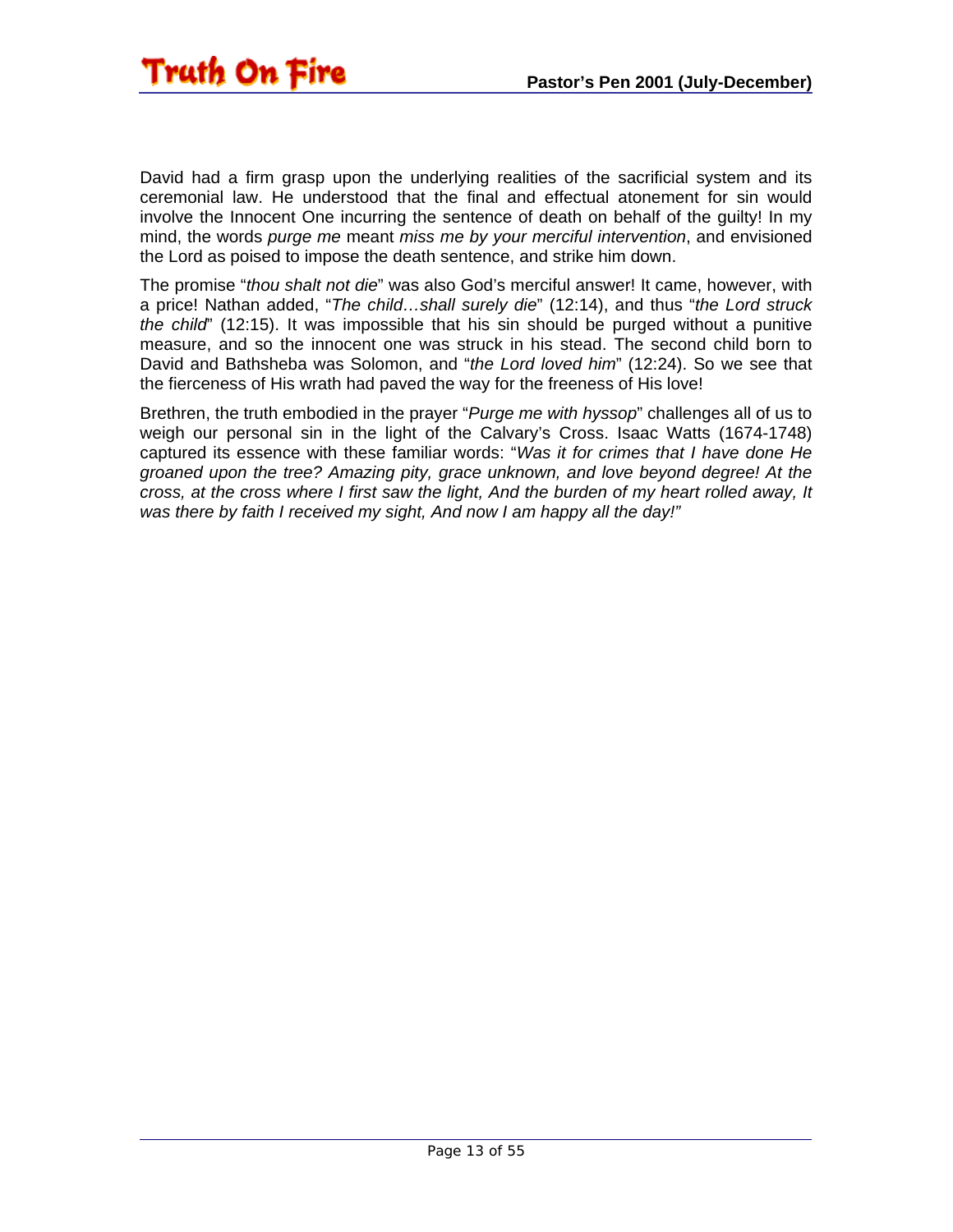David had a firm grasp upon the underlying realities of the sacrificial system and its ceremonial law. He understood that the final and effectual atonement for sin would involve the Innocent One incurring the sentence of death on behalf of the guilty! In my mind, the words *purge me* meant *miss me by your merciful intervention*, and envisioned the Lord as poised to impose the death sentence, and strike him down.

The promise "*thou shalt not die*" was also God's merciful answer! It came, however, with a price! Nathan added, "*The child…shall surely die*" (12:14), and thus "*the Lord struck the child*" (12:15). It was impossible that his sin should be purged without a punitive measure, and so the innocent one was struck in his stead. The second child born to David and Bathsheba was Solomon, and "*the Lord loved him*" (12:24). So we see that the fierceness of His wrath had paved the way for the freeness of His love!

Brethren, the truth embodied in the prayer "*Purge me with hyssop*" challenges all of us to weigh our personal sin in the light of the Calvary's Cross. Isaac Watts (1674-1748) captured its essence with these familiar words: "*Was it for crimes that I have done He groaned upon the tree? Amazing pity, grace unknown, and love beyond degree! At the cross, at the cross where I first saw the light, And the burden of my heart rolled away, It was there by faith I received my sight, And now I am happy all the day!"*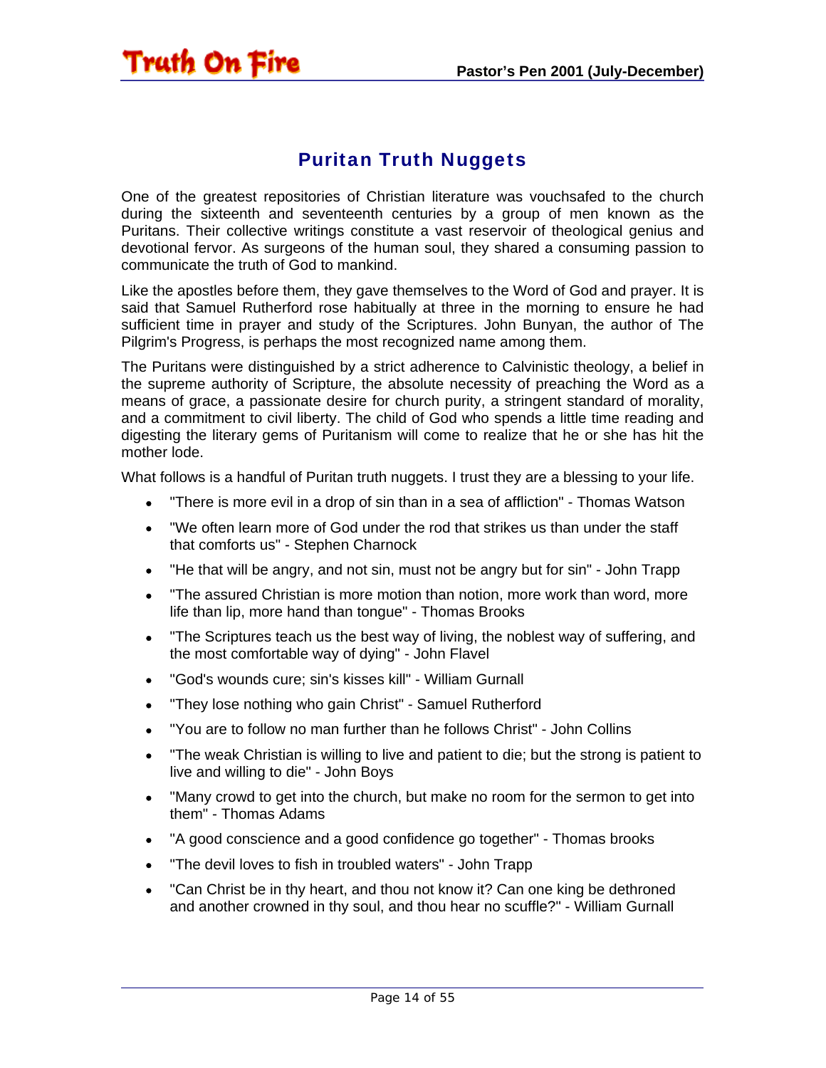## Puritan Truth Nuggets

One of the greatest repositories of Christian literature was vouchsafed to the church during the sixteenth and seventeenth centuries by a group of men known as the Puritans. Their collective writings constitute a vast reservoir of theological genius and devotional fervor. As surgeons of the human soul, they shared a consuming passion to communicate the truth of God to mankind.

Like the apostles before them, they gave themselves to the Word of God and prayer. It is said that Samuel Rutherford rose habitually at three in the morning to ensure he had sufficient time in prayer and study of the Scriptures. John Bunyan, the author of The Pilgrim's Progress, is perhaps the most recognized name among them.

The Puritans were distinguished by a strict adherence to Calvinistic theology, a belief in the supreme authority of Scripture, the absolute necessity of preaching the Word as a means of grace, a passionate desire for church purity, a stringent standard of morality, and a commitment to civil liberty. The child of God who spends a little time reading and digesting the literary gems of Puritanism will come to realize that he or she has hit the mother lode.

What follows is a handful of Puritan truth nuggets. I trust they are a blessing to your life.

- "There is more evil in a drop of sin than in a sea of affliction" - Thomas Watson
- "We often learn more of God under the rod that strikes us than under the staff that comforts us" - Stephen Charnock
- "He that will be angry, and not sin, must not be angry but for sin" - John Trapp
- "The assured Christian is more motion than notion, more work than word, more life than lip, more hand than tongue" - Thomas Brooks
- "The Scriptures teach us the best way of living, the noblest way of suffering, and the most comfortable way of dying" - John Flavel
- "God's wounds cure; sin's kisses kill" - William Gurnall
- "They lose nothing who gain Christ" - Samuel Rutherford
- "You are to follow no man further than he follows Christ" - John Collins
- "The weak Christian is willing to live and patient to die; but the strong is patient to live and willing to die" - John Boys
- "Many crowd to get into the church, but make no room for the sermon to get into them" - Thomas Adams
- "A good conscience and a good confidence go together" - Thomas brooks
- "The devil loves to fish in troubled waters" - John Trapp
- "Can Christ be in thy heart, and thou not know it? Can one king be dethroned and another crowned in thy soul, and thou hear no scuffle?" - William Gurnall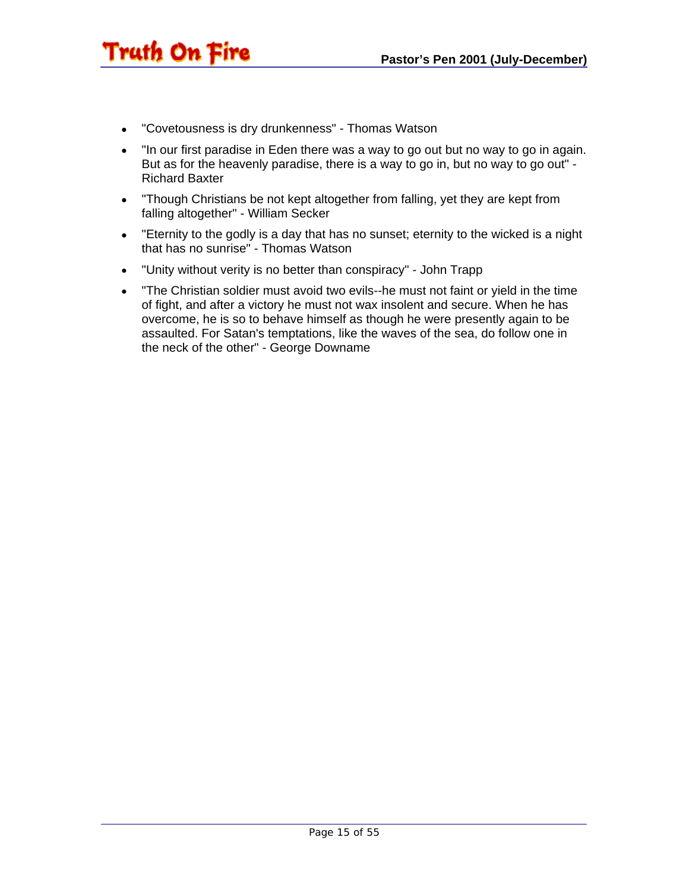- "Covetousness is dry drunkenness" - Thomas Watson
- "In our first paradise in Eden there was a way to go out but no way to go in again. But as for the heavenly paradise, there is a way to go in, but no way to go out" - Richard Baxter
- "Though Christians be not kept altogether from falling, yet they are kept from falling altogether" - William Secker
- "Eternity to the godly is a day that has no sunset; eternity to the wicked is a night that has no sunrise" - Thomas Watson
- "Unity without verity is no better than conspiracy" - John Trapp
- "The Christian soldier must avoid two evils--he must not faint or yield in the time of fight, and after a victory he must not wax insolent and secure. When he has overcome, he is so to behave himself as though he were presently again to be assaulted. For Satan's temptations, like the waves of the sea, do follow one in the neck of the other" - George Downame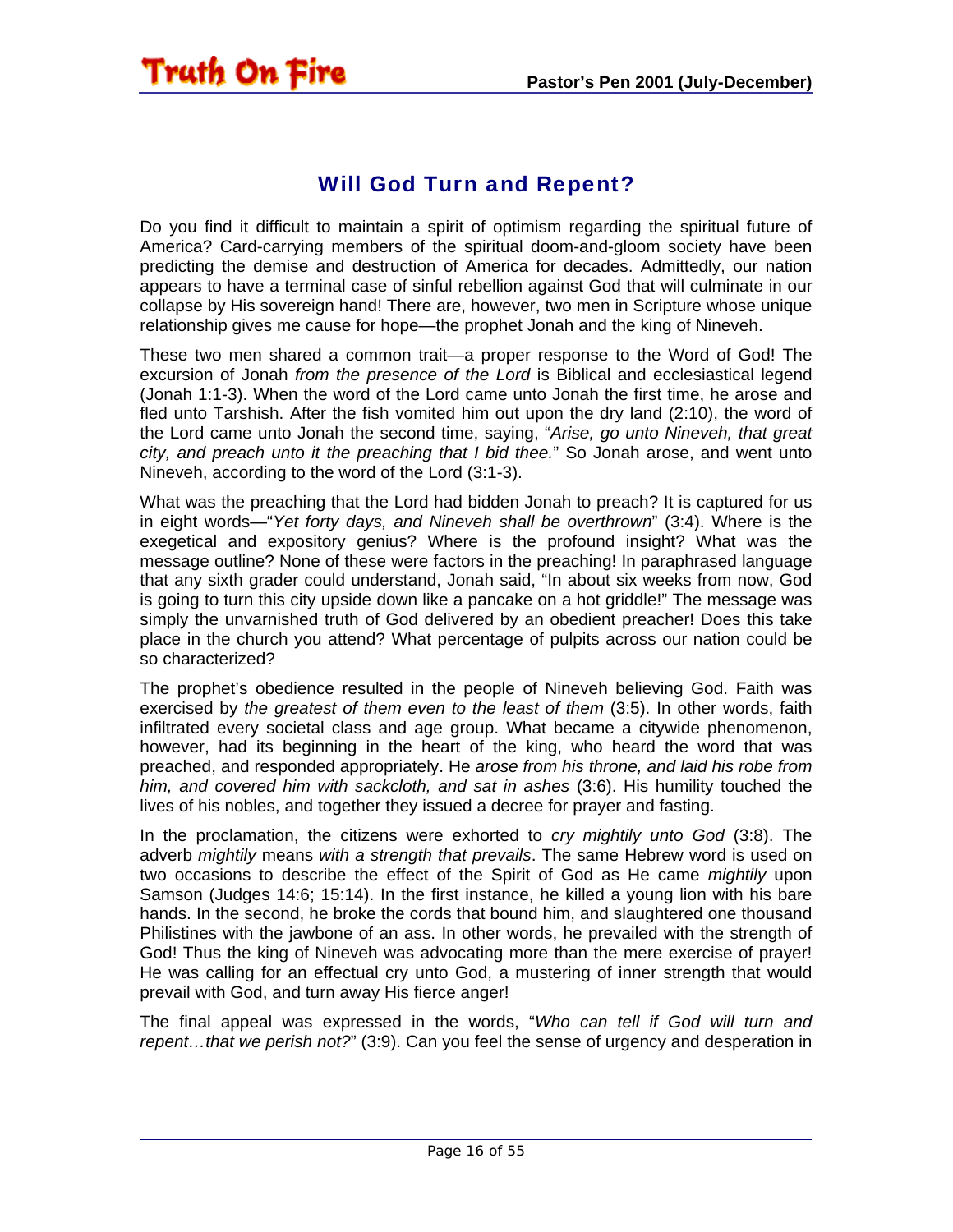## Will God Turn and Repent?

Do you find it difficult to maintain a spirit of optimism regarding the spiritual future of America? Card-carrying members of the spiritual doom-and-gloom society have been predicting the demise and destruction of America for decades. Admittedly, our nation appears to have a terminal case of sinful rebellion against God that will culminate in our collapse by His sovereign hand! There are, however, two men in Scripture whose unique relationship gives me cause for hope—the prophet Jonah and the king of Nineveh.

These two men shared a common trait—a proper response to the Word of God! The excursion of Jonah *from the presence of the Lord* is Biblical and ecclesiastical legend (Jonah 1:1-3). When the word of the Lord came unto Jonah the first time, he arose and fled unto Tarshish. After the fish vomited him out upon the dry land (2:10), the word of the Lord came unto Jonah the second time, saying, "*Arise, go unto Nineveh, that great city, and preach unto it the preaching that I bid thee.*" So Jonah arose, and went unto Nineveh, according to the word of the Lord (3:1-3).

What was the preaching that the Lord had bidden Jonah to preach? It is captured for us in eight words—"*Yet forty days, and Nineveh shall be overthrown*" (3:4). Where is the exegetical and expository genius? Where is the profound insight? What was the message outline? None of these were factors in the preaching! In paraphrased language that any sixth grader could understand, Jonah said, "In about six weeks from now, God is going to turn this city upside down like a pancake on a hot griddle!" The message was simply the unvarnished truth of God delivered by an obedient preacher! Does this take place in the church you attend? What percentage of pulpits across our nation could be so characterized?

The prophet's obedience resulted in the people of Nineveh believing God. Faith was exercised by *the greatest of them even to the least of them* (3:5). In other words, faith infiltrated every societal class and age group. What became a citywide phenomenon, however, had its beginning in the heart of the king, who heard the word that was preached, and responded appropriately. He *arose from his throne, and laid his robe from him, and covered him with sackcloth, and sat in ashes* (3:6). His humility touched the lives of his nobles, and together they issued a decree for prayer and fasting.

In the proclamation, the citizens were exhorted to *cry mightily unto God* (3:8). The adverb *mightily* means *with a strength that prevails*. The same Hebrew word is used on two occasions to describe the effect of the Spirit of God as He came *mightily* upon Samson (Judges 14:6; 15:14). In the first instance, he killed a young lion with his bare hands. In the second, he broke the cords that bound him, and slaughtered one thousand Philistines with the jawbone of an ass. In other words, he prevailed with the strength of God! Thus the king of Nineveh was advocating more than the mere exercise of prayer! He was calling for an effectual cry unto God, a mustering of inner strength that would prevail with God, and turn away His fierce anger!

The final appeal was expressed in the words, "*Who can tell if God will turn and repent…that we perish not?*" (3:9). Can you feel the sense of urgency and desperation in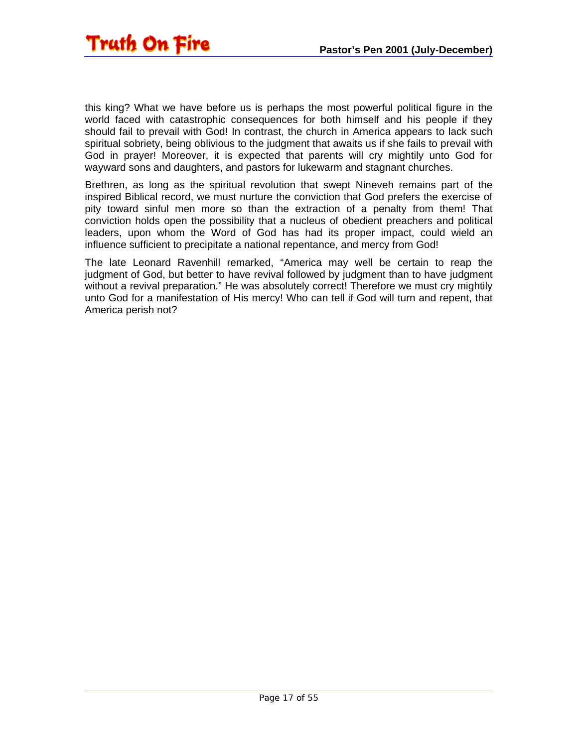this king? What we have before us is perhaps the most powerful political figure in the world faced with catastrophic consequences for both himself and his people if they should fail to prevail with God! In contrast, the church in America appears to lack such spiritual sobriety, being oblivious to the judgment that awaits us if she fails to prevail with God in prayer! Moreover, it is expected that parents will cry mightily unto God for wayward sons and daughters, and pastors for lukewarm and stagnant churches.

Brethren, as long as the spiritual revolution that swept Nineveh remains part of the inspired Biblical record, we must nurture the conviction that God prefers the exercise of pity toward sinful men more so than the extraction of a penalty from them! That conviction holds open the possibility that a nucleus of obedient preachers and political leaders, upon whom the Word of God has had its proper impact, could wield an influence sufficient to precipitate a national repentance, and mercy from God!

The late Leonard Ravenhill remarked, “America may well be certain to reap the judgment of God, but better to have revival followed by judgment than to have judgment without a revival preparation.” He was absolutely correct! Therefore we must cry mightily unto God for a manifestation of His mercy! Who can tell if God will turn and repent, that America perish not?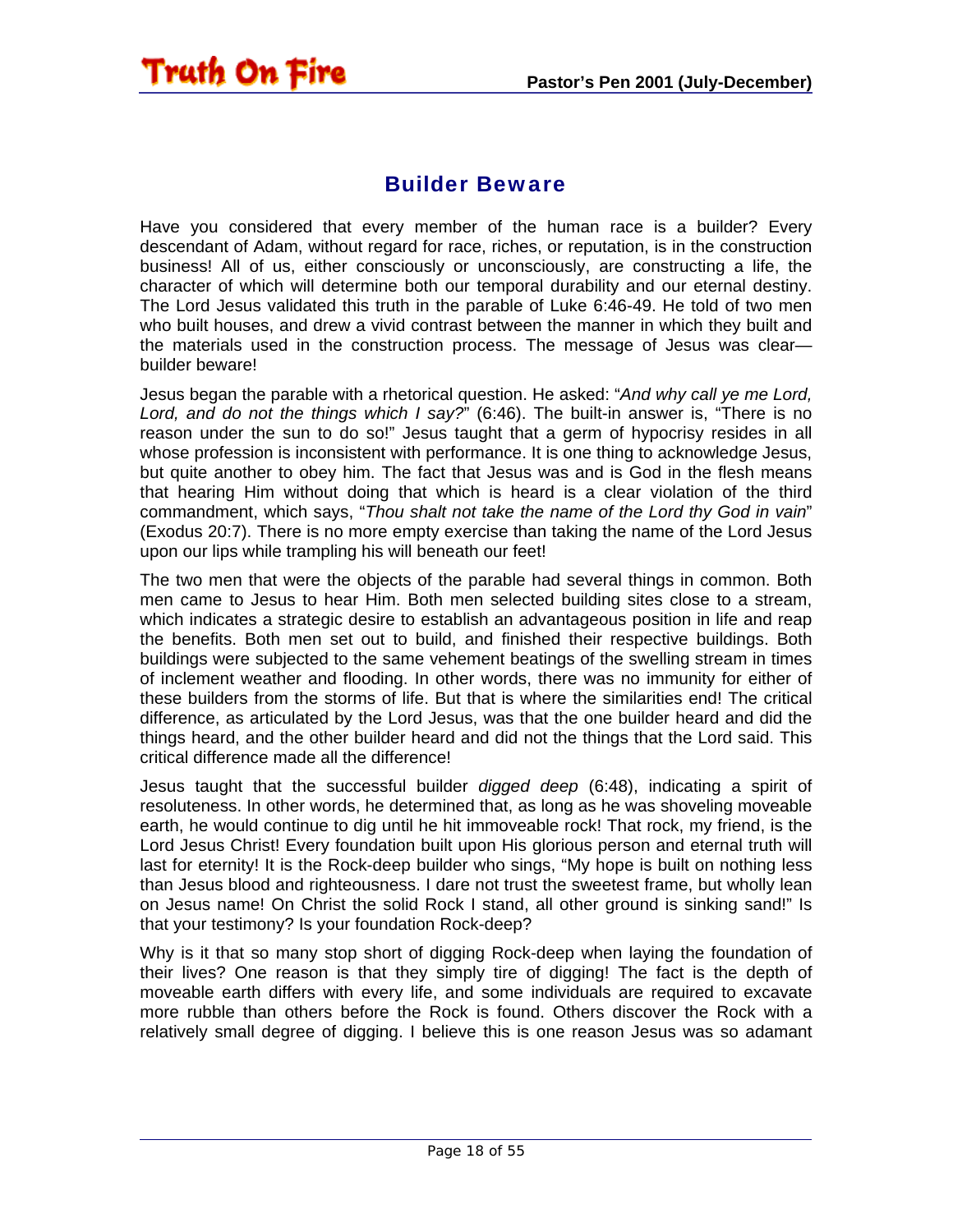## Builder Beware

Have you considered that every member of the human race is a builder? Every descendant of Adam, without regard for race, riches, or reputation, is in the construction business! All of us, either consciously or unconsciously, are constructing a life, the character of which will determine both our temporal durability and our eternal destiny. The Lord Jesus validated this truth in the parable of Luke 6:46-49. He told of two men who built houses, and drew a vivid contrast between the manner in which they built and the materials used in the construction process. The message of Jesus was clear—builder beware!

Jesus began the parable with a rhetorical question. He asked: "*And why call ye me Lord, Lord, and do not the things which I say?*" (6:46). The built-in answer is, "There is no reason under the sun to do so!" Jesus taught that a germ of hypocrisy resides in all whose profession is inconsistent with performance. It is one thing to acknowledge Jesus, but quite another to obey him. The fact that Jesus was and is God in the flesh means that hearing Him without doing that which is heard is a clear violation of the third commandment, which says, "*Thou shalt not take the name of the Lord thy God in vain*" (Exodus 20:7). There is no more empty exercise than taking the name of the Lord Jesus upon our lips while trampling his will beneath our feet!

The two men that were the objects of the parable had several things in common. Both men came to Jesus to hear Him. Both men selected building sites close to a stream, which indicates a strategic desire to establish an advantageous position in life and reap the benefits. Both men set out to build, and finished their respective buildings. Both buildings were subjected to the same vehement beatings of the swelling stream in times of inclement weather and flooding. In other words, there was no immunity for either of these builders from the storms of life. But that is where the similarities end! The critical difference, as articulated by the Lord Jesus, was that the one builder heard and did the things heard, and the other builder heard and did not the things that the Lord said. This critical difference made all the difference!

Jesus taught that the successful builder *digged deep* (6:48), indicating a spirit of resoluteness. In other words, he determined that, as long as he was shoveling moveable earth, he would continue to dig until he hit immoveable rock! That rock, my friend, is the Lord Jesus Christ! Every foundation built upon His glorious person and eternal truth will last for eternity! It is the Rock-deep builder who sings, "My hope is built on nothing less than Jesus blood and righteousness. I dare not trust the sweetest frame, but wholly lean on Jesus name! On Christ the solid Rock I stand, all other ground is sinking sand!" Is that your testimony? Is your foundation Rock-deep?

Why is it that so many stop short of digging Rock-deep when laying the foundation of their lives? One reason is that they simply tire of digging! The fact is the depth of moveable earth differs with every life, and some individuals are required to excavate more rubble than others before the Rock is found. Others discover the Rock with a relatively small degree of digging. I believe this is one reason Jesus was so adamant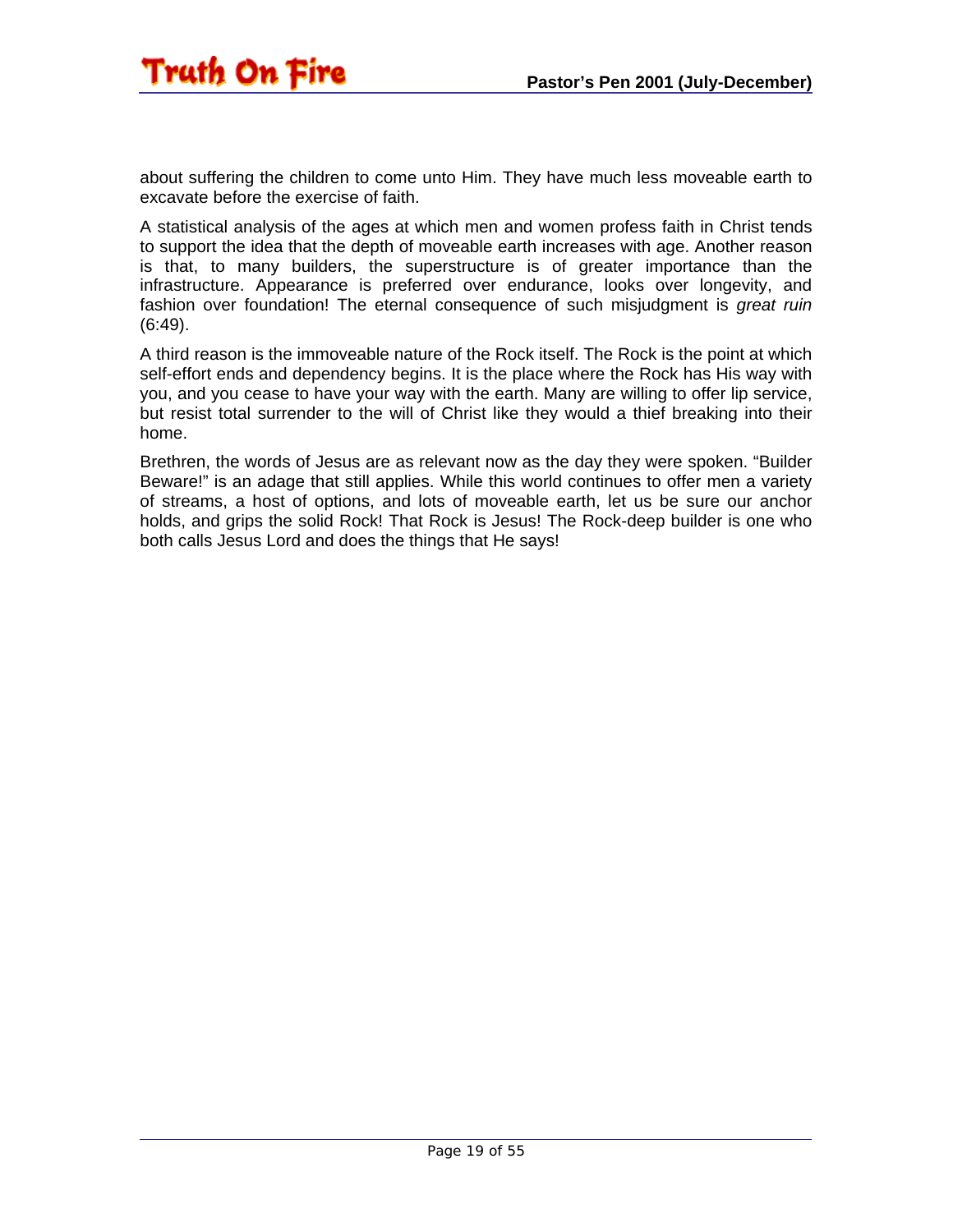about suffering the children to come unto Him. They have much less moveable earth to excavate before the exercise of faith.

A statistical analysis of the ages at which men and women profess faith in Christ tends to support the idea that the depth of moveable earth increases with age. Another reason is that, to many builders, the superstructure is of greater importance than the infrastructure. Appearance is preferred over endurance, looks over longevity, and fashion over foundation! The eternal consequence of such misjudgment is *great ruin* (6:49).

A third reason is the immoveable nature of the Rock itself. The Rock is the point at which self-effort ends and dependency begins. It is the place where the Rock has His way with you, and you cease to have your way with the earth. Many are willing to offer lip service, but resist total surrender to the will of Christ like they would a thief breaking into their home.

Brethren, the words of Jesus are as relevant now as the day they were spoken. “Builder Beware!” is an adage that still applies. While this world continues to offer men a variety of streams, a host of options, and lots of moveable earth, let us be sure our anchor holds, and grips the solid Rock! That Rock is Jesus! The Rock-deep builder is one who both calls Jesus Lord and does the things that He says!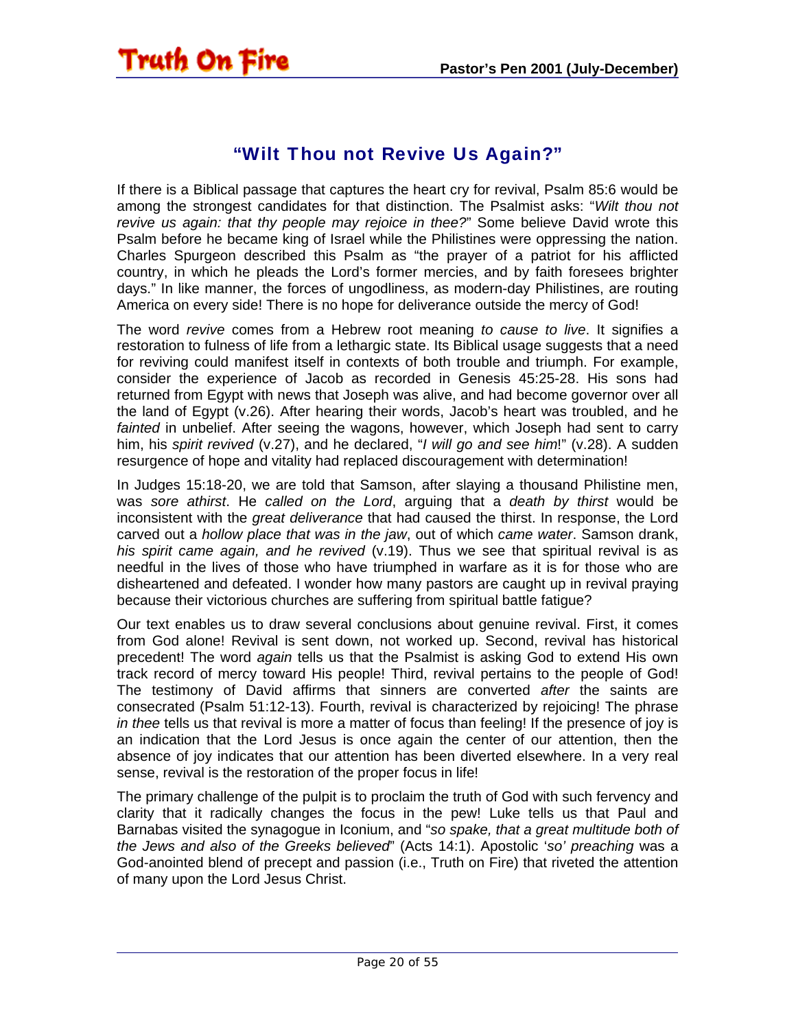## "Wilt Thou not Revive Us Again?"

If there is a Biblical passage that captures the heart cry for revival, Psalm 85:6 would be among the strongest candidates for that distinction. The Psalmist asks: "*Wilt thou not revive us again: that thy people may rejoice in thee?*" Some believe David wrote this Psalm before he became king of Israel while the Philistines were oppressing the nation. Charles Spurgeon described this Psalm as "the prayer of a patriot for his afflicted country, in which he pleads the Lord's former mercies, and by faith foresees brighter days." In like manner, the forces of ungodliness, as modern-day Philistines, are routing America on every side! There is no hope for deliverance outside the mercy of God!

The word *revive* comes from a Hebrew root meaning *to cause to live*. It signifies a restoration to fulness of life from a lethargic state. Its Biblical usage suggests that a need for reviving could manifest itself in contexts of both trouble and triumph. For example, consider the experience of Jacob as recorded in Genesis 45:25-28. His sons had returned from Egypt with news that Joseph was alive, and had become governor over all the land of Egypt (v.26). After hearing their words, Jacob's heart was troubled, and he *fainted* in unbelief. After seeing the wagons, however, which Joseph had sent to carry him, his *spirit revived* (v.27), and he declared, "*I will go and see him*!" (v.28). A sudden resurgence of hope and vitality had replaced discouragement with determination!

In Judges 15:18-20, we are told that Samson, after slaying a thousand Philistine men, was *sore athirst*. He *called on the Lord*, arguing that a *death by thirst* would be inconsistent with the *great deliverance* that had caused the thirst. In response, the Lord carved out a *hollow place that was in the jaw*, out of which *came water*. Samson drank, *his spirit came again, and he revived* (v.19). Thus we see that spiritual revival is as needful in the lives of those who have triumphed in warfare as it is for those who are disheartened and defeated. I wonder how many pastors are caught up in revival praying because their victorious churches are suffering from spiritual battle fatigue?

Our text enables us to draw several conclusions about genuine revival. First, it comes from God alone! Revival is sent down, not worked up. Second, revival has historical precedent! The word *again* tells us that the Psalmist is asking God to extend His own track record of mercy toward His people! Third, revival pertains to the people of God! The testimony of David affirms that sinners are converted *after* the saints are consecrated (Psalm 51:12-13). Fourth, revival is characterized by rejoicing! The phrase *in thee* tells us that revival is more a matter of focus than feeling! If the presence of joy is an indication that the Lord Jesus is once again the center of our attention, then the absence of joy indicates that our attention has been diverted elsewhere. In a very real sense, revival is the restoration of the proper focus in life!

The primary challenge of the pulpit is to proclaim the truth of God with such fervency and clarity that it radically changes the focus in the pew! Luke tells us that Paul and Barnabas visited the synagogue in Iconium, and "*so spake, that a great multitude both of the Jews and also of the Greeks believed*" (Acts 14:1). Apostolic '*so' preaching* was a God-anointed blend of precept and passion (i.e., Truth on Fire) that riveted the attention of many upon the Lord Jesus Christ.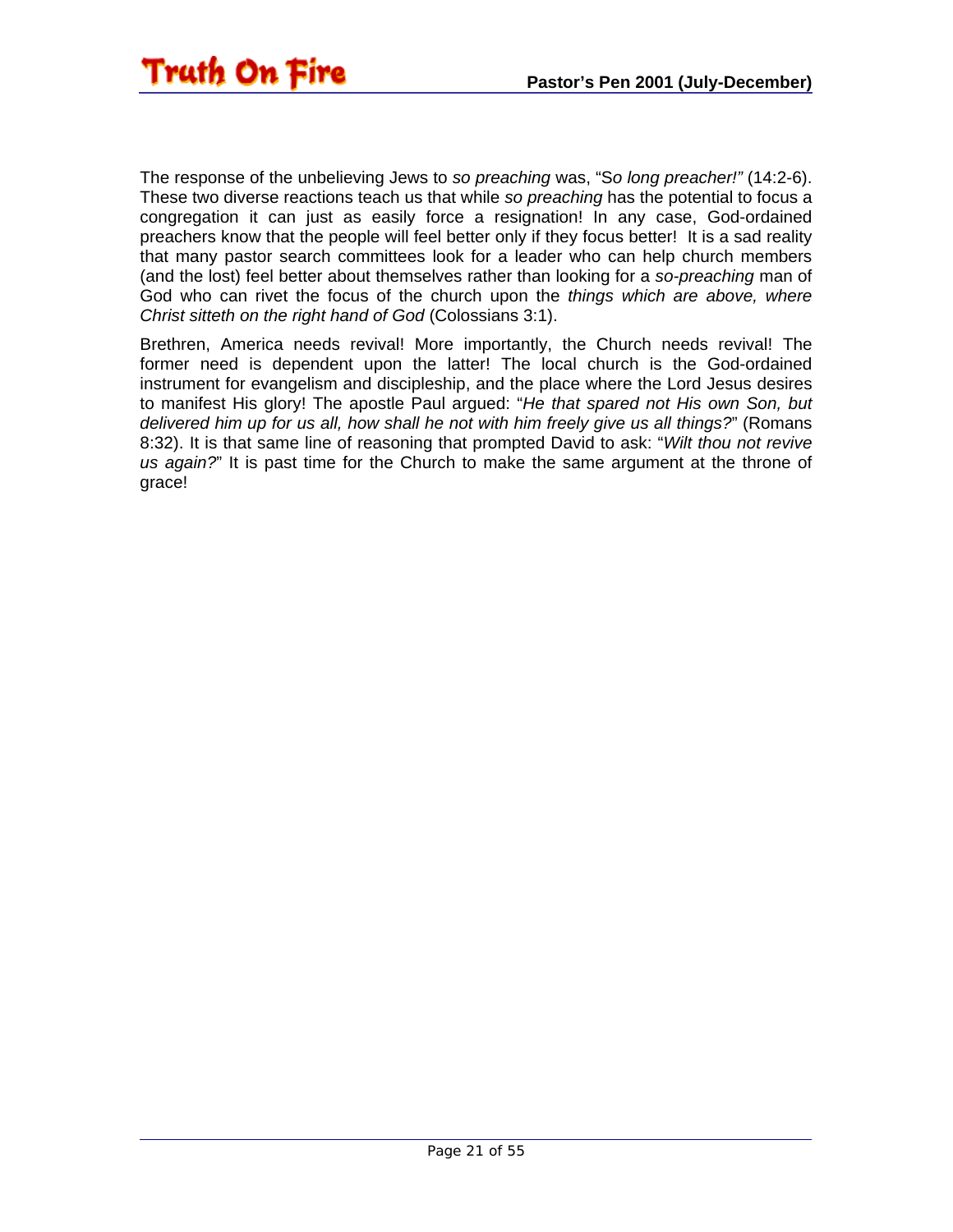The response of the unbelieving Jews to *so preaching* was, "S*o long preacher!"* (14:2-6). These two diverse reactions teach us that while *so preaching* has the potential to focus a congregation it can just as easily force a resignation! In any case, God-ordained preachers know that the people will feel better only if they focus better! It is a sad reality that many pastor search committees look for a leader who can help church members (and the lost) feel better about themselves rather than looking for a *so-preaching* man of God who can rivet the focus of the church upon the *things which are above, where Christ sitteth on the right hand of God* (Colossians 3:1).

Brethren, America needs revival! More importantly, the Church needs revival! The former need is dependent upon the latter! The local church is the God-ordained instrument for evangelism and discipleship, and the place where the Lord Jesus desires to manifest His glory! The apostle Paul argued: "*He that spared not His own Son, but delivered him up for us all, how shall he not with him freely give us all things?*" (Romans 8:32). It is that same line of reasoning that prompted David to ask: "*Wilt thou not revive us again?*" It is past time for the Church to make the same argument at the throne of grace!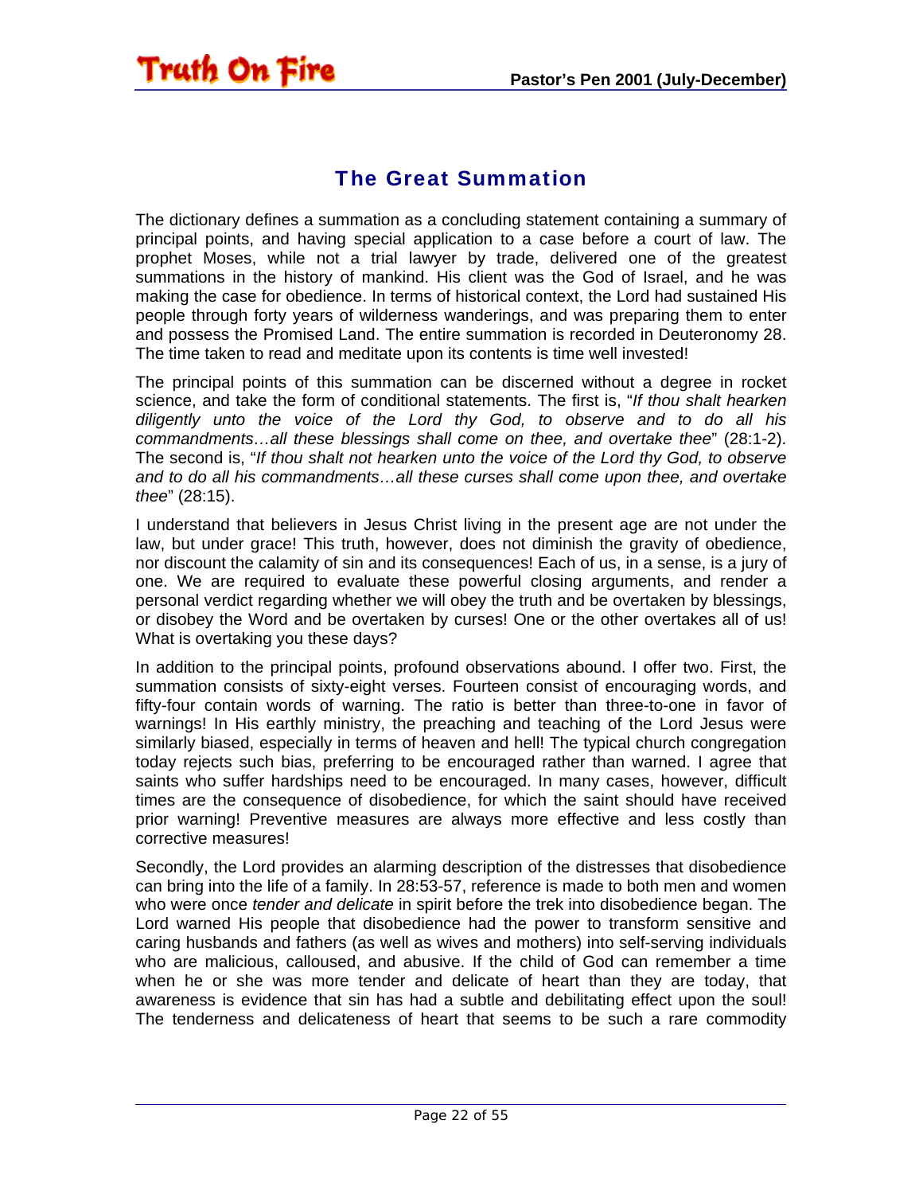## The Great Summation

The dictionary defines a summation as a concluding statement containing a summary of principal points, and having special application to a case before a court of law. The prophet Moses, while not a trial lawyer by trade, delivered one of the greatest summations in the history of mankind. His client was the God of Israel, and he was making the case for obedience. In terms of historical context, the Lord had sustained His people through forty years of wilderness wanderings, and was preparing them to enter and possess the Promised Land. The entire summation is recorded in Deuteronomy 28. The time taken to read and meditate upon its contents is time well invested!

The principal points of this summation can be discerned without a degree in rocket science, and take the form of conditional statements. The first is, "*If thou shalt hearken diligently unto the voice of the Lord thy God, to observe and to do all his commandments…all these blessings shall come on thee, and overtake thee*" (28:1-2). The second is, "*If thou shalt not hearken unto the voice of the Lord thy God, to observe and to do all his commandments…all these curses shall come upon thee, and overtake thee*" (28:15).

I understand that believers in Jesus Christ living in the present age are not under the law, but under grace! This truth, however, does not diminish the gravity of obedience, nor discount the calamity of sin and its consequences! Each of us, in a sense, is a jury of one. We are required to evaluate these powerful closing arguments, and render a personal verdict regarding whether we will obey the truth and be overtaken by blessings, or disobey the Word and be overtaken by curses! One or the other overtakes all of us! What is overtaking you these days?

In addition to the principal points, profound observations abound. I offer two. First, the summation consists of sixty-eight verses. Fourteen consist of encouraging words, and fifty-four contain words of warning. The ratio is better than three-to-one in favor of warnings! In His earthly ministry, the preaching and teaching of the Lord Jesus were similarly biased, especially in terms of heaven and hell! The typical church congregation today rejects such bias, preferring to be encouraged rather than warned. I agree that saints who suffer hardships need to be encouraged. In many cases, however, difficult times are the consequence of disobedience, for which the saint should have received prior warning! Preventive measures are always more effective and less costly than corrective measures!

Secondly, the Lord provides an alarming description of the distresses that disobedience can bring into the life of a family. In 28:53-57, reference is made to both men and women who were once *tender and delicate* in spirit before the trek into disobedience began. The Lord warned His people that disobedience had the power to transform sensitive and caring husbands and fathers (as well as wives and mothers) into self-serving individuals who are malicious, calloused, and abusive. If the child of God can remember a time when he or she was more tender and delicate of heart than they are today, that awareness is evidence that sin has had a subtle and debilitating effect upon the soul! The tenderness and delicateness of heart that seems to be such a rare commodity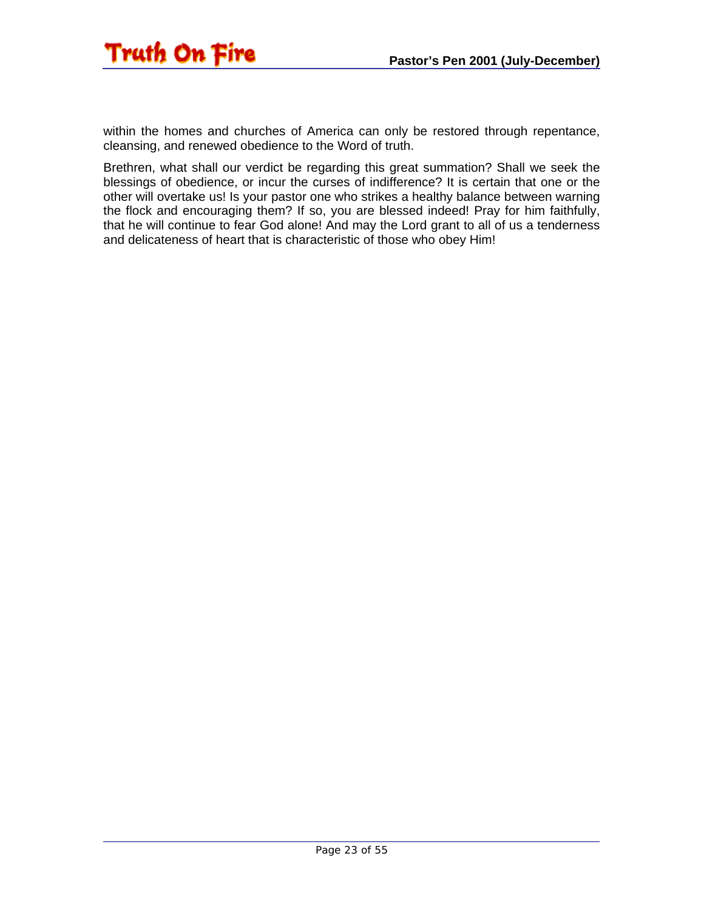within the homes and churches of America can only be restored through repentance, cleansing, and renewed obedience to the Word of truth.

Brethren, what shall our verdict be regarding this great summation? Shall we seek the blessings of obedience, or incur the curses of indifference? It is certain that one or the other will overtake us! Is your pastor one who strikes a healthy balance between warning the flock and encouraging them? If so, you are blessed indeed! Pray for him faithfully, that he will continue to fear God alone! And may the Lord grant to all of us a tenderness and delicateness of heart that is characteristic of those who obey Him!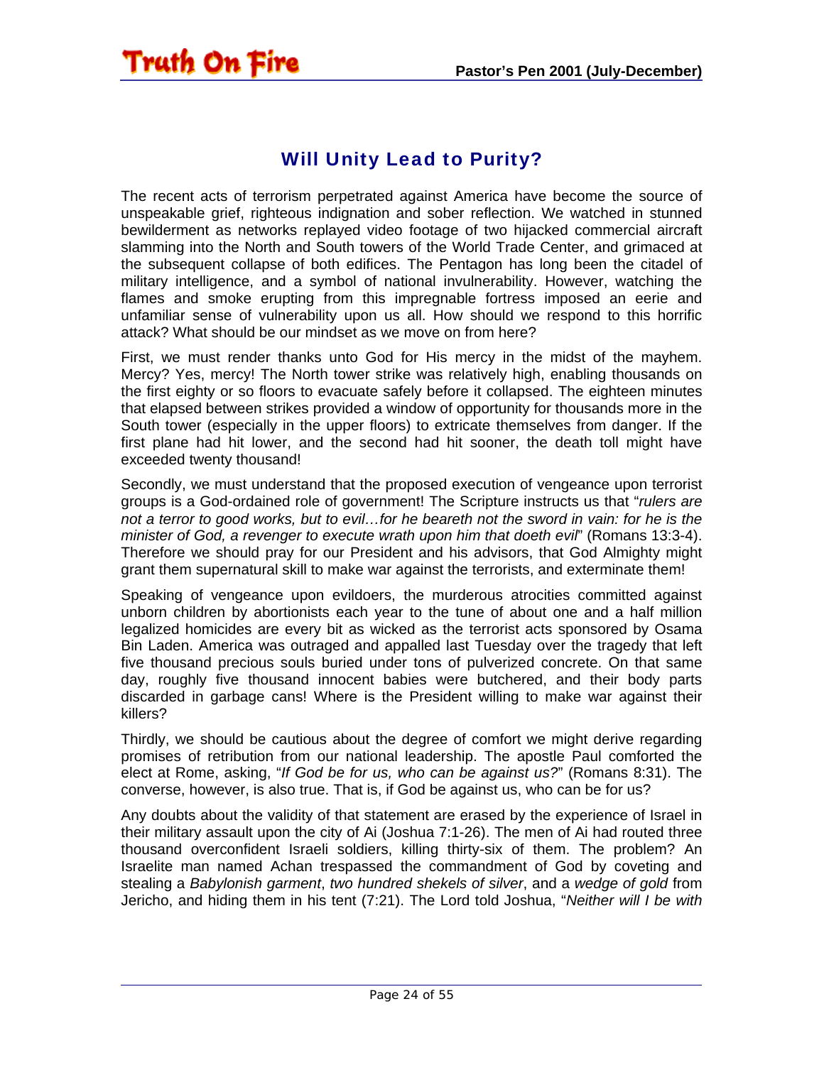## Will Unity Lead to Purity?

The recent acts of terrorism perpetrated against America have become the source of unspeakable grief, righteous indignation and sober reflection. We watched in stunned bewilderment as networks replayed video footage of two hijacked commercial aircraft slamming into the North and South towers of the World Trade Center, and grimaced at the subsequent collapse of both edifices. The Pentagon has long been the citadel of military intelligence, and a symbol of national invulnerability. However, watching the flames and smoke erupting from this impregnable fortress imposed an eerie and unfamiliar sense of vulnerability upon us all. How should we respond to this horrific attack? What should be our mindset as we move on from here?

First, we must render thanks unto God for His mercy in the midst of the mayhem. Mercy? Yes, mercy! The North tower strike was relatively high, enabling thousands on the first eighty or so floors to evacuate safely before it collapsed. The eighteen minutes that elapsed between strikes provided a window of opportunity for thousands more in the South tower (especially in the upper floors) to extricate themselves from danger. If the first plane had hit lower, and the second had hit sooner, the death toll might have exceeded twenty thousand!

Secondly, we must understand that the proposed execution of vengeance upon terrorist groups is a God-ordained role of government! The Scripture instructs us that "*rulers are not a terror to good works, but to evil…for he beareth not the sword in vain: for he is the minister of God, a revenger to execute wrath upon him that doeth evil*" (Romans 13:3-4). Therefore we should pray for our President and his advisors, that God Almighty might grant them supernatural skill to make war against the terrorists, and exterminate them!

Speaking of vengeance upon evildoers, the murderous atrocities committed against unborn children by abortionists each year to the tune of about one and a half million legalized homicides are every bit as wicked as the terrorist acts sponsored by Osama Bin Laden. America was outraged and appalled last Tuesday over the tragedy that left five thousand precious souls buried under tons of pulverized concrete. On that same day, roughly five thousand innocent babies were butchered, and their body parts discarded in garbage cans! Where is the President willing to make war against their killers?

Thirdly, we should be cautious about the degree of comfort we might derive regarding promises of retribution from our national leadership. The apostle Paul comforted the elect at Rome, asking, "*If God be for us, who can be against us?*" (Romans 8:31). The converse, however, is also true. That is, if God be against us, who can be for us?

Any doubts about the validity of that statement are erased by the experience of Israel in their military assault upon the city of Ai (Joshua 7:1-26). The men of Ai had routed three thousand overconfident Israeli soldiers, killing thirty-six of them. The problem? An Israelite man named Achan trespassed the commandment of God by coveting and stealing a *Babylonish garment*, *two hundred shekels of silver*, and a *wedge of gold* from Jericho, and hiding them in his tent (7:21). The Lord told Joshua, "*Neither will I be with*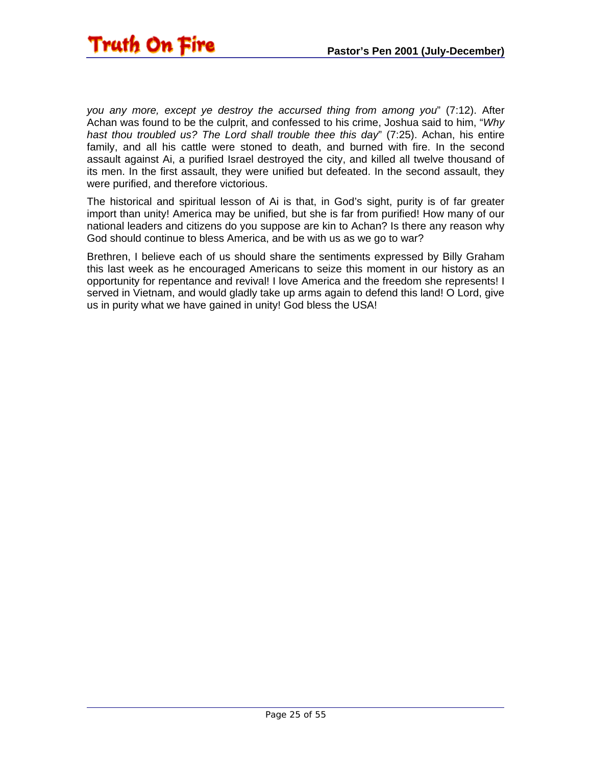*you any more, except ye destroy the accursed thing from among you*" (7:12). After Achan was found to be the culprit, and confessed to his crime, Joshua said to him, "*Why hast thou troubled us? The Lord shall trouble thee this day*" (7:25). Achan, his entire family, and all his cattle were stoned to death, and burned with fire. In the second assault against Ai, a purified Israel destroyed the city, and killed all twelve thousand of its men. In the first assault, they were unified but defeated. In the second assault, they were purified, and therefore victorious.

The historical and spiritual lesson of Ai is that, in God's sight, purity is of far greater import than unity! America may be unified, but she is far from purified! How many of our national leaders and citizens do you suppose are kin to Achan? Is there any reason why God should continue to bless America, and be with us as we go to war?

Brethren, I believe each of us should share the sentiments expressed by Billy Graham this last week as he encouraged Americans to seize this moment in our history as an opportunity for repentance and revival! I love America and the freedom she represents! I served in Vietnam, and would gladly take up arms again to defend this land! O Lord, give us in purity what we have gained in unity! God bless the USA!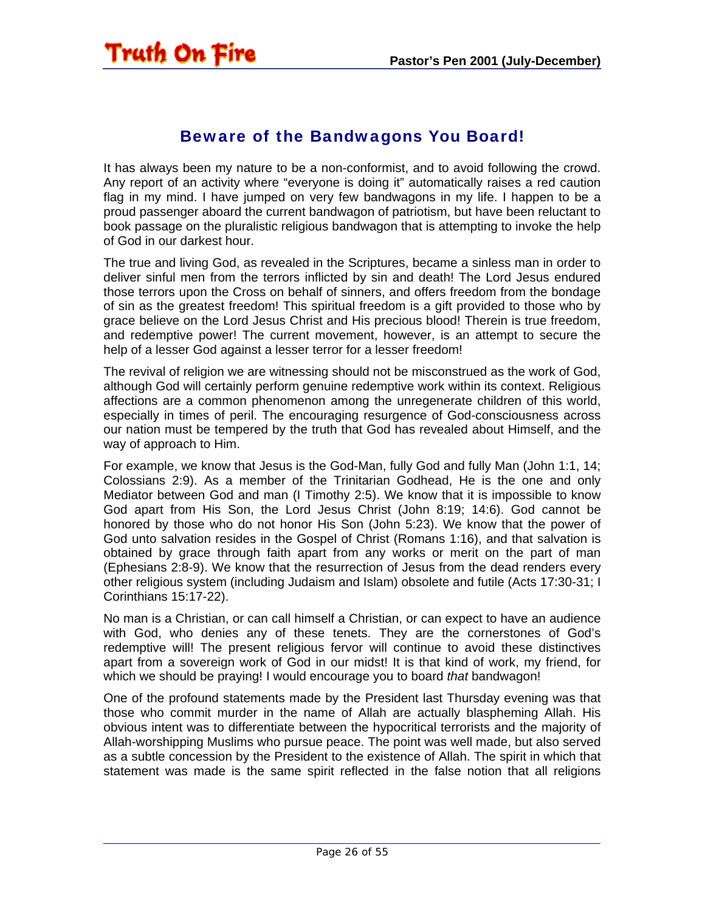## Beware of the Bandwagons You Board!

It has always been my nature to be a non-conformist, and to avoid following the crowd. Any report of an activity where "everyone is doing it" automatically raises a red caution flag in my mind. I have jumped on very few bandwagons in my life. I happen to be a proud passenger aboard the current bandwagon of patriotism, but have been reluctant to book passage on the pluralistic religious bandwagon that is attempting to invoke the help of God in our darkest hour.

The true and living God, as revealed in the Scriptures, became a sinless man in order to deliver sinful men from the terrors inflicted by sin and death! The Lord Jesus endured those terrors upon the Cross on behalf of sinners, and offers freedom from the bondage of sin as the greatest freedom! This spiritual freedom is a gift provided to those who by grace believe on the Lord Jesus Christ and His precious blood! Therein is true freedom, and redemptive power! The current movement, however, is an attempt to secure the help of a lesser God against a lesser terror for a lesser freedom!

The revival of religion we are witnessing should not be misconstrued as the work of God, although God will certainly perform genuine redemptive work within its context. Religious affections are a common phenomenon among the unregenerate children of this world, especially in times of peril. The encouraging resurgence of God-consciousness across our nation must be tempered by the truth that God has revealed about Himself, and the way of approach to Him.

For example, we know that Jesus is the God-Man, fully God and fully Man (John 1:1, 14; Colossians 2:9). As a member of the Trinitarian Godhead, He is the one and only Mediator between God and man (I Timothy 2:5). We know that it is impossible to know God apart from His Son, the Lord Jesus Christ (John 8:19; 14:6). God cannot be honored by those who do not honor His Son (John 5:23). We know that the power of God unto salvation resides in the Gospel of Christ (Romans 1:16), and that salvation is obtained by grace through faith apart from any works or merit on the part of man (Ephesians 2:8-9). We know that the resurrection of Jesus from the dead renders every other religious system (including Judaism and Islam) obsolete and futile (Acts 17:30-31; I Corinthians 15:17-22).

No man is a Christian, or can call himself a Christian, or can expect to have an audience with God, who denies any of these tenets. They are the cornerstones of God's redemptive will! The present religious fervor will continue to avoid these distinctives apart from a sovereign work of God in our midst! It is that kind of work, my friend, for which we should be praying! I would encourage you to board *that* bandwagon!

One of the profound statements made by the President last Thursday evening was that those who commit murder in the name of Allah are actually blaspheming Allah. His obvious intent was to differentiate between the hypocritical terrorists and the majority of Allah-worshipping Muslims who pursue peace. The point was well made, but also served as a subtle concession by the President to the existence of Allah. The spirit in which that statement was made is the same spirit reflected in the false notion that all religions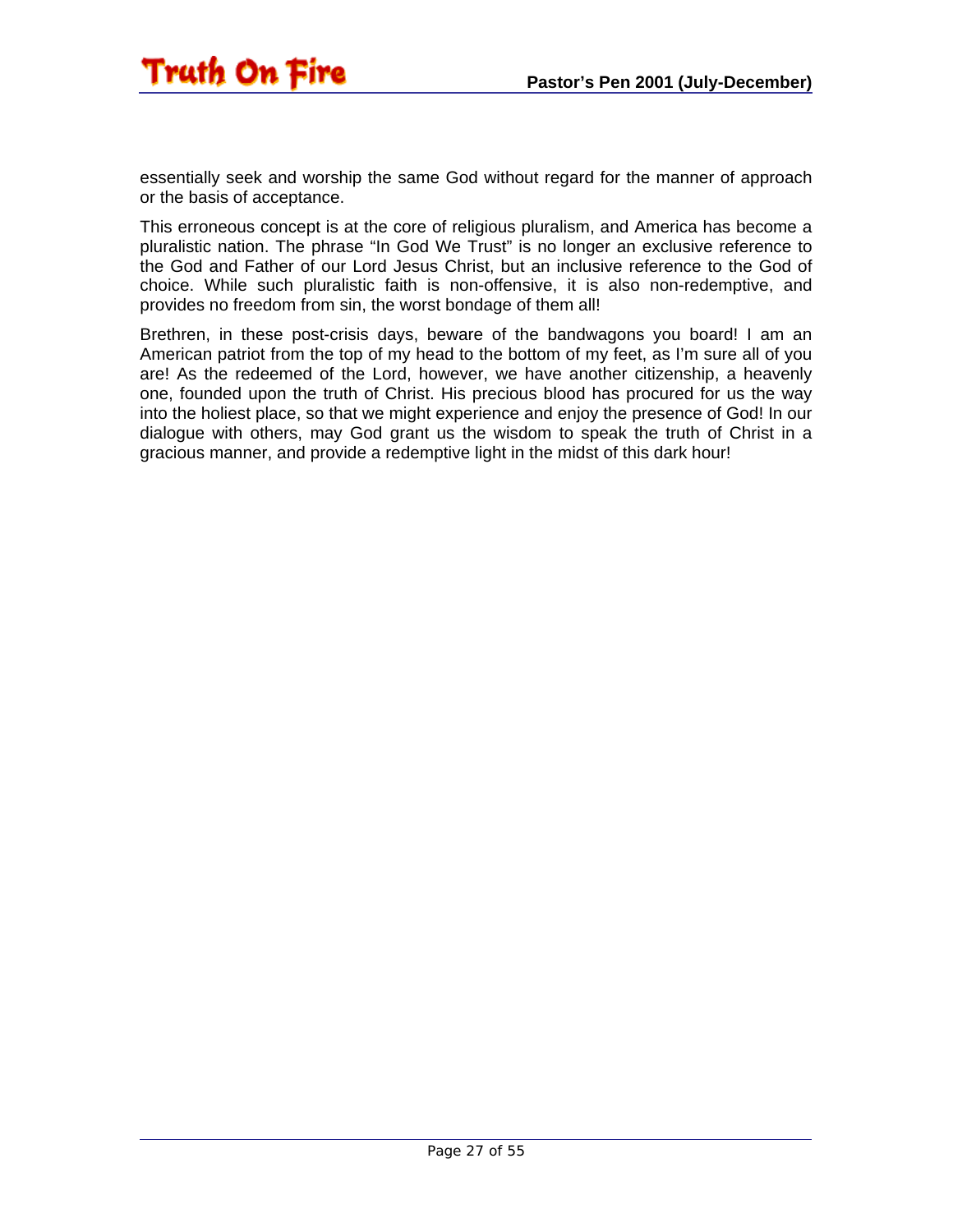essentially seek and worship the same God without regard for the manner of approach or the basis of acceptance.

This erroneous concept is at the core of religious pluralism, and America has become a pluralistic nation. The phrase "In God We Trust" is no longer an exclusive reference to the God and Father of our Lord Jesus Christ, but an inclusive reference to the God of choice. While such pluralistic faith is non-offensive, it is also non-redemptive, and provides no freedom from sin, the worst bondage of them all!

Brethren, in these post-crisis days, beware of the bandwagons you board! I am an American patriot from the top of my head to the bottom of my feet, as I'm sure all of you are! As the redeemed of the Lord, however, we have another citizenship, a heavenly one, founded upon the truth of Christ. His precious blood has procured for us the way into the holiest place, so that we might experience and enjoy the presence of God! In our dialogue with others, may God grant us the wisdom to speak the truth of Christ in a gracious manner, and provide a redemptive light in the midst of this dark hour!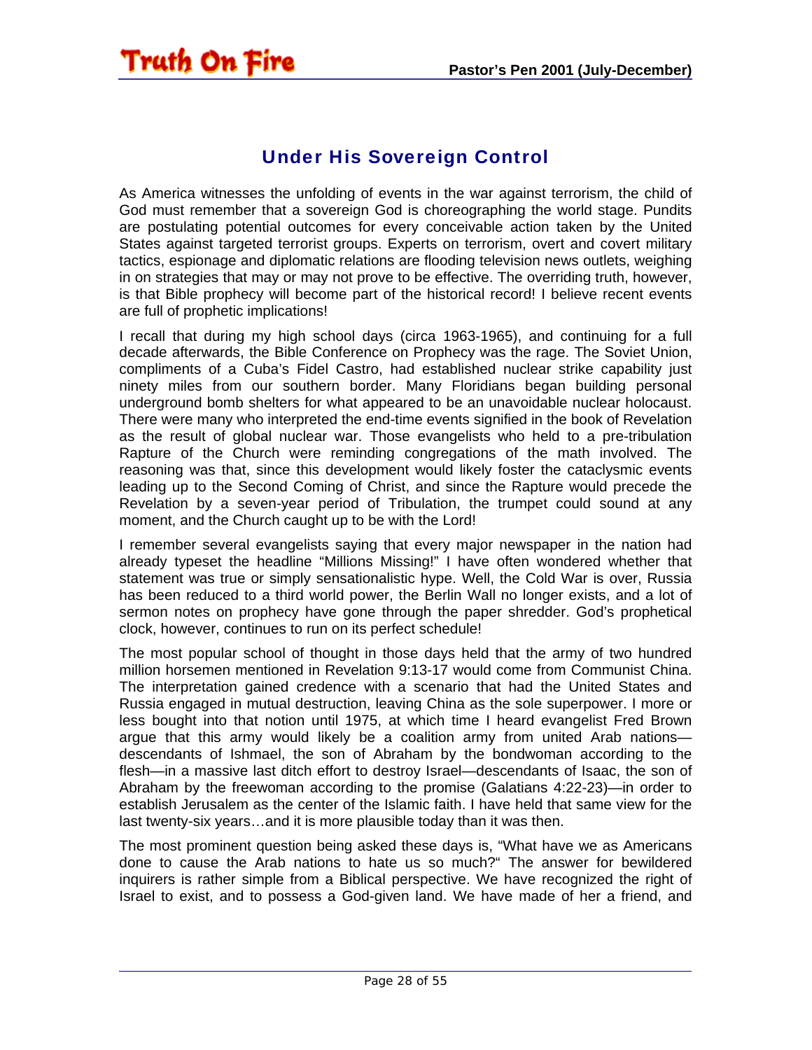## Under His Sovereign Control

As America witnesses the unfolding of events in the war against terrorism, the child of God must remember that a sovereign God is choreographing the world stage. Pundits are postulating potential outcomes for every conceivable action taken by the United States against targeted terrorist groups. Experts on terrorism, overt and covert military tactics, espionage and diplomatic relations are flooding television news outlets, weighing in on strategies that may or may not prove to be effective. The overriding truth, however, is that Bible prophecy will become part of the historical record! I believe recent events are full of prophetic implications!

I recall that during my high school days (circa 1963-1965), and continuing for a full decade afterwards, the Bible Conference on Prophecy was the rage. The Soviet Union, compliments of a Cuba's Fidel Castro, had established nuclear strike capability just ninety miles from our southern border. Many Floridians began building personal underground bomb shelters for what appeared to be an unavoidable nuclear holocaust. There were many who interpreted the end-time events signified in the book of Revelation as the result of global nuclear war. Those evangelists who held to a pre-tribulation Rapture of the Church were reminding congregations of the math involved. The reasoning was that, since this development would likely foster the cataclysmic events leading up to the Second Coming of Christ, and since the Rapture would precede the Revelation by a seven-year period of Tribulation, the trumpet could sound at any moment, and the Church caught up to be with the Lord!

I remember several evangelists saying that every major newspaper in the nation had already typeset the headline "Millions Missing!" I have often wondered whether that statement was true or simply sensationalistic hype. Well, the Cold War is over, Russia has been reduced to a third world power, the Berlin Wall no longer exists, and a lot of sermon notes on prophecy have gone through the paper shredder. God's prophetical clock, however, continues to run on its perfect schedule!

The most popular school of thought in those days held that the army of two hundred million horsemen mentioned in Revelation 9:13-17 would come from Communist China. The interpretation gained credence with a scenario that had the United States and Russia engaged in mutual destruction, leaving China as the sole superpower. I more or less bought into that notion until 1975, at which time I heard evangelist Fred Brown argue that this army would likely be a coalition army from united Arab nations—descendants of Ishmael, the son of Abraham by the bondwoman according to the flesh—in a massive last ditch effort to destroy Israel—descendants of Isaac, the son of Abraham by the freewoman according to the promise (Galatians 4:22-23)—in order to establish Jerusalem as the center of the Islamic faith. I have held that same view for the last twenty-six years…and it is more plausible today than it was then.

The most prominent question being asked these days is, "What have we as Americans done to cause the Arab nations to hate us so much?" The answer for bewildered inquirers is rather simple from a Biblical perspective. We have recognized the right of Israel to exist, and to possess a God-given land. We have made of her a friend, and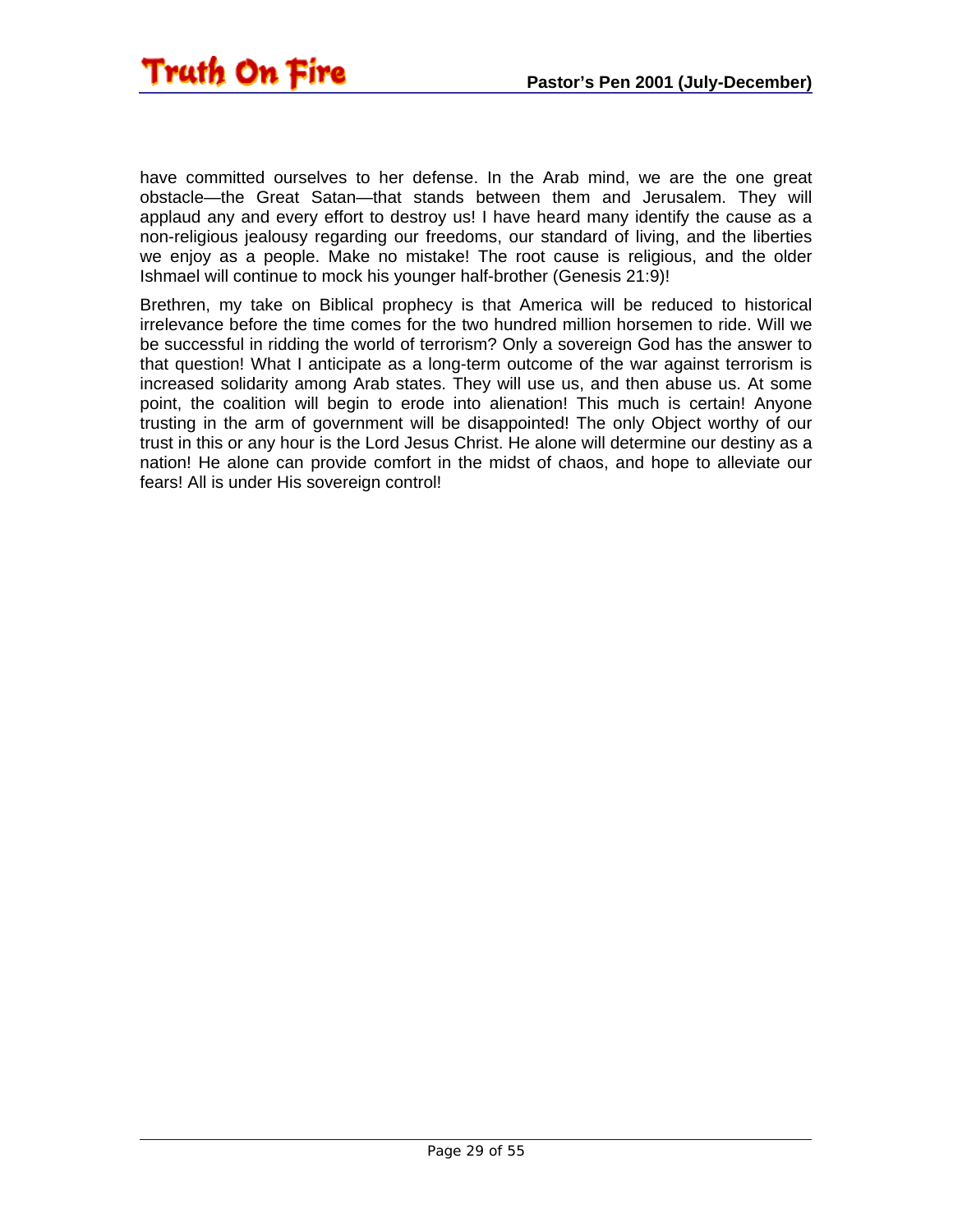have committed ourselves to her defense. In the Arab mind, we are the one great obstacle—the Great Satan—that stands between them and Jerusalem. They will applaud any and every effort to destroy us! I have heard many identify the cause as a non-religious jealousy regarding our freedoms, our standard of living, and the liberties we enjoy as a people. Make no mistake! The root cause is religious, and the older Ishmael will continue to mock his younger half-brother (Genesis 21:9)!

Brethren, my take on Biblical prophecy is that America will be reduced to historical irrelevance before the time comes for the two hundred million horsemen to ride. Will we be successful in ridding the world of terrorism? Only a sovereign God has the answer to that question! What I anticipate as a long-term outcome of the war against terrorism is increased solidarity among Arab states. They will use us, and then abuse us. At some point, the coalition will begin to erode into alienation! This much is certain! Anyone trusting in the arm of government will be disappointed! The only Object worthy of our trust in this or any hour is the Lord Jesus Christ. He alone will determine our destiny as a nation! He alone can provide comfort in the midst of chaos, and hope to alleviate our fears! All is under His sovereign control!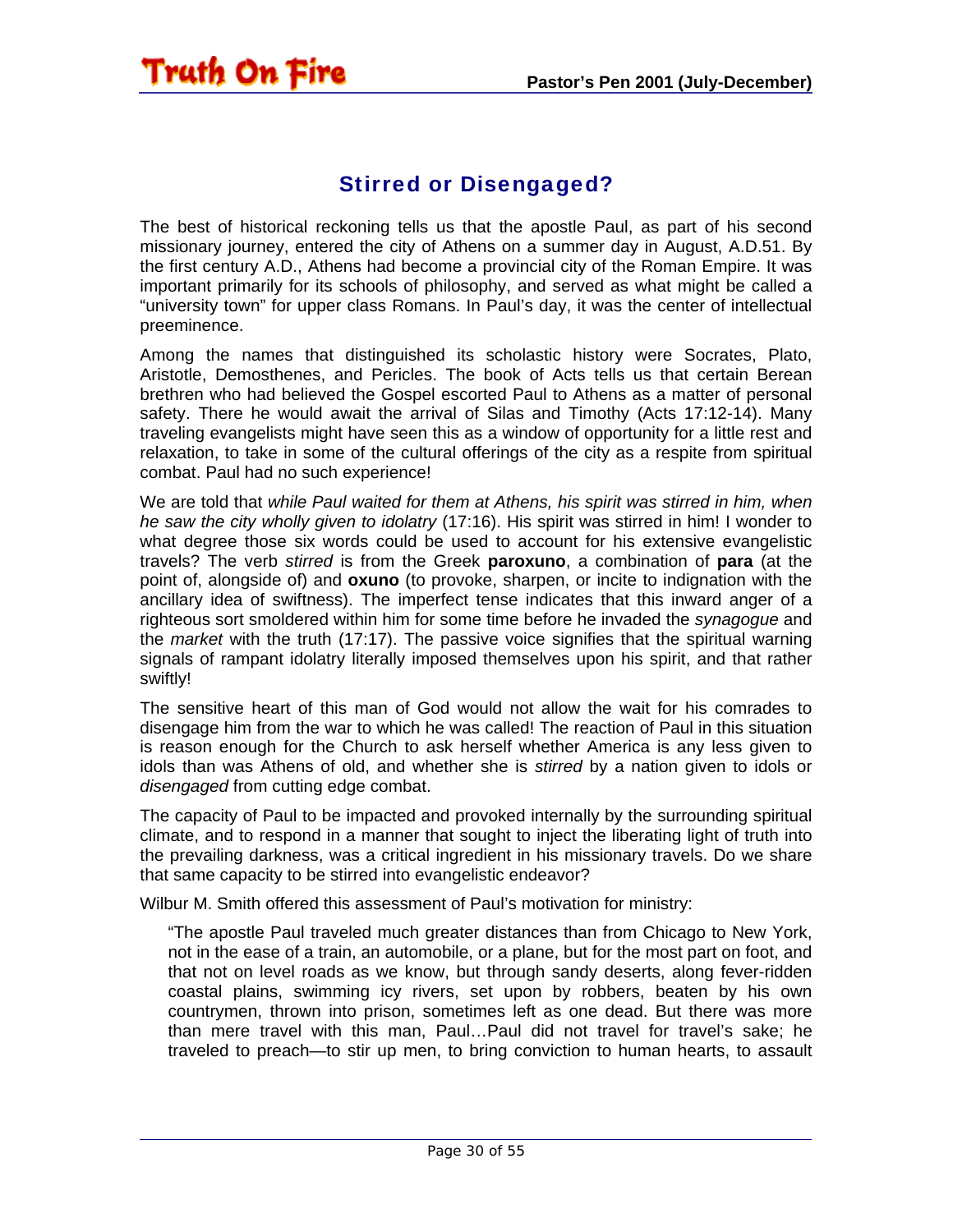## Stirred or Disengaged?

The best of historical reckoning tells us that the apostle Paul, as part of his second missionary journey, entered the city of Athens on a summer day in August, A.D.51. By the first century A.D., Athens had become a provincial city of the Roman Empire. It was important primarily for its schools of philosophy, and served as what might be called a "university town" for upper class Romans. In Paul's day, it was the center of intellectual preeminence.

Among the names that distinguished its scholastic history were Socrates, Plato, Aristotle, Demosthenes, and Pericles. The book of Acts tells us that certain Berean brethren who had believed the Gospel escorted Paul to Athens as a matter of personal safety. There he would await the arrival of Silas and Timothy (Acts 17:12-14). Many traveling evangelists might have seen this as a window of opportunity for a little rest and relaxation, to take in some of the cultural offerings of the city as a respite from spiritual combat. Paul had no such experience!

We are told that *while Paul waited for them at Athens, his spirit was stirred in him, when he saw the city wholly given to idolatry* (17:16). His spirit was stirred in him! I wonder to what degree those six words could be used to account for his extensive evangelistic travels? The verb *stirred* is from the Greek **paroxuno**, a combination of **para** (at the point of, alongside of) and **oxuno** (to provoke, sharpen, or incite to indignation with the ancillary idea of swiftness). The imperfect tense indicates that this inward anger of a righteous sort smoldered within him for some time before he invaded the *synagogue* and the *market* with the truth (17:17). The passive voice signifies that the spiritual warning signals of rampant idolatry literally imposed themselves upon his spirit, and that rather swiftly!

The sensitive heart of this man of God would not allow the wait for his comrades to disengage him from the war to which he was called! The reaction of Paul in this situation is reason enough for the Church to ask herself whether America is any less given to idols than was Athens of old, and whether she is *stirred* by a nation given to idols or *disengaged* from cutting edge combat.

The capacity of Paul to be impacted and provoked internally by the surrounding spiritual climate, and to respond in a manner that sought to inject the liberating light of truth into the prevailing darkness, was a critical ingredient in his missionary travels. Do we share that same capacity to be stirred into evangelistic endeavor?

Wilbur M. Smith offered this assessment of Paul's motivation for ministry:

> "The apostle Paul traveled much greater distances than from Chicago to New York, not in the ease of a train, an automobile, or a plane, but for the most part on foot, and that not on level roads as we know, but through sandy deserts, along fever-ridden coastal plains, swimming icy rivers, set upon by robbers, beaten by his own countrymen, thrown into prison, sometimes left as one dead. But there was more than mere travel with this man, Paul…Paul did not travel for travel's sake; he traveled to preach—to stir up men, to bring conviction to human hearts, to assault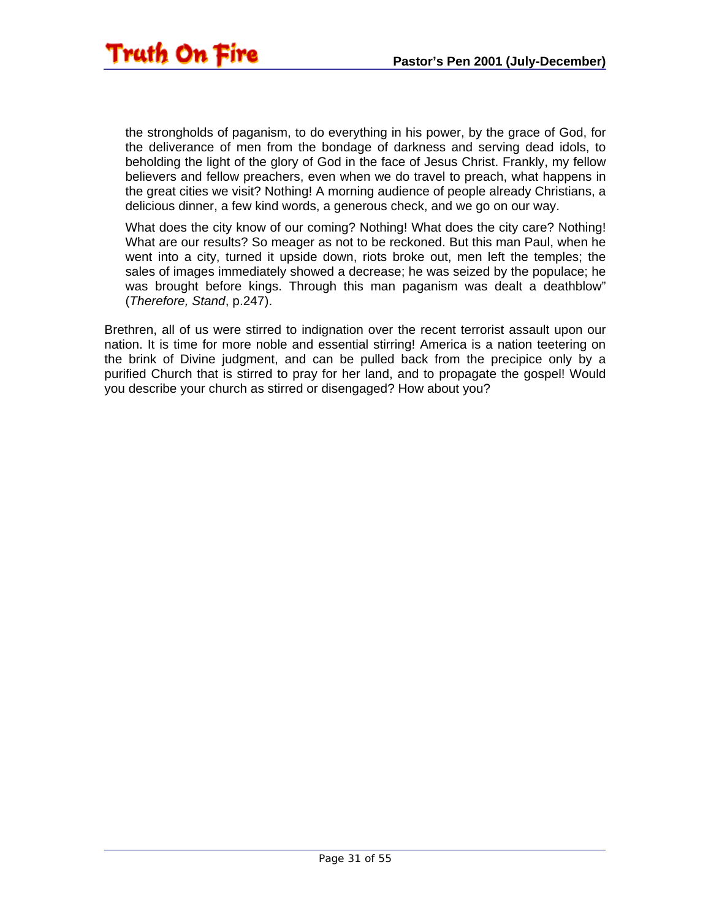> the strongholds of paganism, to do everything in his power, by the grace of God, for the deliverance of men from the bondage of darkness and serving dead idols, to beholding the light of the glory of God in the face of Jesus Christ. Frankly, my fellow believers and fellow preachers, even when we do travel to preach, what happens in the great cities we visit? Nothing! A morning audience of people already Christians, a delicious dinner, a few kind words, a generous check, and we go on our way.
>
> What does the city know of our coming? Nothing! What does the city care? Nothing! What are our results? So meager as not to be reckoned. But this man Paul, when he went into a city, turned it upside down, riots broke out, men left the temples; the sales of images immediately showed a decrease; he was seized by the populace; he was brought before kings. Through this man paganism was dealt a deathblow" (*Therefore, Stand*, p.247).

Brethren, all of us were stirred to indignation over the recent terrorist assault upon our nation. It is time for more noble and essential stirring! America is a nation teetering on the brink of Divine judgment, and can be pulled back from the precipice only by a purified Church that is stirred to pray for her land, and to propagate the gospel! Would you describe your church as stirred or disengaged? How about you?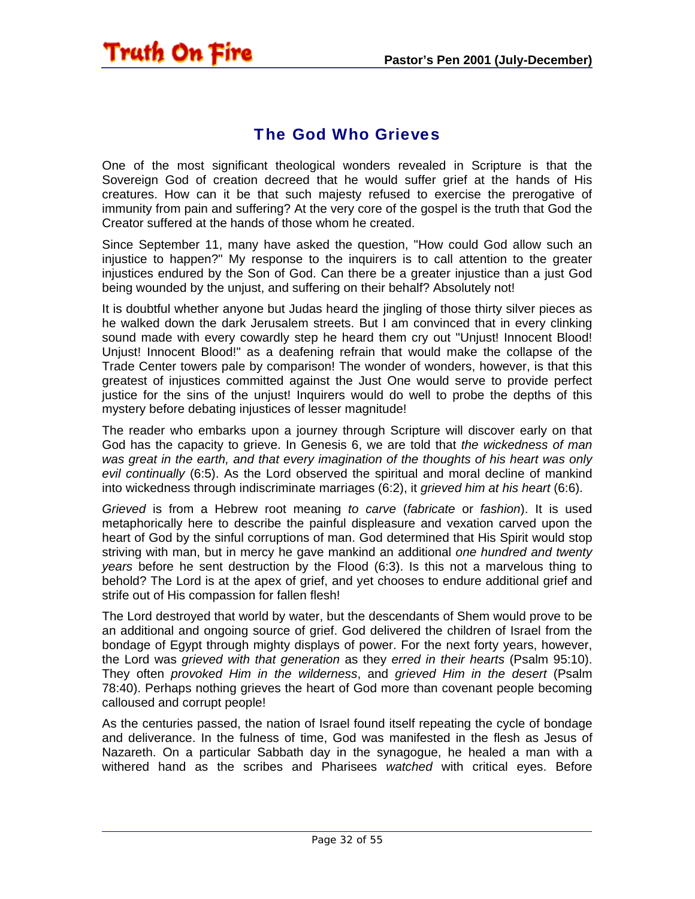## The God Who Grieves

One of the most significant theological wonders revealed in Scripture is that the Sovereign God of creation decreed that he would suffer grief at the hands of His creatures. How can it be that such majesty refused to exercise the prerogative of immunity from pain and suffering? At the very core of the gospel is the truth that God the Creator suffered at the hands of those whom he created.

Since September 11, many have asked the question, "How could God allow such an injustice to happen?" My response to the inquirers is to call attention to the greater injustices endured by the Son of God. Can there be a greater injustice than a just God being wounded by the unjust, and suffering on their behalf? Absolutely not!

It is doubtful whether anyone but Judas heard the jingling of those thirty silver pieces as he walked down the dark Jerusalem streets. But I am convinced that in every clinking sound made with every cowardly step he heard them cry out "Unjust! Innocent Blood! Unjust! Innocent Blood!" as a deafening refrain that would make the collapse of the Trade Center towers pale by comparison! The wonder of wonders, however, is that this greatest of injustices committed against the Just One would serve to provide perfect justice for the sins of the unjust! Inquirers would do well to probe the depths of this mystery before debating injustices of lesser magnitude!

The reader who embarks upon a journey through Scripture will discover early on that God has the capacity to grieve. In Genesis 6, we are told that *the wickedness of man was great in the earth, and that every imagination of the thoughts of his heart was only evil continually* (6:5). As the Lord observed the spiritual and moral decline of mankind into wickedness through indiscriminate marriages (6:2), it *grieved him at his heart* (6:6).

*Grieved* is from a Hebrew root meaning *to carve* (*fabricate* or *fashion*). It is used metaphorically here to describe the painful displeasure and vexation carved upon the heart of God by the sinful corruptions of man. God determined that His Spirit would stop striving with man, but in mercy he gave mankind an additional *one hundred and twenty years* before he sent destruction by the Flood (6:3). Is this not a marvelous thing to behold? The Lord is at the apex of grief, and yet chooses to endure additional grief and strife out of His compassion for fallen flesh!

The Lord destroyed that world by water, but the descendants of Shem would prove to be an additional and ongoing source of grief. God delivered the children of Israel from the bondage of Egypt through mighty displays of power. For the next forty years, however, the Lord was *grieved with that generation* as they *erred in their hearts* (Psalm 95:10). They often *provoked Him in the wilderness*, and *grieved Him in the desert* (Psalm 78:40). Perhaps nothing grieves the heart of God more than covenant people becoming calloused and corrupt people!

As the centuries passed, the nation of Israel found itself repeating the cycle of bondage and deliverance. In the fulness of time, God was manifested in the flesh as Jesus of Nazareth. On a particular Sabbath day in the synagogue, he healed a man with a withered hand as the scribes and Pharisees *watched* with critical eyes. Before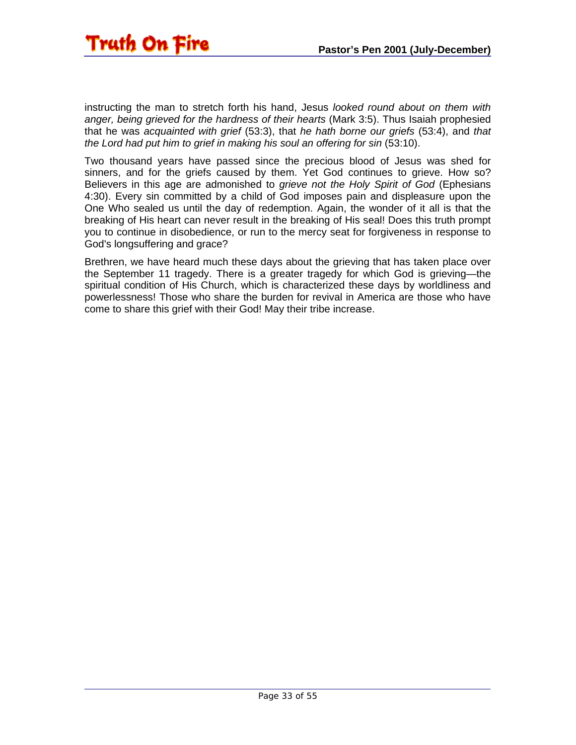instructing the man to stretch forth his hand, Jesus *looked round about on them with anger, being grieved for the hardness of their hearts* (Mark 3:5). Thus Isaiah prophesied that he was *acquainted with grief* (53:3), that *he hath borne our griefs* (53:4), and *that the Lord had put him to grief in making his soul an offering for sin* (53:10).

Two thousand years have passed since the precious blood of Jesus was shed for sinners, and for the griefs caused by them. Yet God continues to grieve. How so? Believers in this age are admonished to *grieve not the Holy Spirit of God* (Ephesians 4:30). Every sin committed by a child of God imposes pain and displeasure upon the One Who sealed us until the day of redemption. Again, the wonder of it all is that the breaking of His heart can never result in the breaking of His seal! Does this truth prompt you to continue in disobedience, or run to the mercy seat for forgiveness in response to God's longsuffering and grace?

Brethren, we have heard much these days about the grieving that has taken place over the September 11 tragedy. There is a greater tragedy for which God is grieving—the spiritual condition of His Church, which is characterized these days by worldliness and powerlessness! Those who share the burden for revival in America are those who have come to share this grief with their God! May their tribe increase.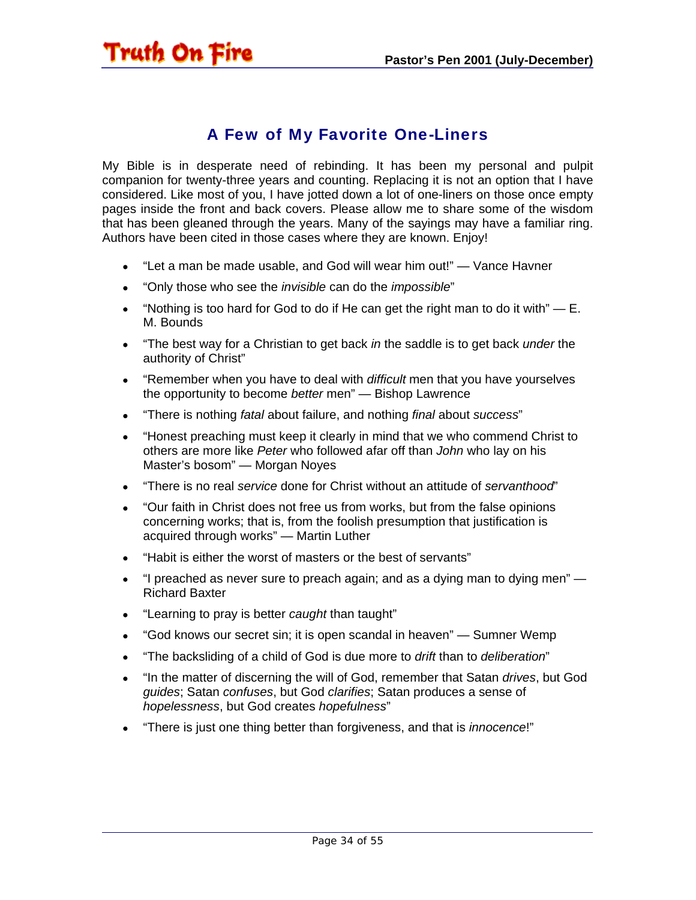## A Few of My Favorite One-Liners

My Bible is in desperate need of rebinding. It has been my personal and pulpit companion for twenty-three years and counting. Replacing it is not an option that I have considered. Like most of you, I have jotted down a lot of one-liners on those once empty pages inside the front and back covers. Please allow me to share some of the wisdom that has been gleaned through the years. Many of the sayings may have a familiar ring. Authors have been cited in those cases where they are known. Enjoy!

- "Let a man be made usable, and God will wear him out!" — Vance Havner
- "Only those who see the *invisible* can do the *impossible*"
- "Nothing is too hard for God to do if He can get the right man to do it with" — E. M. Bounds
- "The best way for a Christian to get back *in* the saddle is to get back *under* the authority of Christ"
- "Remember when you have to deal with *difficult* men that you have yourselves the opportunity to become *better* men" — Bishop Lawrence
- "There is nothing *fatal* about failure, and nothing *final* about *success*"
- "Honest preaching must keep it clearly in mind that we who commend Christ to others are more like *Peter* who followed afar off than *John* who lay on his Master's bosom" — Morgan Noyes
- "There is no real *service* done for Christ without an attitude of *servanthood*"
- "Our faith in Christ does not free us from works, but from the false opinions concerning works; that is, from the foolish presumption that justification is acquired through works" — Martin Luther
- "Habit is either the worst of masters or the best of servants"
- "I preached as never sure to preach again; and as a dying man to dying men" — Richard Baxter
- "Learning to pray is better *caught* than taught"
- "God knows our secret sin; it is open scandal in heaven" — Sumner Wemp
- "The backsliding of a child of God is due more to *drift* than to *deliberation*"
- "In the matter of discerning the will of God, remember that Satan *drives*, but God *guides*; Satan *confuses*, but God *clarifies*; Satan produces a sense of *hopelessness*, but God creates *hopefulness*"
- "There is just one thing better than forgiveness, and that is *innocence*!"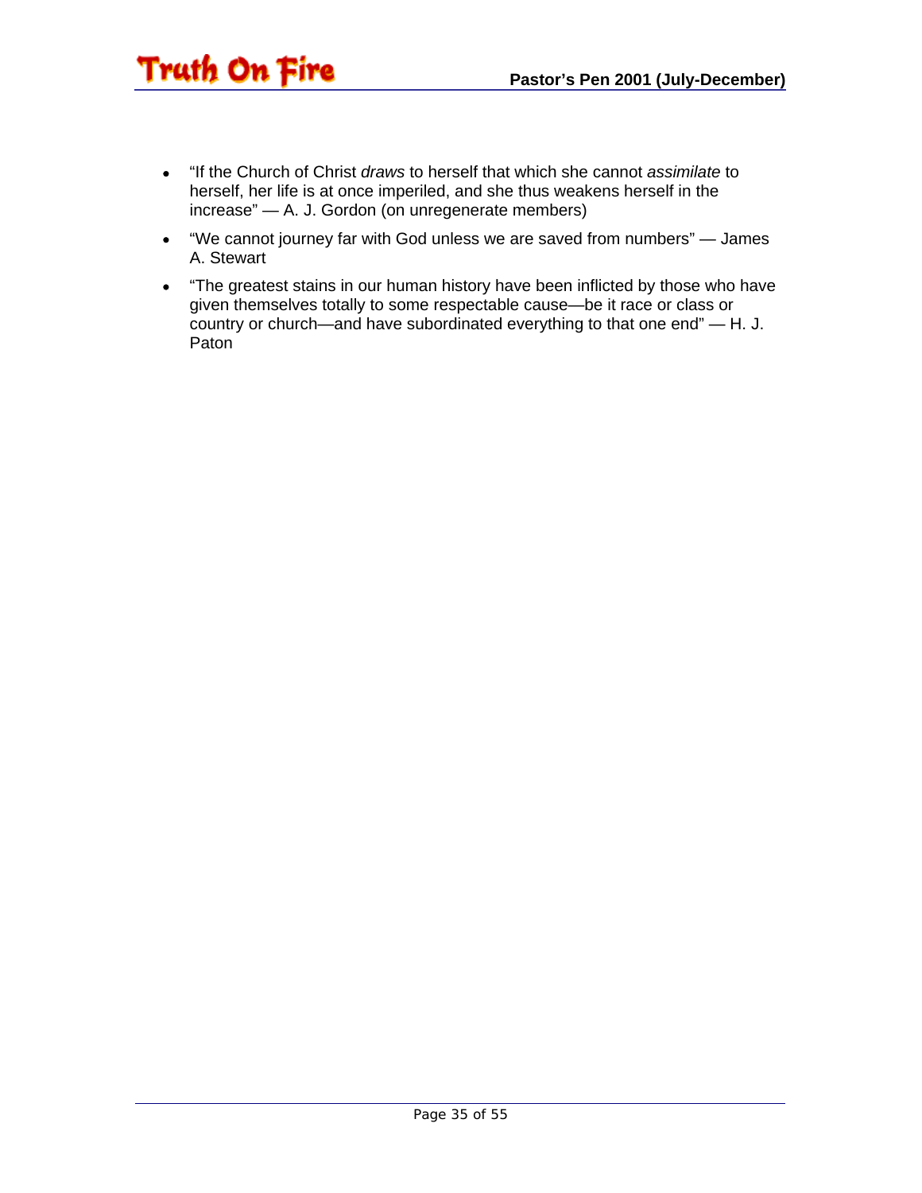- "If the Church of Christ *draws* to herself that which she cannot *assimilate* to herself, her life is at once imperiled, and she thus weakens herself in the increase" — A. J. Gordon (on unregenerate members)
- "We cannot journey far with God unless we are saved from numbers" — James A. Stewart
- "The greatest stains in our human history have been inflicted by those who have given themselves totally to some respectable cause—be it race or class or country or church—and have subordinated everything to that one end" — H. J. Paton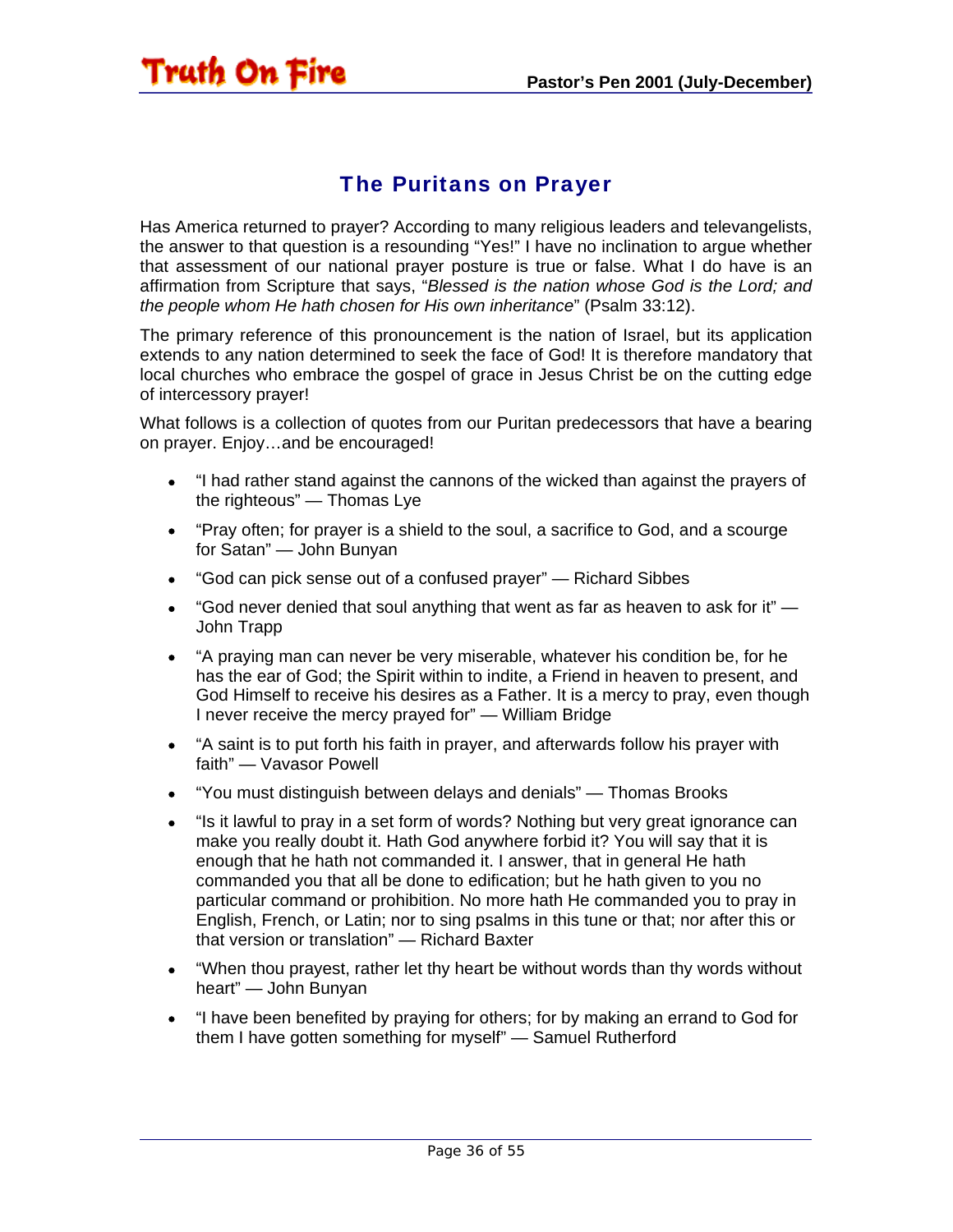## The Puritans on Prayer

Has America returned to prayer? According to many religious leaders and televangelists, the answer to that question is a resounding "Yes!" I have no inclination to argue whether that assessment of our national prayer posture is true or false. What I do have is an affirmation from Scripture that says, "*Blessed is the nation whose God is the Lord; and the people whom He hath chosen for His own inheritance*" (Psalm 33:12).

The primary reference of this pronouncement is the nation of Israel, but its application extends to any nation determined to seek the face of God! It is therefore mandatory that local churches who embrace the gospel of grace in Jesus Christ be on the cutting edge of intercessory prayer!

What follows is a collection of quotes from our Puritan predecessors that have a bearing on prayer. Enjoy…and be encouraged!

- "I had rather stand against the cannons of the wicked than against the prayers of the righteous" — Thomas Lye
- "Pray often; for prayer is a shield to the soul, a sacrifice to God, and a scourge for Satan" — John Bunyan
- "God can pick sense out of a confused prayer" — Richard Sibbes
- "God never denied that soul anything that went as far as heaven to ask for it" — John Trapp
- "A praying man can never be very miserable, whatever his condition be, for he has the ear of God; the Spirit within to indite, a Friend in heaven to present, and God Himself to receive his desires as a Father. It is a mercy to pray, even though I never receive the mercy prayed for" — William Bridge
- "A saint is to put forth his faith in prayer, and afterwards follow his prayer with faith" — Vavasor Powell
- "You must distinguish between delays and denials" — Thomas Brooks
- "Is it lawful to pray in a set form of words? Nothing but very great ignorance can make you really doubt it. Hath God anywhere forbid it? You will say that it is enough that he hath not commanded it. I answer, that in general He hath commanded you that all be done to edification; but he hath given to you no particular command or prohibition. No more hath He commanded you to pray in English, French, or Latin; nor to sing psalms in this tune or that; nor after this or that version or translation" — Richard Baxter
- "When thou prayest, rather let thy heart be without words than thy words without heart" — John Bunyan
- "I have been benefited by praying for others; for by making an errand to God for them I have gotten something for myself" — Samuel Rutherford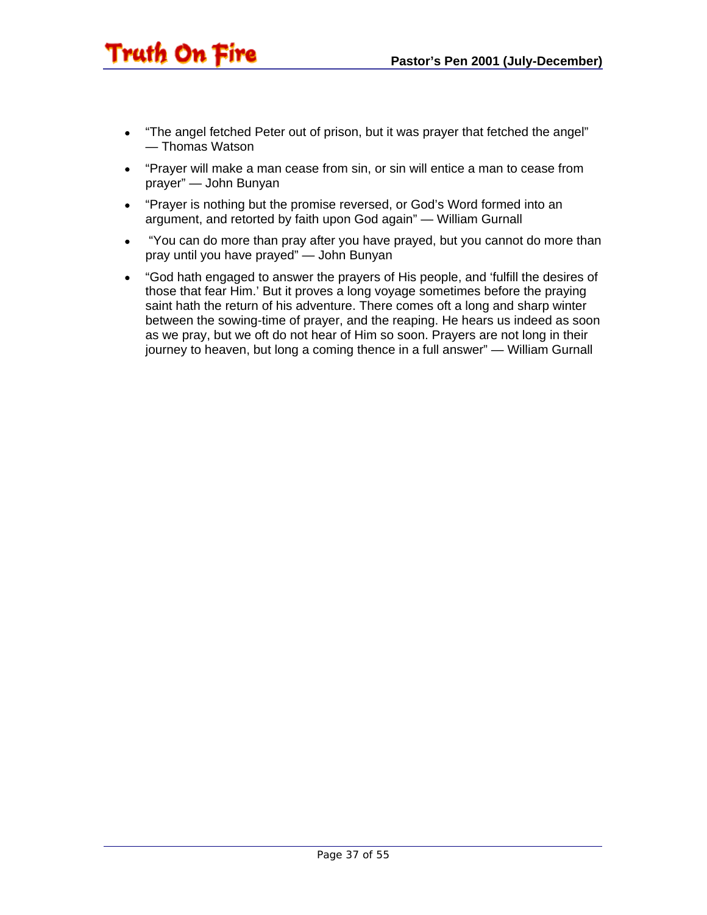- "The angel fetched Peter out of prison, but it was prayer that fetched the angel" — Thomas Watson
- "Prayer will make a man cease from sin, or sin will entice a man to cease from prayer" — John Bunyan
- "Prayer is nothing but the promise reversed, or God's Word formed into an argument, and retorted by faith upon God again" — William Gurnall
- "You can do more than pray after you have prayed, but you cannot do more than pray until you have prayed" — John Bunyan
- "God hath engaged to answer the prayers of His people, and 'fulfill the desires of those that fear Him.' But it proves a long voyage sometimes before the praying saint hath the return of his adventure. There comes oft a long and sharp winter between the sowing-time of prayer, and the reaping. He hears us indeed as soon as we pray, but we oft do not hear of Him so soon. Prayers are not long in their journey to heaven, but long a coming thence in a full answer" — William Gurnall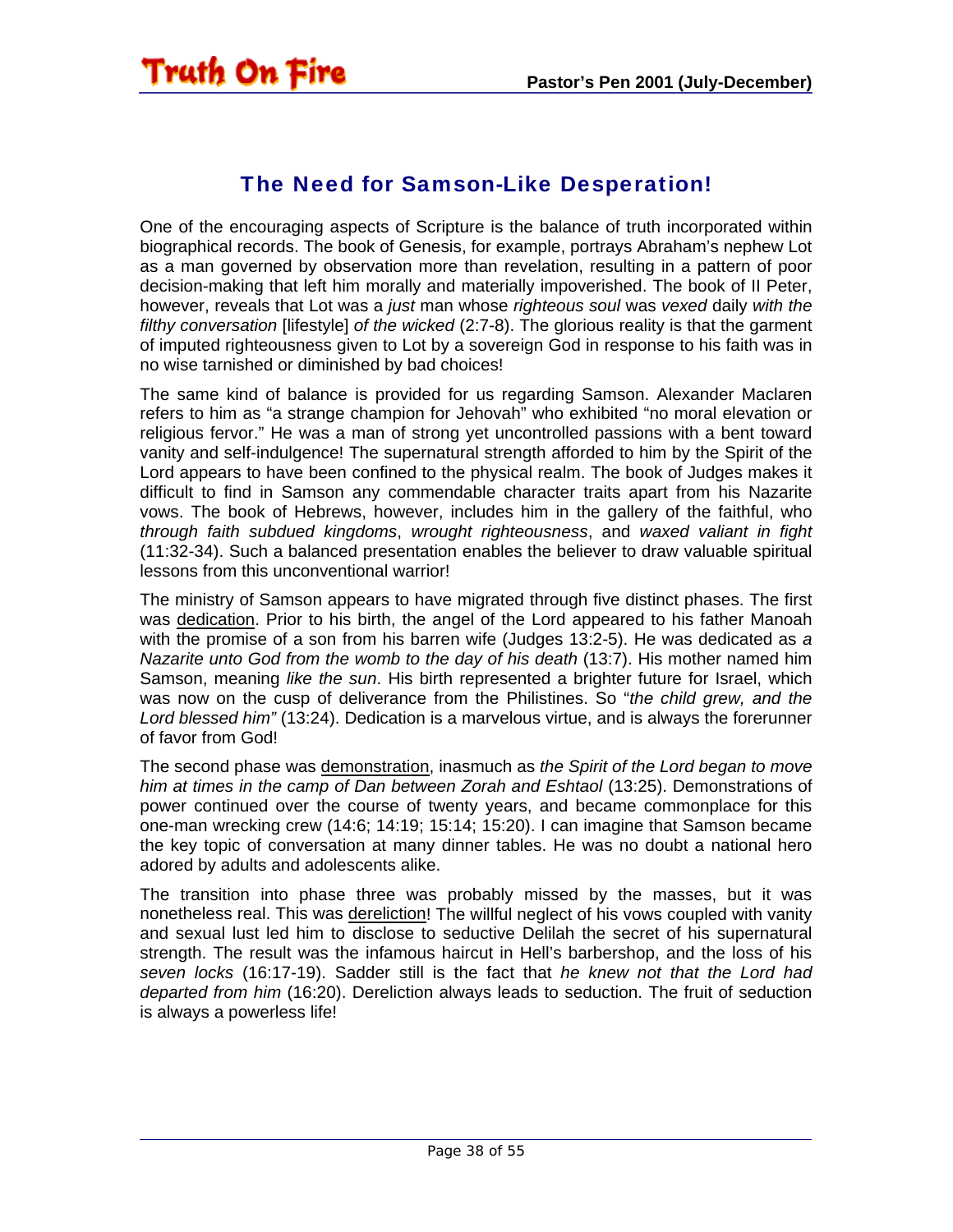## The Need for Samson-Like Desperation!

One of the encouraging aspects of Scripture is the balance of truth incorporated within biographical records. The book of Genesis, for example, portrays Abraham's nephew Lot as a man governed by observation more than revelation, resulting in a pattern of poor decision-making that left him morally and materially impoverished. The book of II Peter, however, reveals that Lot was a *just* man whose *righteous soul* was *vexed* daily *with the filthy conversation* [lifestyle] *of the wicked* (2:7-8). The glorious reality is that the garment of imputed righteousness given to Lot by a sovereign God in response to his faith was in no wise tarnished or diminished by bad choices!

The same kind of balance is provided for us regarding Samson. Alexander Maclaren refers to him as "a strange champion for Jehovah" who exhibited "no moral elevation or religious fervor." He was a man of strong yet uncontrolled passions with a bent toward vanity and self-indulgence! The supernatural strength afforded to him by the Spirit of the Lord appears to have been confined to the physical realm. The book of Judges makes it difficult to find in Samson any commendable character traits apart from his Nazarite vows. The book of Hebrews, however, includes him in the gallery of the faithful, who *through faith subdued kingdoms*, *wrought righteousness*, and *waxed valiant in fight* (11:32-34). Such a balanced presentation enables the believer to draw valuable spiritual lessons from this unconventional warrior!

The ministry of Samson appears to have migrated through five distinct phases. The first was <u>dedication</u>. Prior to his birth, the angel of the Lord appeared to his father Manoah with the promise of a son from his barren wife (Judges 13:2-5). He was dedicated as *a Nazarite unto God from the womb to the day of his death* (13:7). His mother named him Samson, meaning *like the sun*. His birth represented a brighter future for Israel, which was now on the cusp of deliverance from the Philistines. So "*the child grew, and the Lord blessed him"* (13:24). Dedication is a marvelous virtue, and is always the forerunner of favor from God!

The second phase was <u>demonstration</u>, inasmuch as *the Spirit of the Lord began to move him at times in the camp of Dan between Zorah and Eshtaol* (13:25). Demonstrations of power continued over the course of twenty years, and became commonplace for this one-man wrecking crew (14:6; 14:19; 15:14; 15:20). I can imagine that Samson became the key topic of conversation at many dinner tables. He was no doubt a national hero adored by adults and adolescents alike.

The transition into phase three was probably missed by the masses, but it was nonetheless real. This was <u>dereliction</u>! The willful neglect of his vows coupled with vanity and sexual lust led him to disclose to seductive Delilah the secret of his supernatural strength. The result was the infamous haircut in Hell's barbershop, and the loss of his *seven locks* (16:17-19). Sadder still is the fact that *he knew not that the Lord had departed from him* (16:20). Dereliction always leads to seduction. The fruit of seduction is always a powerless life!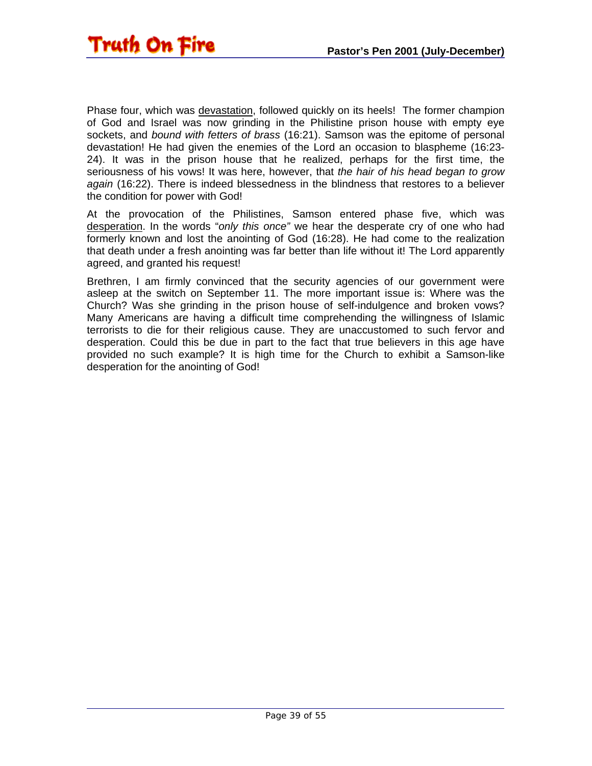Phase four, which was <u>devastation</u>, followed quickly on its heels! The former champion of God and Israel was now grinding in the Philistine prison house with empty eye sockets, and *bound with fetters of brass* (16:21). Samson was the epitome of personal devastation! He had given the enemies of the Lord an occasion to blaspheme (16:23-24). It was in the prison house that he realized, perhaps for the first time, the seriousness of his vows! It was here, however, that *the hair of his head began to grow again* (16:22). There is indeed blessedness in the blindness that restores to a believer the condition for power with God!

At the provocation of the Philistines, Samson entered phase five, which was <u>desperation</u>. In the words "*only this once"* we hear the desperate cry of one who had formerly known and lost the anointing of God (16:28). He had come to the realization that death under a fresh anointing was far better than life without it! The Lord apparently agreed, and granted his request!

Brethren, I am firmly convinced that the security agencies of our government were asleep at the switch on September 11. The more important issue is: Where was the Church? Was she grinding in the prison house of self-indulgence and broken vows? Many Americans are having a difficult time comprehending the willingness of Islamic terrorists to die for their religious cause. They are unaccustomed to such fervor and desperation. Could this be due in part to the fact that true believers in this age have provided no such example? It is high time for the Church to exhibit a Samson-like desperation for the anointing of God!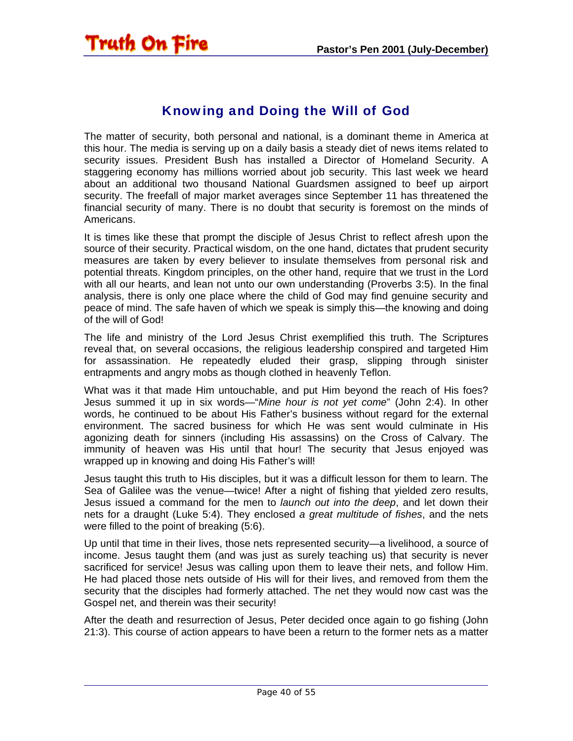## Knowing and Doing the Will of God

The matter of security, both personal and national, is a dominant theme in America at this hour. The media is serving up on a daily basis a steady diet of news items related to security issues. President Bush has installed a Director of Homeland Security. A staggering economy has millions worried about job security. This last week we heard about an additional two thousand National Guardsmen assigned to beef up airport security. The freefall of major market averages since September 11 has threatened the financial security of many. There is no doubt that security is foremost on the minds of Americans.

It is times like these that prompt the disciple of Jesus Christ to reflect afresh upon the source of their security. Practical wisdom, on the one hand, dictates that prudent security measures are taken by every believer to insulate themselves from personal risk and potential threats. Kingdom principles, on the other hand, require that we trust in the Lord with all our hearts, and lean not unto our own understanding (Proverbs 3:5). In the final analysis, there is only one place where the child of God may find genuine security and peace of mind. The safe haven of which we speak is simply this—the knowing and doing of the will of God!

The life and ministry of the Lord Jesus Christ exemplified this truth. The Scriptures reveal that, on several occasions, the religious leadership conspired and targeted Him for assassination. He repeatedly eluded their grasp, slipping through sinister entrapments and angry mobs as though clothed in heavenly Teflon.

What was it that made Him untouchable, and put Him beyond the reach of His foes? Jesus summed it up in six words—"*Mine hour is not yet come*" (John 2:4). In other words, he continued to be about His Father's business without regard for the external environment. The sacred business for which He was sent would culminate in His agonizing death for sinners (including His assassins) on the Cross of Calvary. The immunity of heaven was His until that hour! The security that Jesus enjoyed was wrapped up in knowing and doing His Father's will!

Jesus taught this truth to His disciples, but it was a difficult lesson for them to learn. The Sea of Galilee was the venue—twice! After a night of fishing that yielded zero results, Jesus issued a command for the men to *launch out into the deep*, and let down their nets for a draught (Luke 5:4). They enclosed *a great multitude of fishes*, and the nets were filled to the point of breaking (5:6).

Up until that time in their lives, those nets represented security—a livelihood, a source of income. Jesus taught them (and was just as surely teaching us) that security is never sacrificed for service! Jesus was calling upon them to leave their nets, and follow Him. He had placed those nets outside of His will for their lives, and removed from them the security that the disciples had formerly attached. The net they would now cast was the Gospel net, and therein was their security!

After the death and resurrection of Jesus, Peter decided once again to go fishing (John 21:3). This course of action appears to have been a return to the former nets as a matter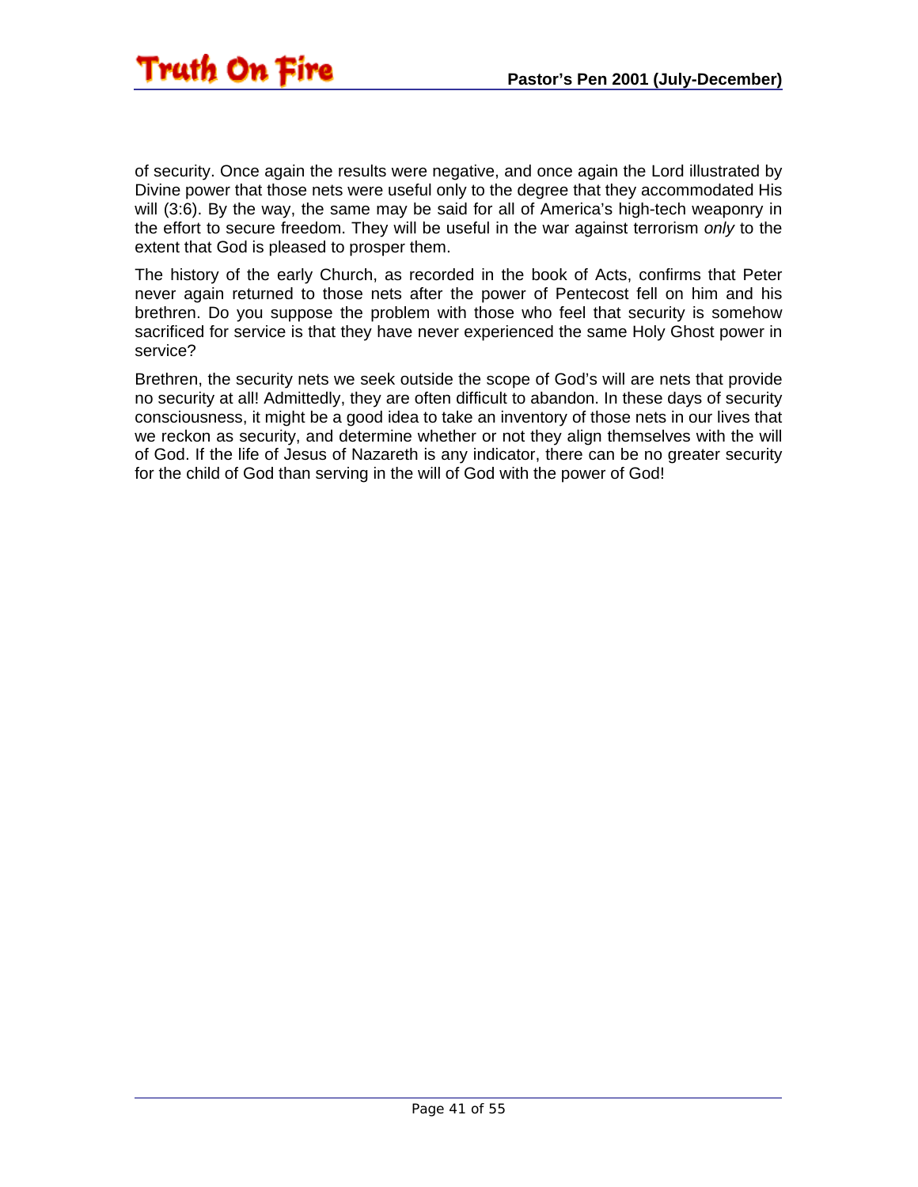of security. Once again the results were negative, and once again the Lord illustrated by Divine power that those nets were useful only to the degree that they accommodated His will (3:6). By the way, the same may be said for all of America's high-tech weaponry in the effort to secure freedom. They will be useful in the war against terrorism *only* to the extent that God is pleased to prosper them.

The history of the early Church, as recorded in the book of Acts, confirms that Peter never again returned to those nets after the power of Pentecost fell on him and his brethren. Do you suppose the problem with those who feel that security is somehow sacrificed for service is that they have never experienced the same Holy Ghost power in service?

Brethren, the security nets we seek outside the scope of God's will are nets that provide no security at all! Admittedly, they are often difficult to abandon. In these days of security consciousness, it might be a good idea to take an inventory of those nets in our lives that we reckon as security, and determine whether or not they align themselves with the will of God. If the life of Jesus of Nazareth is any indicator, there can be no greater security for the child of God than serving in the will of God with the power of God!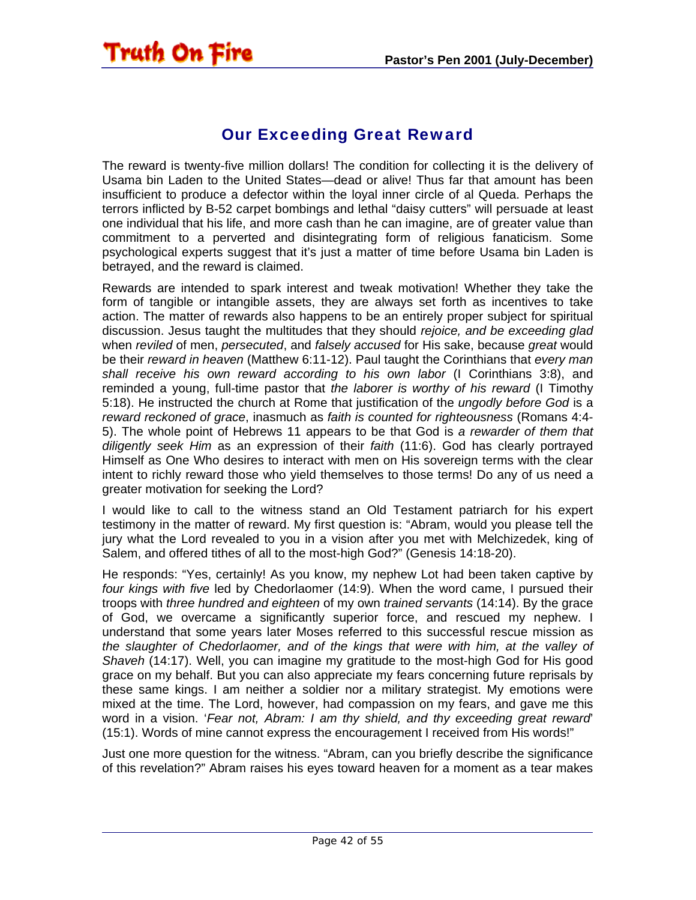## Our Exceeding Great Reward

The reward is twenty-five million dollars! The condition for collecting it is the delivery of Usama bin Laden to the United States—dead or alive! Thus far that amount has been insufficient to produce a defector within the loyal inner circle of al Queda. Perhaps the terrors inflicted by B-52 carpet bombings and lethal "daisy cutters" will persuade at least one individual that his life, and more cash than he can imagine, are of greater value than commitment to a perverted and disintegrating form of religious fanaticism. Some psychological experts suggest that it's just a matter of time before Usama bin Laden is betrayed, and the reward is claimed.

Rewards are intended to spark interest and tweak motivation! Whether they take the form of tangible or intangible assets, they are always set forth as incentives to take action. The matter of rewards also happens to be an entirely proper subject for spiritual discussion. Jesus taught the multitudes that they should *rejoice, and be exceeding glad* when *reviled* of men, *persecuted*, and *falsely accused* for His sake, because *great* would be their *reward in heaven* (Matthew 6:11-12). Paul taught the Corinthians that *every man shall receive his own reward according to his own labor* (I Corinthians 3:8), and reminded a young, full-time pastor that *the laborer is worthy of his reward* (I Timothy 5:18). He instructed the church at Rome that justification of the *ungodly before God* is a *reward reckoned of grace*, inasmuch as *faith is counted for righteousness* (Romans 4:4-5). The whole point of Hebrews 11 appears to be that God is *a rewarder of them that diligently seek Him* as an expression of their *faith* (11:6). God has clearly portrayed Himself as One Who desires to interact with men on His sovereign terms with the clear intent to richly reward those who yield themselves to those terms! Do any of us need a greater motivation for seeking the Lord?

I would like to call to the witness stand an Old Testament patriarch for his expert testimony in the matter of reward. My first question is: "Abram, would you please tell the jury what the Lord revealed to you in a vision after you met with Melchizedek, king of Salem, and offered tithes of all to the most-high God?" (Genesis 14:18-20).

He responds: "Yes, certainly! As you know, my nephew Lot had been taken captive by *four kings with five* led by Chedorlaomer (14:9). When the word came, I pursued their troops with *three hundred and eighteen* of my own *trained servants* (14:14). By the grace of God, we overcame a significantly superior force, and rescued my nephew. I understand that some years later Moses referred to this successful rescue mission as *the slaughter of Chedorlaomer, and of the kings that were with him, at the valley of Shaveh* (14:17). Well, you can imagine my gratitude to the most-high God for His good grace on my behalf. But you can also appreciate my fears concerning future reprisals by these same kings. I am neither a soldier nor a military strategist. My emotions were mixed at the time. The Lord, however, had compassion on my fears, and gave me this word in a vision. '*Fear not, Abram: I am thy shield, and thy exceeding great reward*' (15:1). Words of mine cannot express the encouragement I received from His words!"

Just one more question for the witness. "Abram, can you briefly describe the significance of this revelation?" Abram raises his eyes toward heaven for a moment as a tear makes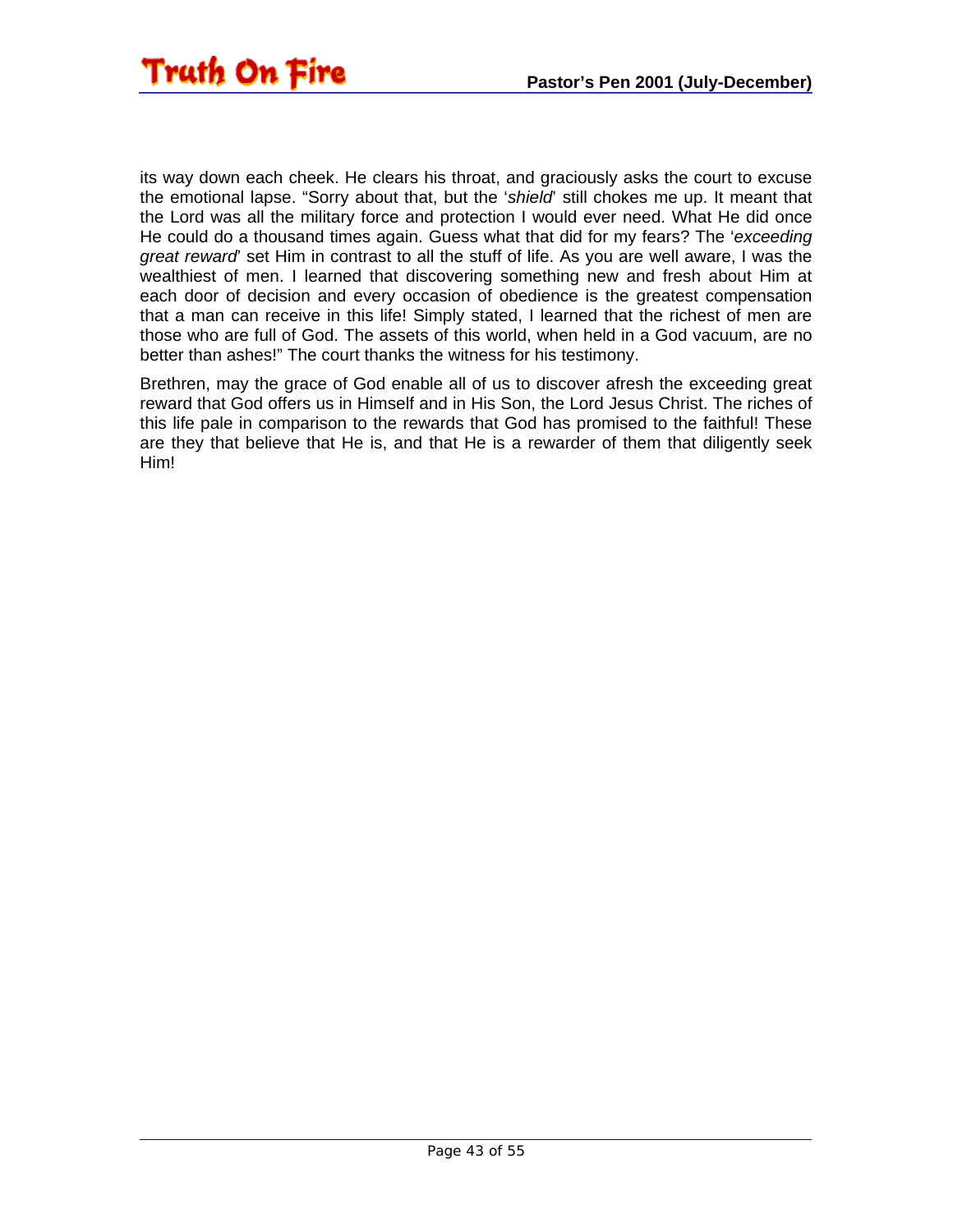its way down each cheek. He clears his throat, and graciously asks the court to excuse the emotional lapse. "Sorry about that, but the '*shield*' still chokes me up. It meant that the Lord was all the military force and protection I would ever need. What He did once He could do a thousand times again. Guess what that did for my fears? The '*exceeding great reward*' set Him in contrast to all the stuff of life. As you are well aware, I was the wealthiest of men. I learned that discovering something new and fresh about Him at each door of decision and every occasion of obedience is the greatest compensation that a man can receive in this life! Simply stated, I learned that the richest of men are those who are full of God. The assets of this world, when held in a God vacuum, are no better than ashes!" The court thanks the witness for his testimony.

Brethren, may the grace of God enable all of us to discover afresh the exceeding great reward that God offers us in Himself and in His Son, the Lord Jesus Christ. The riches of this life pale in comparison to the rewards that God has promised to the faithful! These are they that believe that He is, and that He is a rewarder of them that diligently seek Him!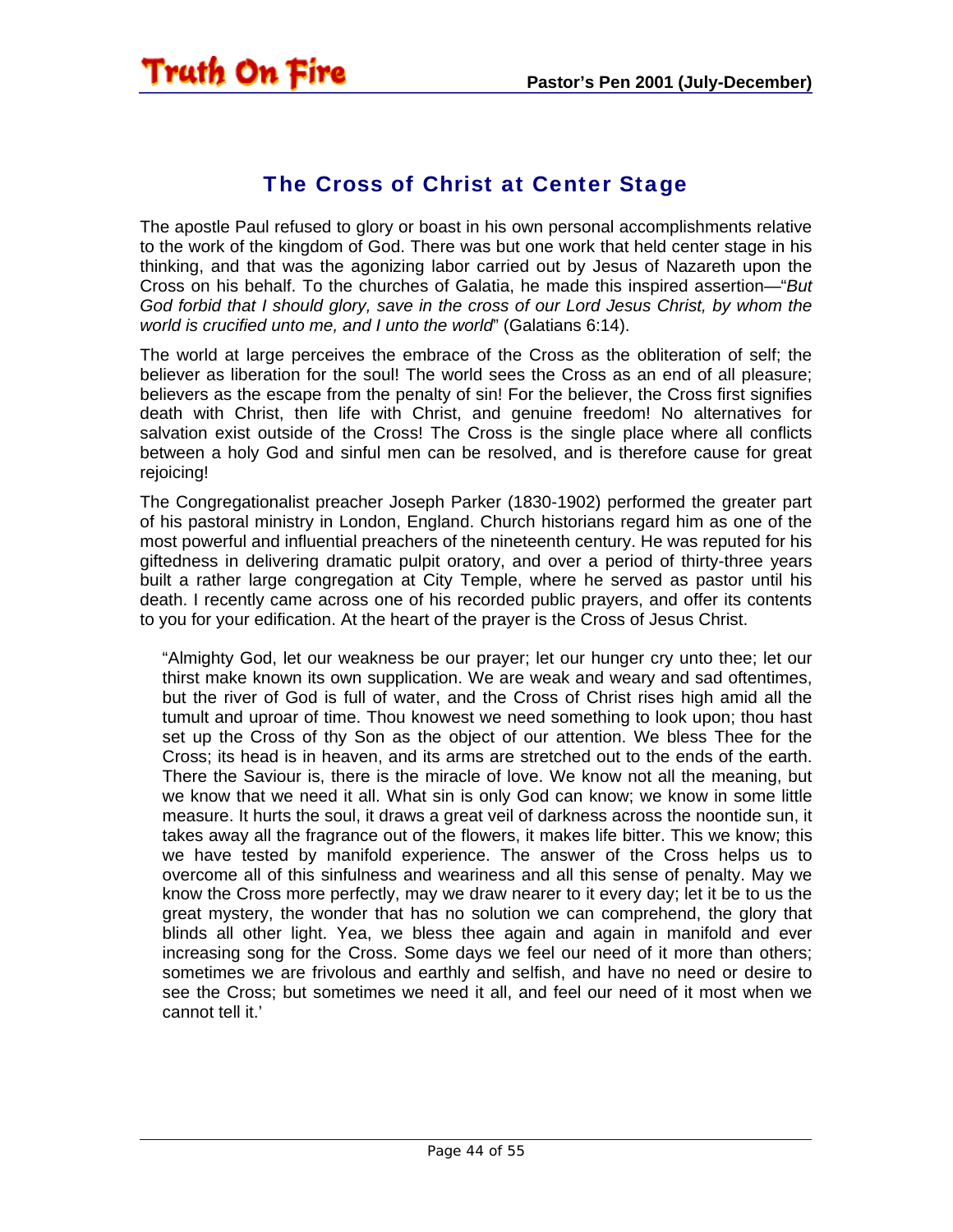## The Cross of Christ at Center Stage

The apostle Paul refused to glory or boast in his own personal accomplishments relative to the work of the kingdom of God. There was but one work that held center stage in his thinking, and that was the agonizing labor carried out by Jesus of Nazareth upon the Cross on his behalf. To the churches of Galatia, he made this inspired assertion—"*But God forbid that I should glory, save in the cross of our Lord Jesus Christ, by whom the world is crucified unto me, and I unto the world*" (Galatians 6:14).

The world at large perceives the embrace of the Cross as the obliteration of self; the believer as liberation for the soul! The world sees the Cross as an end of all pleasure; believers as the escape from the penalty of sin! For the believer, the Cross first signifies death with Christ, then life with Christ, and genuine freedom! No alternatives for salvation exist outside of the Cross! The Cross is the single place where all conflicts between a holy God and sinful men can be resolved, and is therefore cause for great rejoicing!

The Congregationalist preacher Joseph Parker (1830-1902) performed the greater part of his pastoral ministry in London, England. Church historians regard him as one of the most powerful and influential preachers of the nineteenth century. He was reputed for his giftedness in delivering dramatic pulpit oratory, and over a period of thirty-three years built a rather large congregation at City Temple, where he served as pastor until his death. I recently came across one of his recorded public prayers, and offer its contents to you for your edification. At the heart of the prayer is the Cross of Jesus Christ.

> "Almighty God, let our weakness be our prayer; let our hunger cry unto thee; let our thirst make known its own supplication. We are weak and weary and sad oftentimes, but the river of God is full of water, and the Cross of Christ rises high amid all the tumult and uproar of time. Thou knowest we need something to look upon; thou hast set up the Cross of thy Son as the object of our attention. We bless Thee for the Cross; its head is in heaven, and its arms are stretched out to the ends of the earth. There the Saviour is, there is the miracle of love. We know not all the meaning, but we know that we need it all. What sin is only God can know; we know in some little measure. It hurts the soul, it draws a great veil of darkness across the noontide sun, it takes away all the fragrance out of the flowers, it makes life bitter. This we know; this we have tested by manifold experience. The answer of the Cross helps us to overcome all of this sinfulness and weariness and all this sense of penalty. May we know the Cross more perfectly, may we draw nearer to it every day; let it be to us the great mystery, the wonder that has no solution we can comprehend, the glory that blinds all other light. Yea, we bless thee again and again in manifold and ever increasing song for the Cross. Some days we feel our need of it more than others; sometimes we are frivolous and earthly and selfish, and have no need or desire to see the Cross; but sometimes we need it all, and feel our need of it most when we cannot tell it.'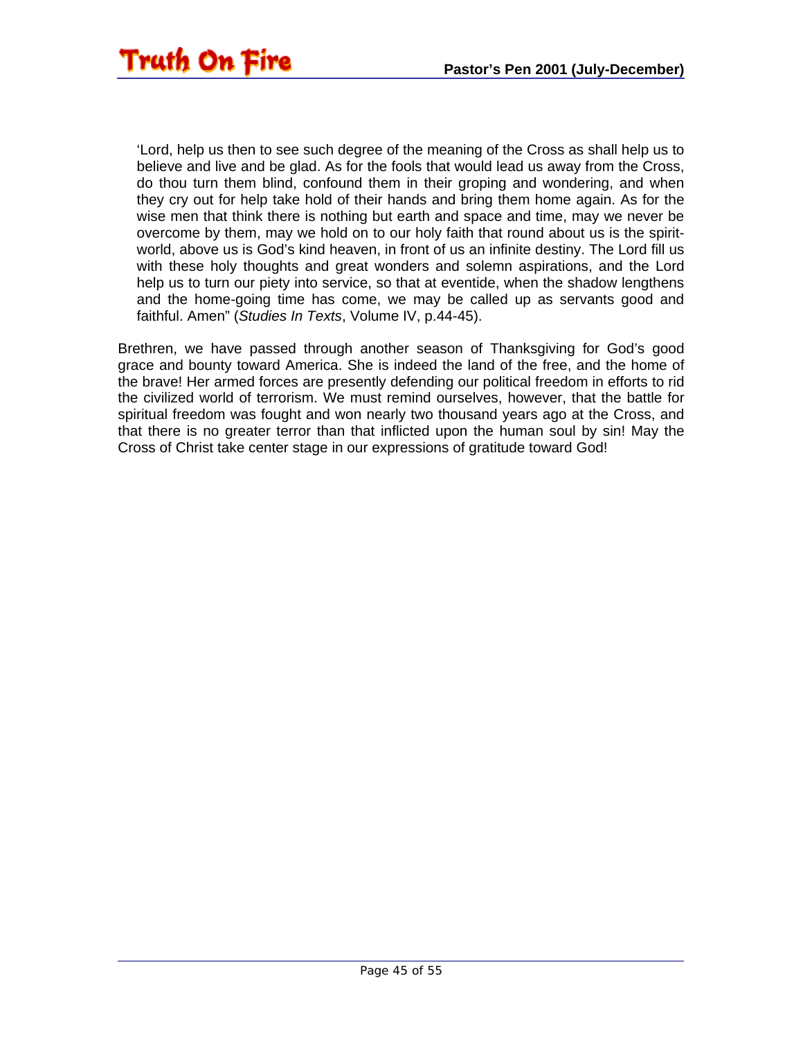> 'Lord, help us then to see such degree of the meaning of the Cross as shall help us to believe and live and be glad. As for the fools that would lead us away from the Cross, do thou turn them blind, confound them in their groping and wondering, and when they cry out for help take hold of their hands and bring them home again. As for the wise men that think there is nothing but earth and space and time, may we never be overcome by them, may we hold on to our holy faith that round about us is the spirit-world, above us is God's kind heaven, in front of us an infinite destiny. The Lord fill us with these holy thoughts and great wonders and solemn aspirations, and the Lord help us to turn our piety into service, so that at eventide, when the shadow lengthens and the home-going time has come, we may be called up as servants good and faithful. Amen" (*Studies In Texts*, Volume IV, p.44-45).

Brethren, we have passed through another season of Thanksgiving for God's good grace and bounty toward America. She is indeed the land of the free, and the home of the brave! Her armed forces are presently defending our political freedom in efforts to rid the civilized world of terrorism. We must remind ourselves, however, that the battle for spiritual freedom was fought and won nearly two thousand years ago at the Cross, and that there is no greater terror than that inflicted upon the human soul by sin! May the Cross of Christ take center stage in our expressions of gratitude toward God!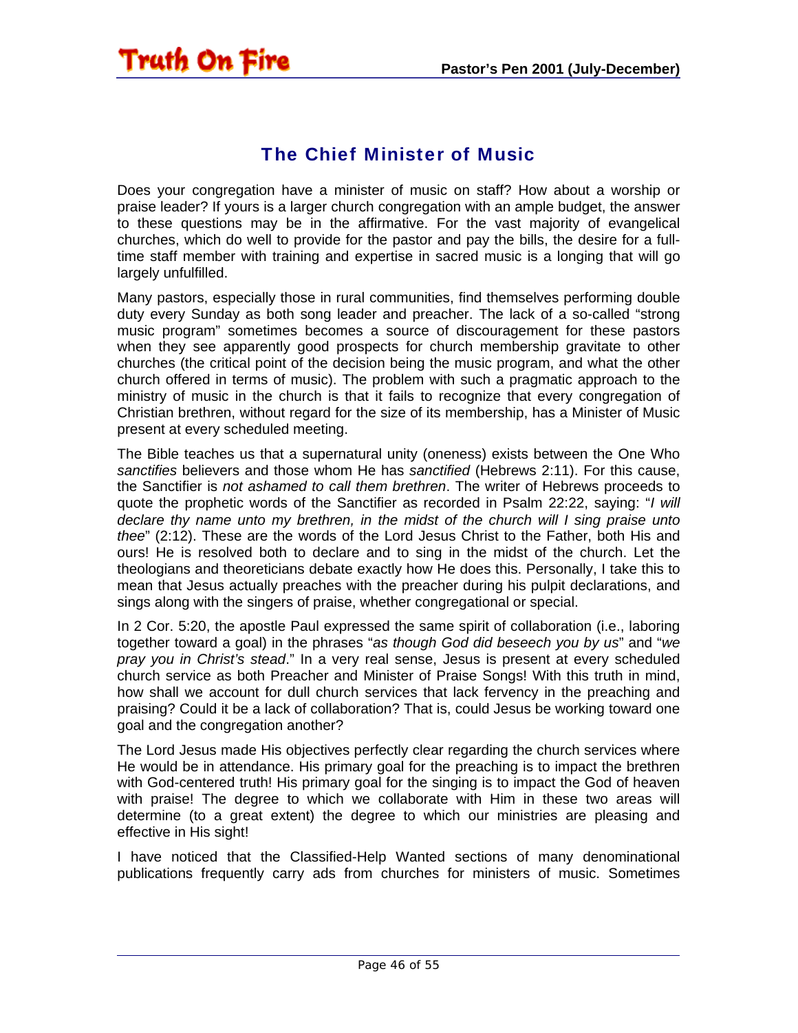## The Chief Minister of Music

Does your congregation have a minister of music on staff? How about a worship or praise leader? If yours is a larger church congregation with an ample budget, the answer to these questions may be in the affirmative. For the vast majority of evangelical churches, which do well to provide for the pastor and pay the bills, the desire for a full-time staff member with training and expertise in sacred music is a longing that will go largely unfulfilled.

Many pastors, especially those in rural communities, find themselves performing double duty every Sunday as both song leader and preacher. The lack of a so-called "strong music program" sometimes becomes a source of discouragement for these pastors when they see apparently good prospects for church membership gravitate to other churches (the critical point of the decision being the music program, and what the other church offered in terms of music). The problem with such a pragmatic approach to the ministry of music in the church is that it fails to recognize that every congregation of Christian brethren, without regard for the size of its membership, has a Minister of Music present at every scheduled meeting.

The Bible teaches us that a supernatural unity (oneness) exists between the One Who *sanctifies* believers and those whom He has *sanctified* (Hebrews 2:11). For this cause, the Sanctifier is *not ashamed to call them brethren*. The writer of Hebrews proceeds to quote the prophetic words of the Sanctifier as recorded in Psalm 22:22, saying: "*I will declare thy name unto my brethren, in the midst of the church will I sing praise unto thee*" (2:12). These are the words of the Lord Jesus Christ to the Father, both His and ours! He is resolved both to declare and to sing in the midst of the church. Let the theologians and theoreticians debate exactly how He does this. Personally, I take this to mean that Jesus actually preaches with the preacher during his pulpit declarations, and sings along with the singers of praise, whether congregational or special.

In 2 Cor. 5:20, the apostle Paul expressed the same spirit of collaboration (i.e., laboring together toward a goal) in the phrases "*as though God did beseech you by us*" and "*we pray you in Christ's stead*." In a very real sense, Jesus is present at every scheduled church service as both Preacher and Minister of Praise Songs! With this truth in mind, how shall we account for dull church services that lack fervency in the preaching and praising? Could it be a lack of collaboration? That is, could Jesus be working toward one goal and the congregation another?

The Lord Jesus made His objectives perfectly clear regarding the church services where He would be in attendance. His primary goal for the preaching is to impact the brethren with God-centered truth! His primary goal for the singing is to impact the God of heaven with praise! The degree to which we collaborate with Him in these two areas will determine (to a great extent) the degree to which our ministries are pleasing and effective in His sight!

I have noticed that the Classified-Help Wanted sections of many denominational publications frequently carry ads from churches for ministers of music. Sometimes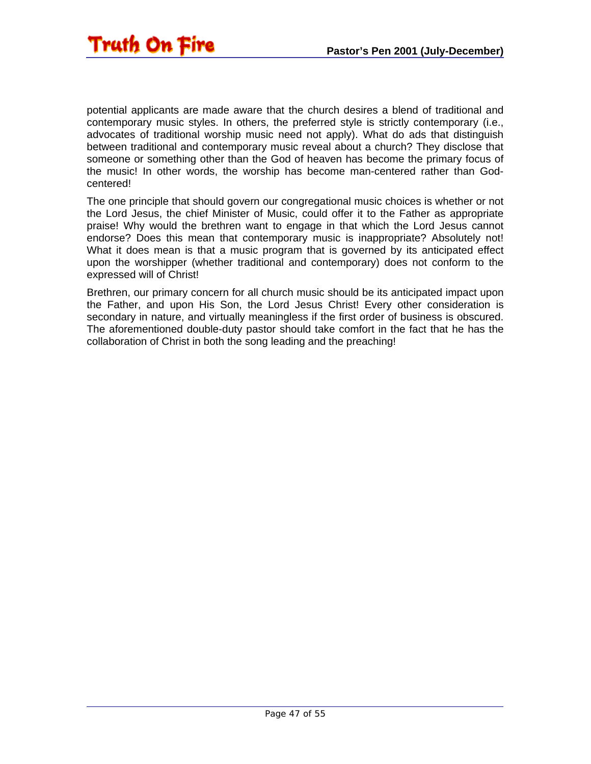potential applicants are made aware that the church desires a blend of traditional and contemporary music styles. In others, the preferred style is strictly contemporary (i.e., advocates of traditional worship music need not apply). What do ads that distinguish between traditional and contemporary music reveal about a church? They disclose that someone or something other than the God of heaven has become the primary focus of the music! In other words, the worship has become man-centered rather than God-centered!

The one principle that should govern our congregational music choices is whether or not the Lord Jesus, the chief Minister of Music, could offer it to the Father as appropriate praise! Why would the brethren want to engage in that which the Lord Jesus cannot endorse? Does this mean that contemporary music is inappropriate? Absolutely not! What it does mean is that a music program that is governed by its anticipated effect upon the worshipper (whether traditional and contemporary) does not conform to the expressed will of Christ!

Brethren, our primary concern for all church music should be its anticipated impact upon the Father, and upon His Son, the Lord Jesus Christ! Every other consideration is secondary in nature, and virtually meaningless if the first order of business is obscured. The aforementioned double-duty pastor should take comfort in the fact that he has the collaboration of Christ in both the song leading and the preaching!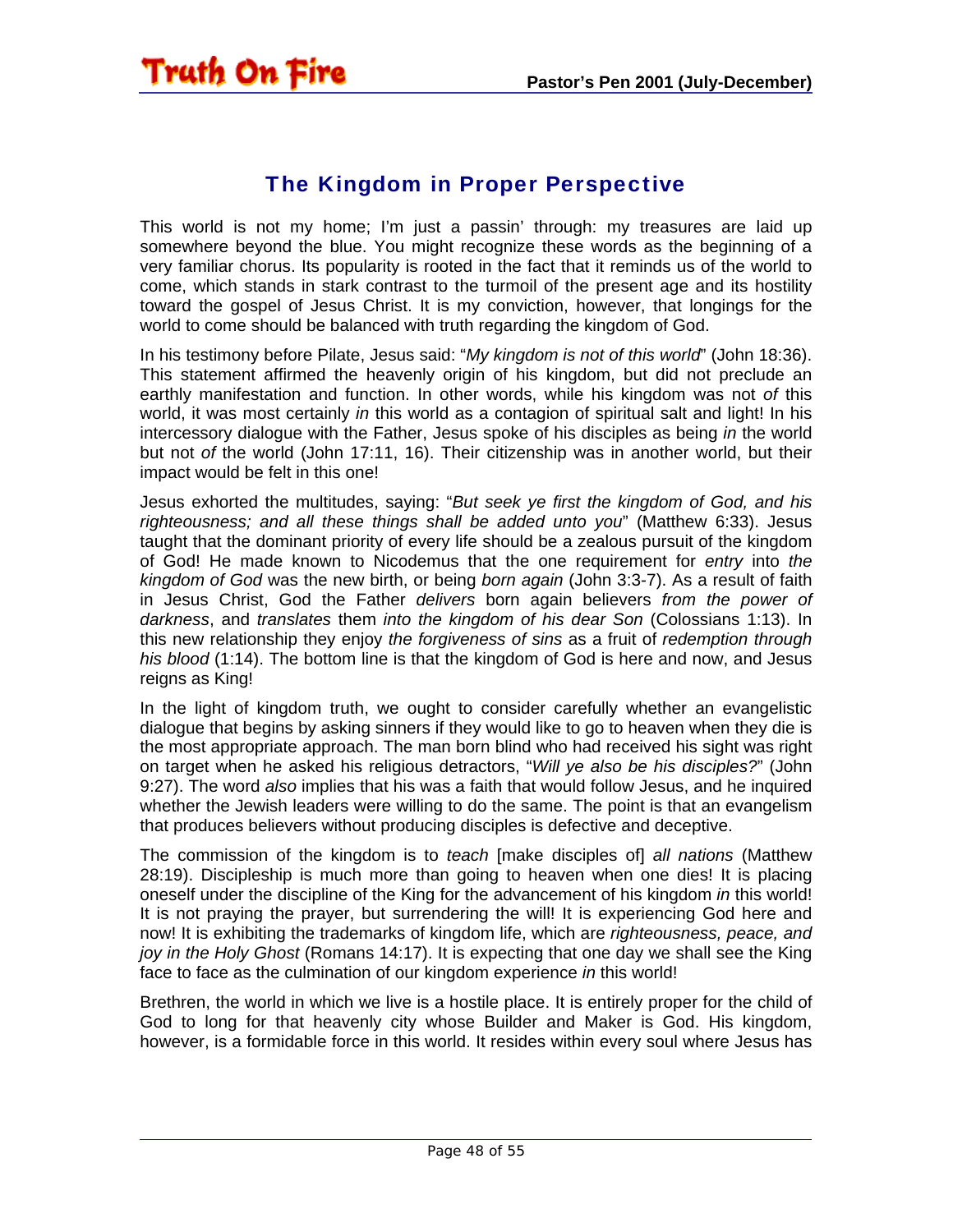## The Kingdom in Proper Perspective

This world is not my home; I'm just a passin' through: my treasures are laid up somewhere beyond the blue. You might recognize these words as the beginning of a very familiar chorus. Its popularity is rooted in the fact that it reminds us of the world to come, which stands in stark contrast to the turmoil of the present age and its hostility toward the gospel of Jesus Christ. It is my conviction, however, that longings for the world to come should be balanced with truth regarding the kingdom of God.

In his testimony before Pilate, Jesus said: "*My kingdom is not of this world*" (John 18:36). This statement affirmed the heavenly origin of his kingdom, but did not preclude an earthly manifestation and function. In other words, while his kingdom was not *of* this world, it was most certainly *in* this world as a contagion of spiritual salt and light! In his intercessory dialogue with the Father, Jesus spoke of his disciples as being *in* the world but not *of* the world (John 17:11, 16). Their citizenship was in another world, but their impact would be felt in this one!

Jesus exhorted the multitudes, saying: "*But seek ye first the kingdom of God, and his righteousness; and all these things shall be added unto you*" (Matthew 6:33). Jesus taught that the dominant priority of every life should be a zealous pursuit of the kingdom of God! He made known to Nicodemus that the one requirement for *entry* into *the kingdom of God* was the new birth, or being *born again* (John 3:3-7). As a result of faith in Jesus Christ, God the Father *delivers* born again believers *from the power of darkness*, and *translates* them *into the kingdom of his dear Son* (Colossians 1:13). In this new relationship they enjoy *the forgiveness of sins* as a fruit of *redemption through his blood* (1:14). The bottom line is that the kingdom of God is here and now, and Jesus reigns as King!

In the light of kingdom truth, we ought to consider carefully whether an evangelistic dialogue that begins by asking sinners if they would like to go to heaven when they die is the most appropriate approach. The man born blind who had received his sight was right on target when he asked his religious detractors, "*Will ye also be his disciples?*" (John 9:27). The word *also* implies that his was a faith that would follow Jesus, and he inquired whether the Jewish leaders were willing to do the same. The point is that an evangelism that produces believers without producing disciples is defective and deceptive.

The commission of the kingdom is to *teach* [make disciples of] *all nations* (Matthew 28:19). Discipleship is much more than going to heaven when one dies! It is placing oneself under the discipline of the King for the advancement of his kingdom *in* this world! It is not praying the prayer, but surrendering the will! It is experiencing God here and now! It is exhibiting the trademarks of kingdom life, which are *righteousness, peace, and joy in the Holy Ghost* (Romans 14:17). It is expecting that one day we shall see the King face to face as the culmination of our kingdom experience *in* this world!

Brethren, the world in which we live is a hostile place. It is entirely proper for the child of God to long for that heavenly city whose Builder and Maker is God. His kingdom, however, is a formidable force in this world. It resides within every soul where Jesus has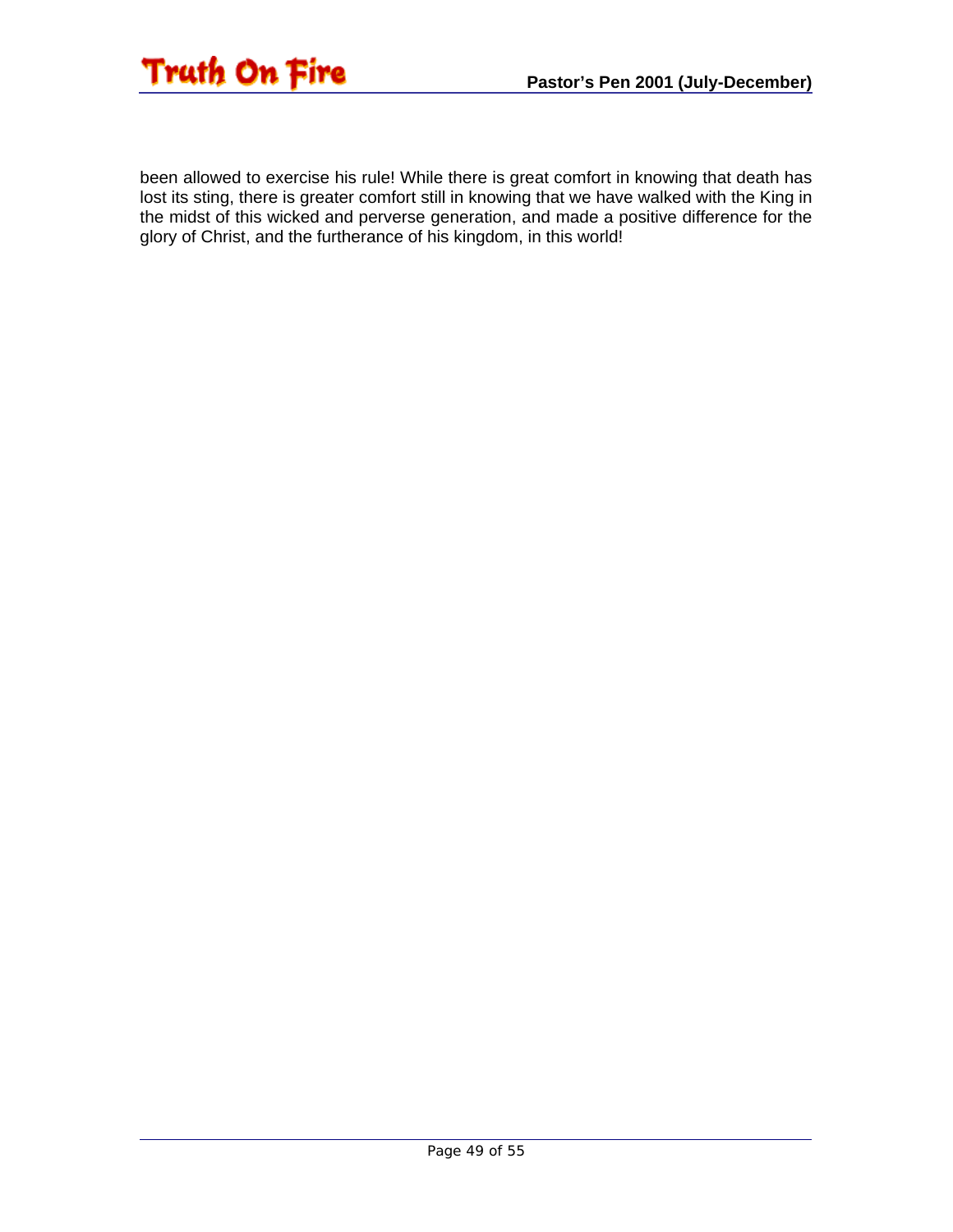been allowed to exercise his rule! While there is great comfort in knowing that death has lost its sting, there is greater comfort still in knowing that we have walked with the King in the midst of this wicked and perverse generation, and made a positive difference for the glory of Christ, and the furtherance of his kingdom, in this world!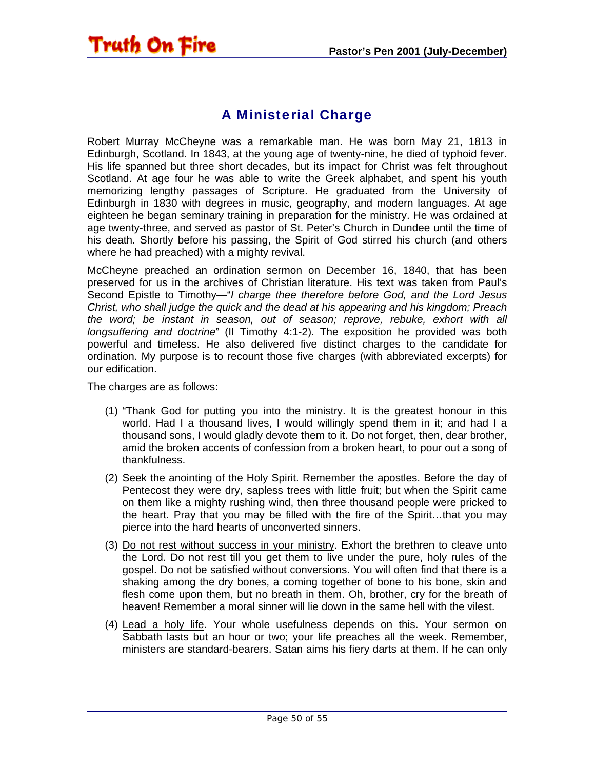## A Ministerial Charge

Robert Murray McCheyne was a remarkable man. He was born May 21, 1813 in Edinburgh, Scotland. In 1843, at the young age of twenty-nine, he died of typhoid fever. His life spanned but three short decades, but its impact for Christ was felt throughout Scotland. At age four he was able to write the Greek alphabet, and spent his youth memorizing lengthy passages of Scripture. He graduated from the University of Edinburgh in 1830 with degrees in music, geography, and modern languages. At age eighteen he began seminary training in preparation for the ministry. He was ordained at age twenty-three, and served as pastor of St. Peter's Church in Dundee until the time of his death. Shortly before his passing, the Spirit of God stirred his church (and others where he had preached) with a mighty revival.

McCheyne preached an ordination sermon on December 16, 1840, that has been preserved for us in the archives of Christian literature. His text was taken from Paul's Second Epistle to Timothy—"*I charge thee therefore before God, and the Lord Jesus Christ, who shall judge the quick and the dead at his appearing and his kingdom; Preach the word; be instant in season, out of season; reprove, rebuke, exhort with all longsuffering and doctrine*" (II Timothy 4:1-2). The exposition he provided was both powerful and timeless. He also delivered five distinct charges to the candidate for ordination. My purpose is to recount those five charges (with abbreviated excerpts) for our edification.

The charges are as follows:

(1) "<u>Thank God for putting you into the ministry</u>. It is the greatest honour in this world. Had I a thousand lives, I would willingly spend them in it; and had I a thousand sons, I would gladly devote them to it. Do not forget, then, dear brother, amid the broken accents of confession from a broken heart, to pour out a song of thankfulness.

(2) <u>Seek the anointing of the Holy Spirit</u>. Remember the apostles. Before the day of Pentecost they were dry, sapless trees with little fruit; but when the Spirit came on them like a mighty rushing wind, then three thousand people were pricked to the heart. Pray that you may be filled with the fire of the Spirit…that you may pierce into the hard hearts of unconverted sinners.

(3) <u>Do not rest without success in your ministry</u>. Exhort the brethren to cleave unto the Lord. Do not rest till you get them to live under the pure, holy rules of the gospel. Do not be satisfied without conversions. You will often find that there is a shaking among the dry bones, a coming together of bone to his bone, skin and flesh come upon them, but no breath in them. Oh, brother, cry for the breath of heaven! Remember a moral sinner will lie down in the same hell with the vilest.

(4) <u>Lead a holy life</u>. Your whole usefulness depends on this. Your sermon on Sabbath lasts but an hour or two; your life preaches all the week. Remember, ministers are standard-bearers. Satan aims his fiery darts at them. If he can only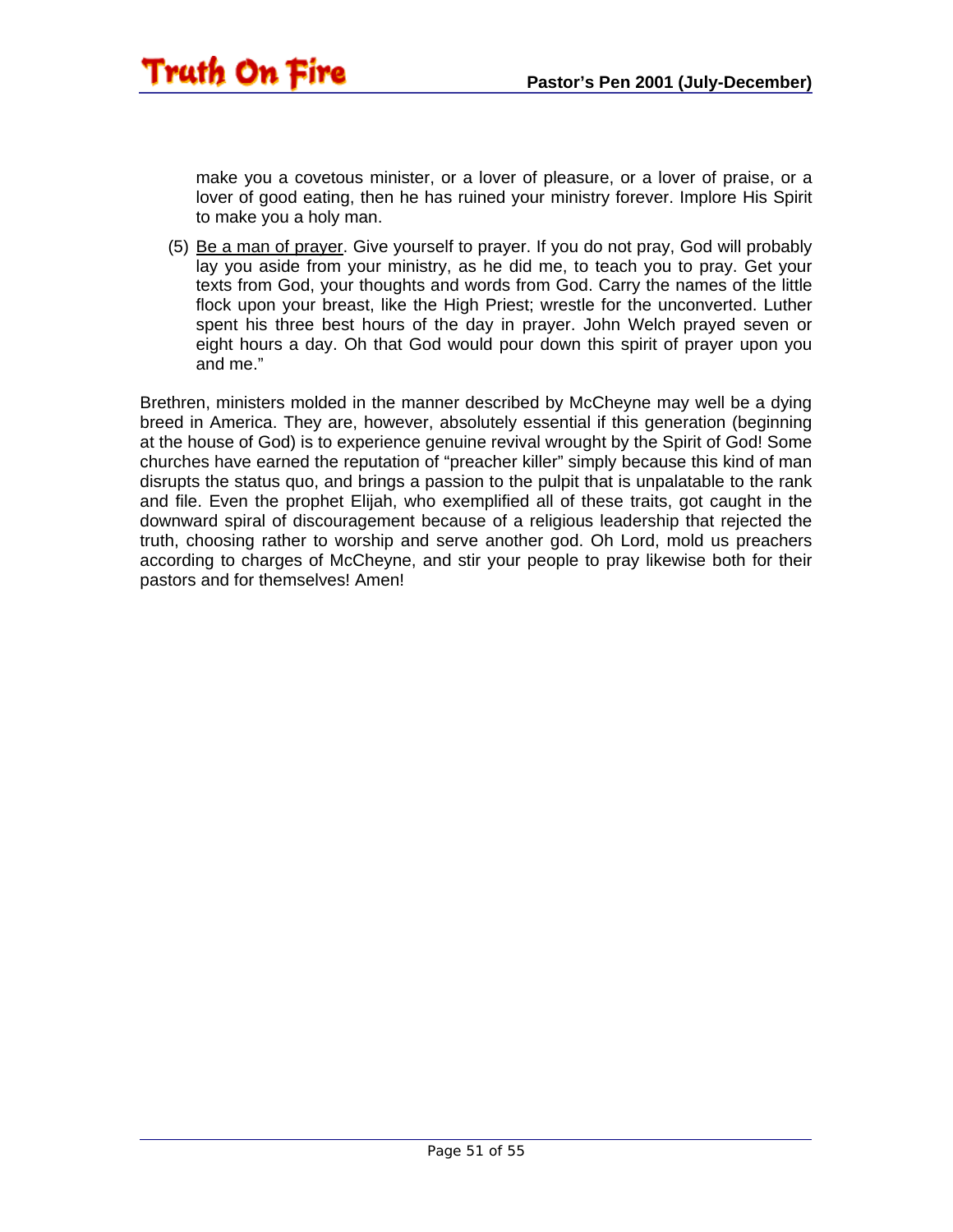make you a covetous minister, or a lover of pleasure, or a lover of praise, or a lover of good eating, then he has ruined your ministry forever. Implore His Spirit to make you a holy man.

(5) <u>Be a man of prayer</u>. Give yourself to prayer. If you do not pray, God will probably lay you aside from your ministry, as he did me, to teach you to pray. Get your texts from God, your thoughts and words from God. Carry the names of the little flock upon your breast, like the High Priest; wrestle for the unconverted. Luther spent his three best hours of the day in prayer. John Welch prayed seven or eight hours a day. Oh that God would pour down this spirit of prayer upon you and me."

Brethren, ministers molded in the manner described by McCheyne may well be a dying breed in America. They are, however, absolutely essential if this generation (beginning at the house of God) is to experience genuine revival wrought by the Spirit of God! Some churches have earned the reputation of "preacher killer" simply because this kind of man disrupts the status quo, and brings a passion to the pulpit that is unpalatable to the rank and file. Even the prophet Elijah, who exemplified all of these traits, got caught in the downward spiral of discouragement because of a religious leadership that rejected the truth, choosing rather to worship and serve another god. Oh Lord, mold us preachers according to charges of McCheyne, and stir your people to pray likewise both for their pastors and for themselves! Amen!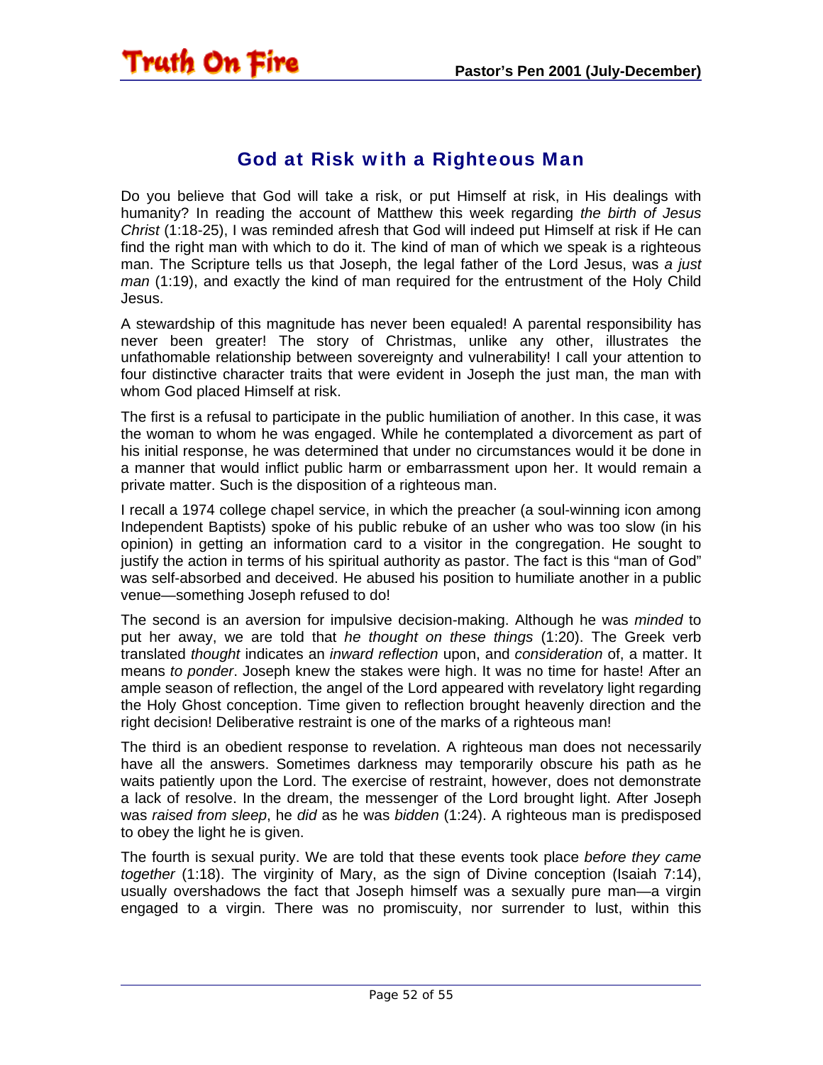## God at Risk with a Righteous Man

Do you believe that God will take a risk, or put Himself at risk, in His dealings with humanity? In reading the account of Matthew this week regarding *the birth of Jesus Christ* (1:18-25), I was reminded afresh that God will indeed put Himself at risk if He can find the right man with which to do it. The kind of man of which we speak is a righteous man. The Scripture tells us that Joseph, the legal father of the Lord Jesus, was *a just man* (1:19), and exactly the kind of man required for the entrustment of the Holy Child Jesus.

A stewardship of this magnitude has never been equaled! A parental responsibility has never been greater! The story of Christmas, unlike any other, illustrates the unfathomable relationship between sovereignty and vulnerability! I call your attention to four distinctive character traits that were evident in Joseph the just man, the man with whom God placed Himself at risk.

The first is a refusal to participate in the public humiliation of another. In this case, it was the woman to whom he was engaged. While he contemplated a divorcement as part of his initial response, he was determined that under no circumstances would it be done in a manner that would inflict public harm or embarrassment upon her. It would remain a private matter. Such is the disposition of a righteous man.

I recall a 1974 college chapel service, in which the preacher (a soul-winning icon among Independent Baptists) spoke of his public rebuke of an usher who was too slow (in his opinion) in getting an information card to a visitor in the congregation. He sought to justify the action in terms of his spiritual authority as pastor. The fact is this "man of God" was self-absorbed and deceived. He abused his position to humiliate another in a public venue—something Joseph refused to do!

The second is an aversion for impulsive decision-making. Although he was *minded* to put her away, we are told that *he thought on these things* (1:20). The Greek verb translated *thought* indicates an *inward reflection* upon, and *consideration* of, a matter. It means *to ponder*. Joseph knew the stakes were high. It was no time for haste! After an ample season of reflection, the angel of the Lord appeared with revelatory light regarding the Holy Ghost conception. Time given to reflection brought heavenly direction and the right decision! Deliberative restraint is one of the marks of a righteous man!

The third is an obedient response to revelation. A righteous man does not necessarily have all the answers. Sometimes darkness may temporarily obscure his path as he waits patiently upon the Lord. The exercise of restraint, however, does not demonstrate a lack of resolve. In the dream, the messenger of the Lord brought light. After Joseph was *raised from sleep*, he *did* as he was *bidden* (1:24). A righteous man is predisposed to obey the light he is given.

The fourth is sexual purity. We are told that these events took place *before they came together* (1:18). The virginity of Mary, as the sign of Divine conception (Isaiah 7:14), usually overshadows the fact that Joseph himself was a sexually pure man—a virgin engaged to a virgin. There was no promiscuity, nor surrender to lust, within this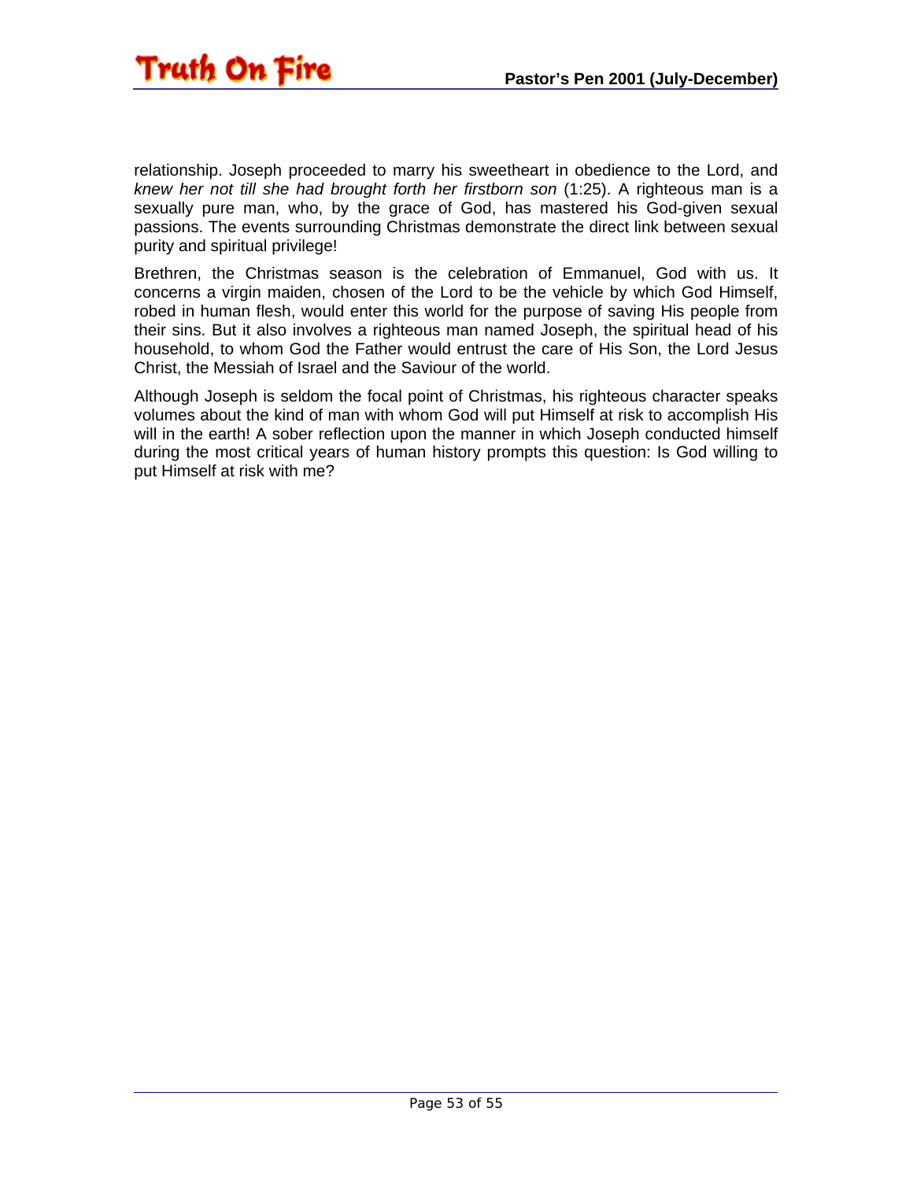relationship. Joseph proceeded to marry his sweetheart in obedience to the Lord, and *knew her not till she had brought forth her firstborn son* (1:25). A righteous man is a sexually pure man, who, by the grace of God, has mastered his God-given sexual passions. The events surrounding Christmas demonstrate the direct link between sexual purity and spiritual privilege!

Brethren, the Christmas season is the celebration of Emmanuel, God with us. It concerns a virgin maiden, chosen of the Lord to be the vehicle by which God Himself, robed in human flesh, would enter this world for the purpose of saving His people from their sins. But it also involves a righteous man named Joseph, the spiritual head of his household, to whom God the Father would entrust the care of His Son, the Lord Jesus Christ, the Messiah of Israel and the Saviour of the world.

Although Joseph is seldom the focal point of Christmas, his righteous character speaks volumes about the kind of man with whom God will put Himself at risk to accomplish His will in the earth! A sober reflection upon the manner in which Joseph conducted himself during the most critical years of human history prompts this question: Is God willing to put Himself at risk with me?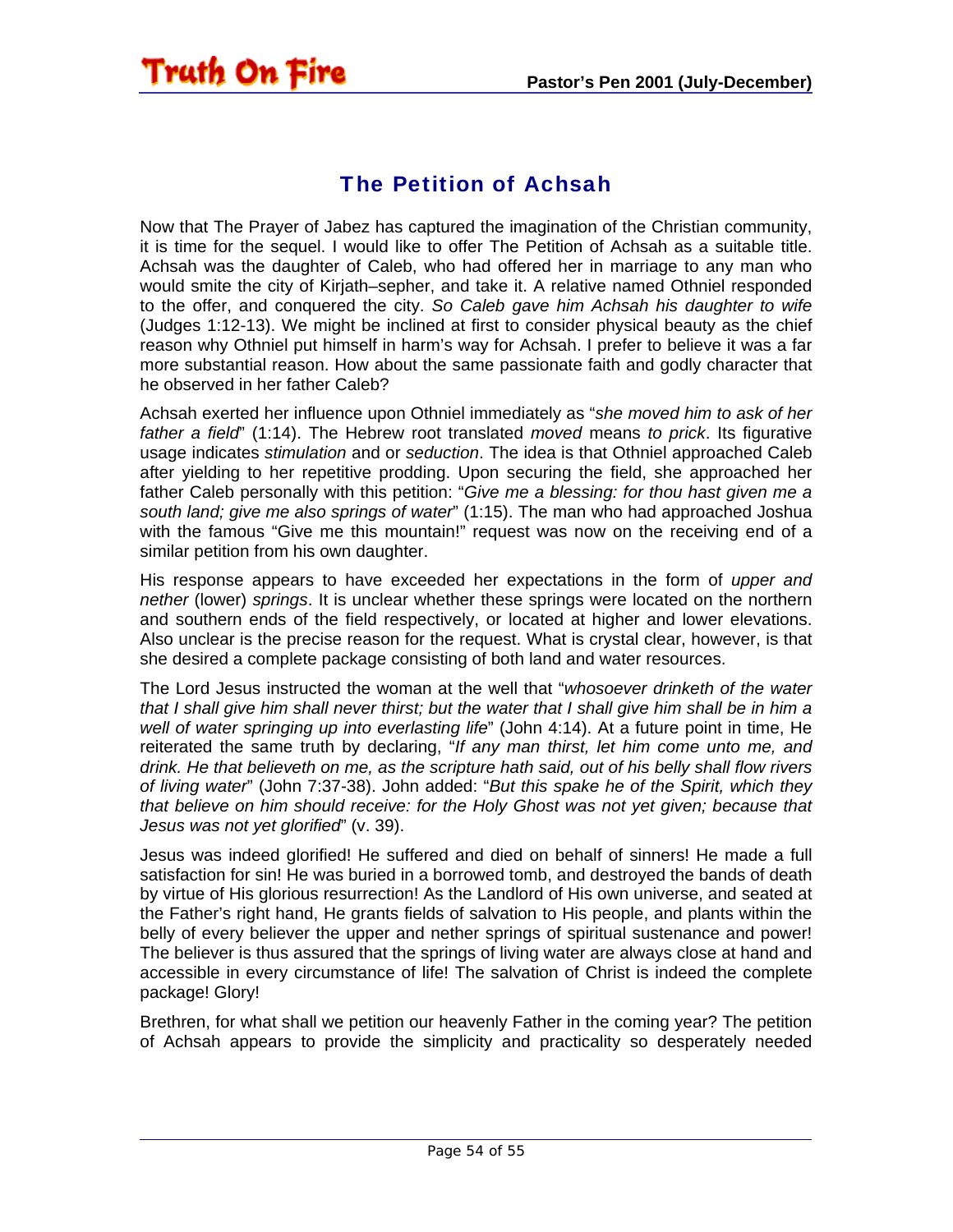## The Petition of Achsah

Now that The Prayer of Jabez has captured the imagination of the Christian community, it is time for the sequel. I would like to offer The Petition of Achsah as a suitable title. Achsah was the daughter of Caleb, who had offered her in marriage to any man who would smite the city of Kirjath–sepher, and take it. A relative named Othniel responded to the offer, and conquered the city. *So Caleb gave him Achsah his daughter to wife* (Judges 1:12-13). We might be inclined at first to consider physical beauty as the chief reason why Othniel put himself in harm's way for Achsah. I prefer to believe it was a far more substantial reason. How about the same passionate faith and godly character that he observed in her father Caleb?

Achsah exerted her influence upon Othniel immediately as "*she moved him to ask of her father a field*" (1:14). The Hebrew root translated *moved* means *to prick*. Its figurative usage indicates *stimulation* and or *seduction*. The idea is that Othniel approached Caleb after yielding to her repetitive prodding. Upon securing the field, she approached her father Caleb personally with this petition: "*Give me a blessing: for thou hast given me a south land; give me also springs of water*" (1:15). The man who had approached Joshua with the famous "Give me this mountain!" request was now on the receiving end of a similar petition from his own daughter.

His response appears to have exceeded her expectations in the form of *upper and nether* (lower) *springs*. It is unclear whether these springs were located on the northern and southern ends of the field respectively, or located at higher and lower elevations. Also unclear is the precise reason for the request. What is crystal clear, however, is that she desired a complete package consisting of both land and water resources.

The Lord Jesus instructed the woman at the well that "*whosoever drinketh of the water that I shall give him shall never thirst; but the water that I shall give him shall be in him a well of water springing up into everlasting life*" (John 4:14). At a future point in time, He reiterated the same truth by declaring, "*If any man thirst, let him come unto me, and drink. He that believeth on me, as the scripture hath said, out of his belly shall flow rivers of living water*" (John 7:37-38). John added: "*But this spake he of the Spirit, which they that believe on him should receive: for the Holy Ghost was not yet given; because that Jesus was not yet glorified*" (v. 39).

Jesus was indeed glorified! He suffered and died on behalf of sinners! He made a full satisfaction for sin! He was buried in a borrowed tomb, and destroyed the bands of death by virtue of His glorious resurrection! As the Landlord of His own universe, and seated at the Father's right hand, He grants fields of salvation to His people, and plants within the belly of every believer the upper and nether springs of spiritual sustenance and power! The believer is thus assured that the springs of living water are always close at hand and accessible in every circumstance of life! The salvation of Christ is indeed the complete package! Glory!

Brethren, for what shall we petition our heavenly Father in the coming year? The petition of Achsah appears to provide the simplicity and practicality so desperately needed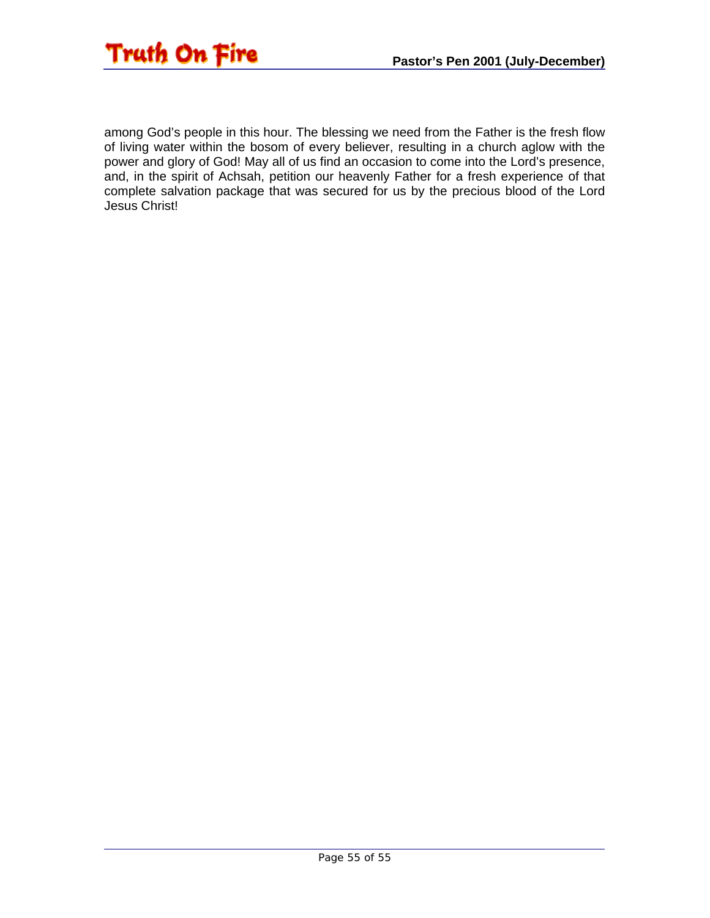among God's people in this hour. The blessing we need from the Father is the fresh flow of living water within the bosom of every believer, resulting in a church aglow with the power and glory of God! May all of us find an occasion to come into the Lord's presence, and, in the spirit of Achsah, petition our heavenly Father for a fresh experience of that complete salvation package that was secured for us by the precious blood of the Lord Jesus Christ!